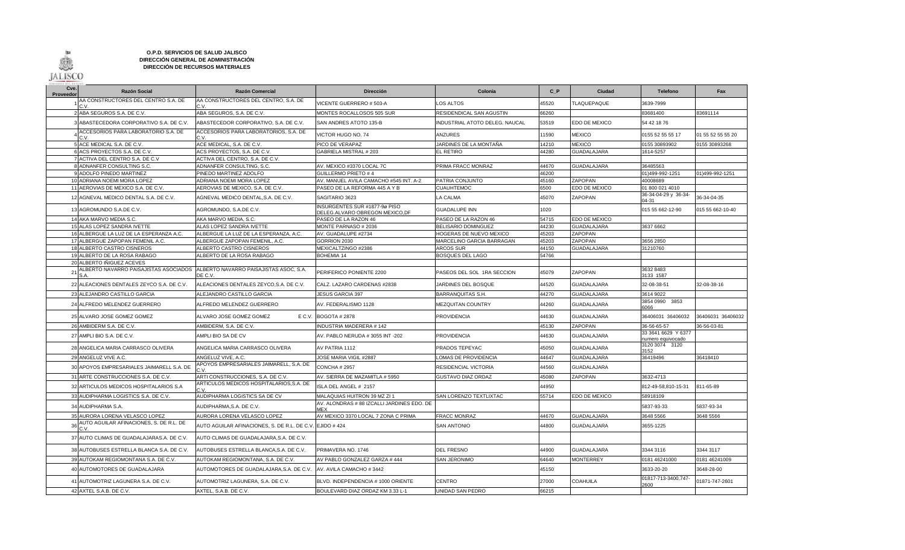**O.P.D. SERVICIOS DE SALUD JALISCO**
**DIRECCIÓN GENERAL DE ADMINISTRACIÓN**
**DIRECCIÓN DE RECURSOS MATERIALES**

| Cve. Proveedor | Razón Social | Razón Comercial | Dirección | Colonia | C_P | Ciudad | Telefono | Fax |
|---|---|---|---|---|---|---|---|---|
| 1 | AA CONSTRUCTORES DEL CENTRO S.A. DE C.V. | AA CONSTRUCTORES DEL CENTRO, S.A. DE C.V. | VICENTE GUERRERO # 503-A | LOS ALTOS | 45520 | TLAQUEPAQUE | 3639-7999 | |
| 2 | ABA SEGUROS S.A. DE C.V. | ABA SEGUROS, S.A. DE C.V. | MONTES ROCALLOSOS 505 SUR | RESIDENDICAL SAN AGUSTIN | 66260 | | 83681400 | 83691114 |
| 3 | ABASTECEDORA CORPORATIVO S.A. DE C.V. | ABASTECEDOR CORPORATIVO, S.A. DE C.V. | SAN ANDRES ATOTO 135-B | INDUSTRIAL ATOTO DELEG. NAUCAL | 53519 | EDO DE MEXICO | 54 42 18 76 | |
| 4 | ACCESORIOS PARA LABORATORIO S.A. DE C.V. | ACCESORIOS PARA LABORATORIOS, S.A. DE C.V. | VICTOR HUGO NO. 74 | ANZURES | 11590 | MEXICO | 0155 52 55 55 17 | 01 55 52 55 55 20 |
| 5 | ACE MEDICAL S.A. DE C.V. | ACE MEDICAL, S.A. DE C.V. | PICO DE VERAPAZ | JARDINES DE LA MONTAÑA | 14210 | MEXICO | 0155 30893902 | 0155 30893268 |
| 6 | ACS PROYECTOS S.A. DE C.V. | ACS PROYECTOS, S.A. DE C.V. | GABRIELA MISTRAL # 203 | EL RETIRO | 44280 | GUADALAJARA | 1614-5257 | |
| 7 | ACTIVA DEL CENTRO S.A. DE C.V | ACTIVA DEL CENTRO, S.A. DE C.V. | | | | | | |
| 8 | ADNANFER CONSULTING S.C. | ADNANFER CONSULTING, S.C. | AV. MEXICO #3370 LOCAL 7C | PRIMA FRACC MONRAZ | 44670 | GUADALAJARA | 36485563 | |
| 9 | ADOLFO PINEDO MARTINEZ | PINEDO MARTINEZ ADOLFO | GUILLERMO PRIETO # 4 | | 46200 | | 01)499-992-1251 | 01)499-992-1251 |
| 10 | ADRIANA NOEMI MORA LOPEZ | ADRIANA NOEMI MORA LOPEZ | AV. MANUEL AVILA CAMACHO #545 INT. A-2 | PATRIA CONJUNTO | 45160 | ZAPOPAN | 40008689 | |
| 11 | AEROVIAS DE MEXICO S.A. DE C.V. | AEROVIAS DE MEXICO, S.A. DE C.V. | PASEO DE LA REFORMA 445 A Y B | CUAUHTEMOC | 6500 | EDO DE MEXICO | 01 800 021 4010 | |
| 12 | AGNEVAL MEDICO DENTAL S.A. DE C.V. | AGNEVAL MEDICO DENTAL,S.A. DE C.V. | SAGITARIO 3623 | LA CALMA | 45070 | ZAPOPAN | 36-34-04-29 y 36-34-04-31 | 36-34-04-35 |
| 13 | AGROMUNDO S.A.DE C.V. | AGROMUNDO, S.A.DE C.V. | INSURGENTES SUR #1877-9ø PISO DELEG.ALVARO OBREGON MEXICO,DF | GUADALUPE INN | 1020 | | 015 55 662-12-90 | 015 55 662-10-40 |
| 14 | AKA MARVO MEDIA S.C. | AKA MARVO MEDIA, S.C. | PASEO DE LA RAZON 46 | PASEO DE LA RAZON 46 | 54715 | EDO DE MEXICO | | |
| 15 | ALAS LOPEZ SANDRA IVETTE | ALAS LOPEZ SANDRA IVETTE | MONTE PARNASO # 2036 | BELISARIO DOMINGUEZ | 44230 | GUADALAJARA | 3637 6662 | |
| 16 | ALBERGUE LA LUZ DE LA ESPERANZA A.C. | ALBERGUE LA LUZ DE LA ESPERANZA, A.C. | AV. GUADALUPE #2734 | HOGERAS DE NUEVO MEXICO | 45203 | ZAPOPAN | | |
| 17 | ALBERGUE ZAPOPAN FEMENIL A.C. | ALBERGUE ZAPOPAN FEMENIL, A.C. | GORRION 2030 | MARCELINO GARCIA BARRAGAN | 45203 | ZAPOPAN | 3656 2850 | |
| 18 | ALBERTO CASTRO CISNEROS | ALBERTO CASTRO CISNEROS | MEXICALTZINGO #2386 | ARCOS SUR | 44150 | GUADALAJARA | 31210760 | |
| 19 | ALBERTO DE LA ROSA RABAGO | ALBERTO DE LA ROSA RABAGO | BOHEMIA 14 | BOSQUES DEL LAGO | 54766 | | | |
| 20 | ALBERTO IÑIGUEZ ACEVES | | | | | | | |
| 21 | ALBERTO NAVARRO PAISAJISTAS ASOCIADOS S.A. | ALBERTO NAVARRO PAISAJISTAS ASOC, S.A. DE C.V. | PERIFERICO PONIENTE 2200 | PASEOS DEL SOL 1RA SECCION | 45079 | ZAPOPAN | 3632 8483 3133 1587 | |
| 22 | ALEACIONES DENTALES ZEYCO S.A. DE C.V. | ALEACIONES DENTALES ZEYCO,S.A. DE C.V. | CALZ. LAZARO CARDENAS #2838 | JARDINES DEL BOSQUE | 44520 | GUADALAJARA | 32-08-38-51 | 32-08-38-16 |
| 23 | ALEJANDRO CASTILLO GARCIA | ALEJANDRO CASTILLO GARCIA | JESUS GARCIA 397 | BARRANQUITAS S.H. | 44270 | GUADALAJARA | 3614 9022 | |
| 24 | ALFREDO MELENDEZ GUERRERO | ALFREDO MELENDEZ GUERRERO | AV. FEDERALISMO 1128 | MEZQUITAN COUNTRY | 44260 | GUADALAJARA | 3854 0990 3853 6066 | |
| 25 | ALVARO JOSE GOMEZ GOMEZ | ALVARO JOSE GOMEZ GOMEZ E C.V. | BOGOTA # 2878 | PROVIDENCIA | 44630 | GUADALAJARA | 36406031 36406032 | 36406031 36406032 |
| 26 | AMBIDERM S.A. DE C.V. | AMBIDERM, S.A. DE C.V. | INDUSTRIA MADERERA # 142 | | 45130 | ZAPOPAN | 36-56-65-57 | 36-56-03-81 |
| 27 | AMPLI BIO S.A. DE C.V. | AMPLI BIO SA DE CV | AV. PABLO NERUDA # 3055 INT -202 | PROVIDENCIA | 44630 | GUADALAJARA | 33 3641 6629 Y 6377 numero equivocado | |
| 28 | ANGELICA MARIA CARRASCO OLIVERA | ANGELICA MARIA CARRASCO OLIVERA | AV PATRIA 1112 | PRADOS TEPEYAC | 45050 | GUADALAJARA | 3120 3074 3120 3152 | |
| 29 | ANGELUZ VIVE A.C. | ANGELUZ VIVE, A.C. | JOSE MARIA VIGIL #2887 | LOMAS DE PROVIDENCIA | 44647 | GUADALAJARA | 36419496 | 36418410 |
| 30 | APOYOS EMPRESARIALES JAIMARELL S.A. DE | APOYOS EMPRESARIALES JAIMARELL, S.A. DE C.V. | CONCHA # 2957 | RESIDENCIAL VICTORIA | 44560 | GUADALAJARA | | |
| 31 | ARTE CONSTRUCCIONES S.A. DE C.V. | ARTI CONSTRUCCIONES, S.A. DE C.V. | AV. SIERRA DE MAZAMITLA # 5950 | GUSTAVO DIAZ ORDAZ | 45080 | ZAPOPAN | 3632-4713 | |
| 32 | ARTICULOS MEDICOS HOSPITALARIOS S.A | ARTICULOS MEDICOS HOSPITALARIOS,S.A. DE C.V. | ISLA DEL ANGEL # 2157 | | 44950 | | 812-49-58,810-15-31 | 811-65-89 |
| 33 | AUDIPHARMA LOGISTICS S.A. DE C.V. | AUDIPHARMA LOGISTICS SA DE CV | MALAQUIAS HUITRON 39 MZ ZI 1 | SAN LORENZO TEXTLIXTAC | 55714 | EDO DE MEXICO | 58918109 | |
| 34 | AUDIPHARMA S.A. | AUDIPHARMA,S.A. DE C.V. | AV. ALONDRAS # 88 IZCALLI JARDINES EDO. DE MEX | | | | 5837-93-33 | 5837-93-34 |
| 35 | AURORA LORENA VELASCO LOPEZ | AURORA LORENA VELASCO LOPEZ | AV MEXICO 3370 LOCAL 7 ZONA C PRIMA | FRACC MONRAZ | 44670 | GUADALAJARA | 3648 5566 | 3648 5566 |
| 36 | AUTO AGUILAR AFINACIONES, S. DE R.L. DE C.V. | AUTO AGUILAR AFINACIONES, S. DE R.L. DE C.V. | EJIDO # 424 | SAN ANTONIO | 44800 | GUADALAJARA | 3655-1225 | |
| 37 | AUTO CLIMAS DE GUADALAJARAS.A. DE C.V. | AUTO CLIMAS DE GUADALAJARA,S.A. DE C.V. | | | | | | |
| 38 | AUTOBUSES ESTRELLA BLANCA S.A. DE C.V. | AUTOBUSES ESTRELLA BLANCA,S.A. DE C.V. | PRIMAVERA NO. 1746 | DEL FRESNO | 44900 | GUADALAJARA | 3344 3116 | 3344 3117 |
| 39 | AUTOKAM REGIOMONTANA S.A. DE C.V. | AUTOKAM REGIOMONTANA, S.A. DE C.V. | AV PABLO GONZALEZ GARZA # 444 | SAN JERONIMO | 64640 | MONTERREY | 0181 46241000 | 0181 46241009 |
| 40 | AUTOMOTORES DE GUADALAJARA | AUTOMOTORES DE GUADALAJARA,S.A. DE C.V. | AV. AVILA CAMACHO # 3442 | | 45150 | | 3633-20-20 | 3648-28-00 |
| 41 | AUTOMOTRIZ LAGUNERA S.A. DE C.V. | AUTOMOTRIZ LAGUNERA, S.A. DE C.V. | BLVD. INDEPENDENCIA # 1000 ORIENTE | CENTRO | 27000 | COAHUILA | 01817-713-3400,747-2600 | 01871-747-2601 |
| 42 | AXTEL S.A.B. DE C.V. | AXTEL, S.A.B. DE C.V. | BOULEVARD DIAZ ORDAZ KM 3.33 L-1 | UNIDAD SAN PEDRO | 66215 | | | |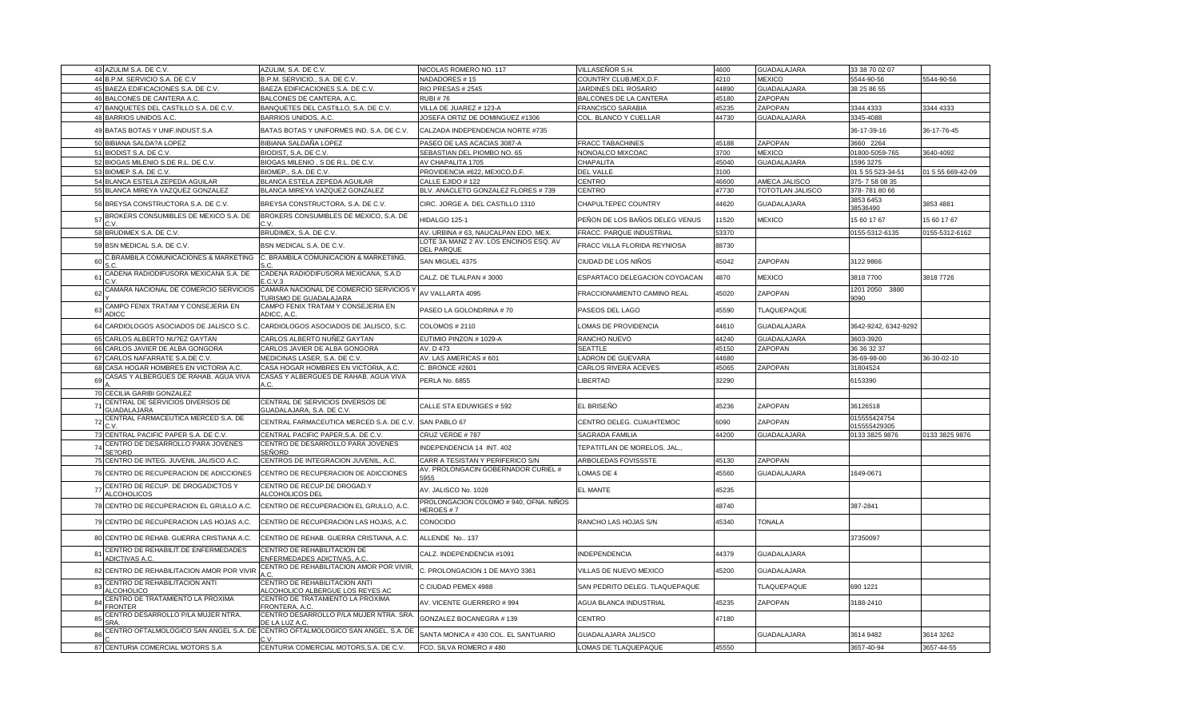| | | | | | | | | |
|---|---|---|---|---|---|---|---|---|
| 43 | AZULIM S.A. DE C.V. | AZULIM, S.A. DE C.V. | NICOLAS ROMERO NO. 117 | VILLASEÑOR S.H. | 4600 | GUADALAJARA | 33 38 70 02 07 | |
| 44 | B.P.M. SERVICIO S.A. DE C.V | B.P.M. SERVICIO., S.A. DE C.V. | NADADORES # 15 | COUNTRY CLUB,MEX.D.F. | 4210 | MEXICO | 5544-90-56 | 5544-90-56 |
| 45 | BAEZA EDIFICACIONES S.A. DE C.V. | BAEZA EDIFICACIONES, S.A. DE C.V. | RIO PRESAS # 2545 | JARDINES DEL ROSARIO | 44890 | GUADALAJARA | 38 25 86 55 | |
| 46 | BALCONES DE CANTERA A.C. | BALCONES DE CANTERA, A.C. | RUBI # 76 | BALCONES DE LA CANTERA | 45180 | ZAPOPAN | | |
| 47 | BANQUETES DEL CASTILLO S.A. DE C.V. | BANQUETES DEL CASTILLO, S.A. DE C.V. | VILLA DE JUAREZ # 123-A | FRANCISCO SARABIA | 45235 | ZAPOPAN | 3344 4333 | 3344 4333 |
| 48 | BARRIOS UNIDOS A.C. | BARRIOS UNIDOS, A.C. | JOSEFA ORTIZ DE DOMINGUEZ #1306 | COL. BLANCO Y CUELLAR | 44730 | GUADALAJARA | 3345-4088 | |
| 49 | BATAS BOTAS Y UNIF.INDUST.S.A | BATAS BOTAS Y UNIFORMES IND. S.A. DE C.V. | CALZADA INDEPENDENCIA NORTE #735 | | | | 36-17-39-16 | 36-17-76-45 |
| 50 | BIBIANA SALDA?A LOPEZ | BIBIANA SALDAÑA LOPEZ | PASEO DE LAS ACACIAS 3087-A | FRACC TABACHINES | 45188 | ZAPOPAN | 3660 2264 | |
| 51 | BIODIST S.A. DE C.V. | BIODIST, S.A. DE C.V. | SEBASTIAN DEL PIOMBO NO. 65 | NONOALCO MIXCOAC | 3700 | MEXICO | 01800-5059-765 | 3640-4092 |
| 52 | BIOGAS MILENIO S.DE R.L. DE C.V. | BIOGAS MILENIO , S DE R.L. DE C.V. | AV CHAPALITA 1705 | CHAPALITA | 45040 | GUADALAJARA | 1596 3275 | |
| 53 | BIOMEP S.A. DE C.V. | BIOMEP., S.A. DE C.V. | PROVIDENCIA #622, MEXICO,D.F. | DEL VALLE | 3100 | | 01 5 55 523-34-51 | 01 5 55 669-42-09 |
| 54 | BLANCA ESTELA ZEPEDA AGUILAR | BLANCA ESTELA ZEPEDA AGUILAR | CALLE EJIDO # 122 | CENTRO | 46600 | AMECA JALISCO | 375- 7 58 08 35 | |
| 55 | BLANCA MIREYA VAZQUEZ GONZALEZ | BLANCA MIREYA VAZQUEZ GONZALEZ | BLV. ANACLETO GONZALEZ FLORES # 739 | CENTRO | 47730 | TOTOTLAN JALISCO | 378- 781 80 66 | |
| 56 | BREYSA CONSTRUCTORA S.A. DE C.V. | BREYSA CONSTRUCTORA, S.A. DE C.V. | CIRC. JORGE A. DEL CASTILLO 1310 | CHAPULTEPEC COUNTRY | 44620 | GUADALAJARA | 3853 6453 38536490 | 3853 4881 |
| 57 | BROKERS CONSUMIBLES DE MEXICO S.A. DE C.V. | BROKERS CONSUMIBLES DE MEXICO, S.A. DE C.V. | HIDALGO 125-1 | PEÑON DE LOS BAÑOS DELEG VENUS | 11520 | MEXICO | 15 60 17 67 | 15 60 17 67 |
| 58 | BRUDIMEX S.A. DE C.V. | BRUDIMEX, S.A. DE C.V. | AV. URBINA # 63, NAUCALPAN EDO. MEX. | FRACC. PARQUE INDUSTRIAL | 53370 | | 0155-5312-6135 | 0155-5312-6162 |
| 59 | BSN MEDICAL S.A. DE C.V. | BSN MEDICAL S.A. DE C.V. | LOTE 3A MANZ 2 AV. LOS ENCINOS ESQ. AV DEL PARQUE | FRACC VILLA FLORIDA REYNIOSA | 88730 | | | |
| 60 | C.BRAMBILA COMUNICACIONES & MARKETING S.C. | C. BRAMBILA COMUNICACION & MARKETIING, S.C. | SAN MIGUEL 4375 | CIUDAD DE LOS NIÑOS | 45042 | ZAPOPAN | 3122 9866 | |
| 61 | CADENA RADIODIFUSORA MEXICANA S.A. DE C.V. | CADENA RADIODIFUSORA MEXICANA, S.A.D E.C.V.3 | CALZ. DE TLALPAN # 3000 | ESPARTACO DELEGACION COYOACAN | 4870 | MEXICO | 3818 7700 | 3818 7726 |
| 62 | CAMARA NACIONAL DE COMERCIO SERVICIOS Y | CAMARA NACIONAL DE COMERCIO SERVICIOS Y TURISMO DE GUADALAJARA | AV VALLARTA 4095 | FRACCIONAMIENTO CAMINO REAL | 45020 | ZAPOPAN | 1201 2050 3880 9090 | |
| 63 | CAMPO FENIX TRATAM Y CONSEJERIA EN ADICC | CAMPO FENIX TRATAM Y CONSEJERIA EN ADICC, A.C. | PASEO LA GOLONDRINA # 70 | PASEOS DEL LAGO | 45590 | TLAQUEPAQUE | | |
| 64 | CARDIOLOGOS ASOCIADOS DE JALISCO S.C. | CARDIOLOGOS ASOCIADOS DE JALISCO, S.C. | COLOMOS # 2110 | LOMAS DE PROVIDENCIA | 44610 | GUADALAJARA | 3642-9242, 6342-9292 | |
| 65 | CARLOS ALBERTO NU?EZ GAYTAN | CARLOS ALBERTO NUÑEZ GAYTAN | EUTIMIO PINZON # 1029-A | RANCHO NUEVO | 44240 | GUADALAJARA | 3603-3920 | |
| 66 | CARLOS JAVIER DE ALBA GONGORA | CARLOS JAVIER DE ALBA GONGORA | AV. D 473 | SEATTLE | 45150 | ZAPOPAN | 36 36 32 37 | |
| 67 | CARLOS NAFARRATE S.A.DE C.V. | MEDICINAS LASER, S.A. DE C.V. | AV. LAS AMERICAS # 601 | LADRON DE GUEVARA | 44680 | | 36-69-98-00 | 36-30-02-10 |
| 68 | CASA HOGAR HOMBRES EN VICTORIA A.C. | CASA HOGAR HOMBRES EN VICTORIA, A.C. | C. BRONCE #2601 | CARLOS RIVERA ACEVES | 45065 | ZAPOPAN | 31804524 | |
| 69 | CASAS Y ALBERGUES DE RAHAB. AGUA VIVA A. | CASAS Y ALBERGUES DE RAHAB. AGUA VIVA A.C. | PERLA No. 6855 | LIBERTAD | 32290 | | 6153390 | |
| 70 | CECILIA GARIBI GONZALEZ | | | | | | | |
| 71 | CENTRAL DE SERVICIOS DIVERSOS DE GUADALAJARA | CENTRAL DE SERVICIOS DIVERSOS DE GUADALAJARA, S.A. DE C.V. | CALLE STA EDUWIGES # 592 | EL BRISEÑO | 45236 | ZAPOPAN | 36126518 | |
| 72 | CENTRAL FARMACEUTICA MERCED S.A. DE C.V. | CENTRAL FARMACEUTICA MERCED S.A. DE C.V. | SAN PABLO 67 | CENTRO DELEG. CUAUHTEMOC | 6090 | ZAPOPAN | 015555424754 015555429305 | |
| 73 | CENTRAL PACIFIC PAPER S.A. DE C.V. | CENTRAL PACIFIC PAPER,S.A. DE C.V. | CRUZ VERDE # 787 | SAGRADA FAMILIA | 44200 | GUADALAJARA | 0133 3825 9876 | 0133 3825 9876 |
| 74 | CENTRO DE DESARROLLO PARA JOVENES SE?ORD | CENTRO DE DESARROLLO PARA JOVENES SEÑORD | INDEPENDENCIA 14 INT. 402 | TEPATITLAN DE MORELOS, JAL., | | | | |
| 75 | CENTRO DE INTEG. JUVENIL JALISCO A.C. | CENTROS DE INTEGRACION JUVENIL, A.C. | CARR A TESISTAN Y PERIFERICO S/N | ARBOLEDAS FOVISSSTE | 45130 | ZAPOPAN | | |
| 76 | CENTRO DE RECUPERACION DE ADICCIONES | CENTRO DE RECUPERACION DE ADICCIONES | AV. PROLONGACIN GOBERNADOR CURIEL # 5955 | LOMAS DE 4 | 45560 | GUADALAJARA | 1649-0671 | |
| 77 | CENTRO DE RECUP. DE DROGADICTOS Y ALCOHOLICOS | CENTRO DE RECUP.DE DROGAD.Y ALCOHOLICOS DEL | AV. JALISCO No. 1028 | EL MANTE | 45235 | | | |
| 78 | CENTRO DE RECUPERACION EL GRULLO A.C. | CENTRO DE RECUPERACION EL GRULLO, A.C. | PROLONGACION COLOMO # 940, OFNA. NIÑOS HEROES # 7 | | 48740 | | 387-2841 | |
| 79 | CENTRO DE RECUPERACION LAS HOJAS A.C. | CENTRO DE RECUPERACION LAS HOJAS, A.C. | CONOCIDO | RANCHO LAS HOJAS S/N | 45340 | TONALA | | |
| 80 | CENTRO DE REHAB. GUERRA CRISTIANA A.C. | CENTRO DE REHAB. GUERRA CRISTIANA, A.C. | ALLENDE No.. 137 | | | | 37350097 | |
| 81 | CENTRO DE REHABILIT.DE ENFERMEDADES ADICTIVAS A.C. | CENTRO DE REHABILITACION DE ENFERMEDADES ADICTIVAS, A.C. | CALZ. INDEPENDENCIA #1091 | INDEPENDENCIA | 44379 | GUADALAJARA | | |
| 82 | CENTRO DE REHABILITACION AMOR POR VIVIR | CENTRO DE REHABILITACION AMOR POR VIVIR, A.C. | C. PROLONGACION 1 DE MAYO 3361 | VILLAS DE NUEVO MEXICO | 45200 | GUADALAJARA | | |
| 83 | CENTRO DE REHABILITACION ANTI ALCOHOLICO | CENTRO DE REHABILITACION ANTI ALCOHOLICO ALBERGUE LOS REYES AC | C CIUDAD PEMEX 4988 | SAN PEDRITO DELEG. TLAQUEPAQUE | | TLAQUEPAQUE | 690 1221 | |
| 84 | CENTRO DE TRATAMIENTO LA PROXIMA FRONTER | CENTRO DE TRATAMIENTO LA PROXIMA FRONTERA, A.C. | AV. VICENTE GUERRERO # 994 | AGUA BLANCA INDUSTRIAL | 45235 | ZAPOPAN | 3188-2410 | |
| 85 | CENTRO DESARROLLO P/LA MUJER NTRA. SRA. | CENTRO DESARROLLO P/LA MUJER NTRA. SRA. DE LA LUZ A.C. | GONZALEZ BOCANEGRA # 139 | CENTRO | 47180 | | | |
| 86 | CENTRO OFTALMOLOGICO SAN ANGEL S.A. DE C | CENTRO OFTALMOLOGICO SAN ANGEL, S.A. DE C.V. | SANTA MONICA # 430 COL. EL SANTUARIO | GUADALAJARA JALISCO | | GUADALAJARA | 3614 9482 | 3614 3262 |
| 87 | CENTURIA COMERCIAL MOTORS S.A | CENTURIA COMERCIAL MOTORS,S.A. DE C.V. | FCO. SILVA ROMERO # 480 | LOMAS DE TLAQUEPAQUE | 45550 | | 3657-40-94 | 3657-44-55 |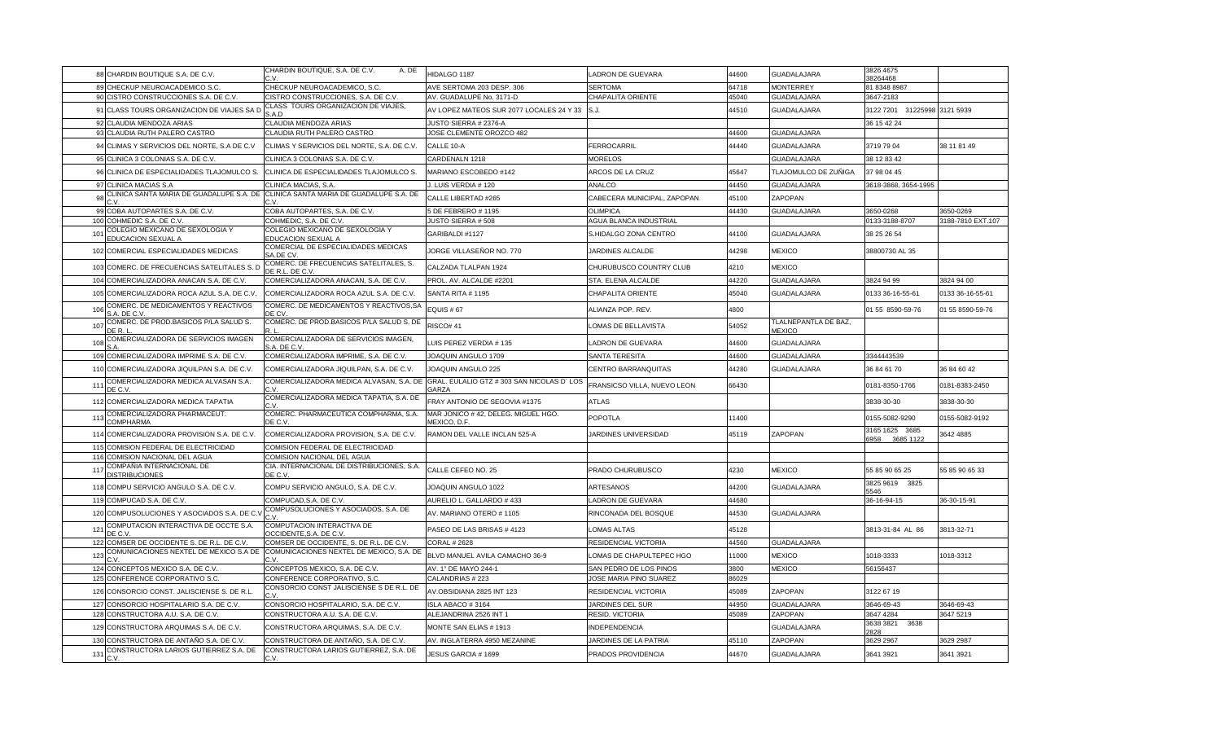| | | | | | | | | |
|---|---|---|---|---|---|---|---|---|
| 88 | CHARDIN BOUTIQUE S.A. DE C.V. | CHARDIN BOUTIQUE, S.A. DE C.V. A. DE C.V. | HIDALGO 1187 | LADRON DE GUEVARA | 44600 | GUADALAJARA | 3826 4675 38264468 | |
| 89 | CHECKUP NEUROACADEMICO S.C. | CHECKUP NEUROACADEMICO, S.C. | AVE SERTOMA 203 DESP. 306 | SERTOMA | 64718 | MONTERREY | 81 8348 8987 | |
| 90 | CISTRO CONSTRUCCIONES S.A. DE C.V. | CISTRO CONSTRUCCIONES, S.A. DE C.V. | AV. GUADALUPE No. 3171-D | CHAPALITA ORIENTE | 45040 | GUADALAJARA | 3647-2183 | |
| 91 | CLASS TOURS ORGANIZACION DE VIAJES SA D | CLASS TOURS ORGANIZACION DE VIAJES, S.A.D | AV LOPEZ MATEOS SUR 2077 LOCALES 24 Y 33 | S.J. | 44510 | GUADALAJARA | 3122 7201 31225998 3121 5939 | |
| 92 | CLAUDIA MENDOZA ARIAS | CLAUDIA MENDOZA ARIAS | JUSTO SIERRA # 2376-A | | | | 36 15 42 24 | |
| 93 | CLAUDIA RUTH PALERO CASTRO | CLAUDIA RUTH PALERO CASTRO | JOSE CLEMENTE OROZCO 482 | | 44600 | GUADALAJARA | | |
| 94 | CLIMAS Y SERVICIOS DEL NORTE, S.A DE C.V | CLIMAS Y SERVICIOS DEL NORTE, S.A. DE C.V. | CALLE 10-A | FERROCARRIL | 44440 | GUADALAJARA | 3719 79 04 | 38 11 81 49 |
| 95 | CLINICA 3 COLONIAS S.A. DE C.V. | CLINICA 3 COLONIAS S.A. DE C.V. | CARDENALN 1218 | MORELOS | | GUADALAJARA | 38 12 83 42 | |
| 96 | CLINICA DE ESPECIALIDADES TLAJOMULCO S. | CLINICA DE ESPECIALIDADES TLAJOMULCO S. | MARIANO ESCOBEDO #142 | ARCOS DE LA CRUZ | 45647 | TLAJOMULCO DE ZUÑIGA | 37 98 04 45 | |
| 97 | CLINICA MACIAS S.A | CLINICA MACIAS, S.A. | J. LUIS VERDIA # 120 | ANALCO | 44450 | GUADALAJARA | 3618-3868, 3654-1995 | |
| 98 | CLINICA SANTA MARIA DE GUADALUPE S.A. DE C.V. | CLINICA SANTA MARIA DE GUADALUPE S.A. DE C.V. | CALLE LIBERTAD #265 | CABECERA MUNICIPAL, ZAPOPAN | 45100 | ZAPOPAN | | |
| 99 | COBA AUTOPARTES S.A. DE C.V. | COBA AUTOPARTES, S.A. DE C.V. | 5 DE FEBRERO # 1195 | OLIMPICA | 44430 | GUADALAJARA | 3650-0268 | 3650-0269 |
| 100 | COHMEDIC S.A. DE C.V. | COHMEDIC, S.A. DE C.V. | JUSTO SIERRA # 508 | AGUA BLANCA INDUSTRIAL | | | 0133-3188-8707 | 3188-7810 EXT.107 |
| 101 | COLEGIO MEXICANO DE SEXOLOGIA Y EDUCACION SEXUAL A | COLEGIO MEXICANO DE SEXOLOGIA Y EDUCACION SEXUAL A | GARIBALDI #1127 | S.HIDALGO ZONA CENTRO | 44100 | GUADALAJARA | 38 25 26 54 | |
| 102 | COMERCIAL ESPECIALIDADES MEDICAS | COMERCIAL DE ESPECIALIDADES MEDICAS SA.DE CV. | JORGE VILLASEÑOR NO. 770 | JARDINES ALCALDE | 44298 | MEXICO | 38800730 AL 35 | |
| 103 | COMERC. DE FRECUENCIAS SATELITALES S. D | COMERC. DE FRECUENCIAS SATELITALES, S. DE R.L. DE C.V. | CALZADA TLALPAN 1924 | CHURUBUSCO COUNTRY CLUB | 4210 | MEXICO | | |
| 104 | COMERCIALIZADORA ANACAN S.A. DE C.V. | COMERCIALIZADORA ANACAN, S.A. DE C.V. | PROL. AV. ALCALDE #2201 | STA. ELENA ALCALDE | 44220 | GUADALAJARA | 3824 94 99 | 3824 94 00 |
| 105 | COMERCIALIZADORA ROCA AZUL S.A. DE C.V. | COMERCIALIZADORA ROCA AZUL S.A. DE C.V. | SANTA RITA # 1195 | CHAPALITA ORIENTE | 45040 | GUADALAJARA | 0133 36-16-55-61 | 0133 36-16-55-61 |
| 106 | COMERC. DE MEDICAMENTOS Y REACTIVOS S.A. DE C.V. | COMERC. DE MEDICAMENTOS Y REACTIVOS,SA DE CV. | EQUIS # 67 | ALIANZA POP. REV. | 4800 | | 01 55 8590-59-76 | 01 55 8590-59-76 |
| 107 | COMERC. DE PROD.BASICOS P/LA SALUD S. DE R. L. | COMERC. DE PROD.BASICOS P/LA SALUD S. DE R. L. | RISCO# 41 | LOMAS DE BELLAVISTA | 54052 | TLALNEPANTLA DE BAZ, MEXICO | | |
| 108 | COMERCIALIZADORA DE SERVICIOS IMAGEN S.A. | COMERCIALIZADORA DE SERVICIOS IMAGEN, S.A. DE C.V. | LUIS PEREZ VERDIA # 135 | LADRON DE GUEVARA | 44600 | GUADALAJARA | | |
| 109 | COMERCIALIZADORA IMPRIME S.A. DE C.V. | COMERCIALIZADORA IMPRIME, S.A. DE C.V. | JOAQUIN ANGULO 1709 | SANTA TERESITA | 44600 | GUADALAJARA | 3344443539 | |
| 110 | COMERCIALIZADORA JIQUILPAN S.A. DE C.V. | COMERCIALIZADORA JIQUILPAN, S.A. DE C.V. | JOAQUIN ANGULO 225 | CENTRO BARRANQUITAS | 44280 | GUADALAJARA | 36 84 61 70 | 36 84 60 42 |
| 111 | COMERCIALIZADORA MEDICA ALVASAN S.A. DE C.V. | COMERCIALIZADORA MEDICA ALVASAN, S.A. DE C.V. | GRAL. EULALIO GTZ # 303 SAN NICOLAS D' LOS GARZA | FRANSICSO VILLA, NUEVO LEON | 66430 | | 0181-8350-1766 | 0181-8383-2450 |
| 112 | COMERCIALIZADORA MEDICA TAPATIA | COMERCIALIZADORA MEDICA TAPATIA, S.A. DE C.V. | FRAY ANTONIO DE SEGOVIA #1375 | ATLAS | | | 3838-30-30 | 3838-30-30 |
| 113 | COMERCIALIZADORA PHARMACEUT. COMPHARMA | COMERC. PHARMACEUTICA COMPHARMA, S.A. DE C.V. | MAR JONICO # 42, DELEG. MIGUEL HGO. MEXICO, D.F. | POPOTLA | 11400 | | 0155-5082-9290 | 0155-5082-9192 |
| 114 | COMERCIALIZADORA PROVISION S.A. DE C.V. | COMERCIALIZADORA PROVISION, S.A. DE C.V. | RAMON DEL VALLE INCLAN 525-A | JARDINES UNIVERSIDAD | 45119 | ZAPOPAN | 3165 1625 3685 6958 3685 1122 | 3642 4885 |
| 115 | COMISION FEDERAL DE ELECTRICIDAD | COMISION FEDERAL DE ELECTRICIDAD | | | | | | |
| 116 | COMISION NACIONAL DEL AGUA | COMISION NACIONAL DEL AGUA | | | | | | |
| 117 | COMPAÑIA INTERNACIONAL DE DISTRIBUCIONES | CIA. INTERNACIONAL DE DISTRIBUCIONES, S.A. DE C.V. | CALLE CEFEO NO. 25 | PRADO CHURUBUSCO | 4230 | MEXICO | 55 85 90 65 25 | 55 85 90 65 33 |
| 118 | COMPU SERVICIO ANGULO S.A. DE C.V. | COMPU SERVICIO ANGULO, S.A. DE C.V. | JOAQUIN ANGULO 1022 | ARTESANOS | 44200 | GUADALAJARA | 3825 9619 3825 5546 | |
| 119 | COMPUCAD S.A. DE C.V. | COMPUCAD,S.A. DE C.V. | AURELIO L. GALLARDO # 433 | LADRON DE GUEVARA | 44680 | | 36-16-94-15 | 36-30-15-91 |
| 120 | COMPUSOLUCIONES Y ASOCIADOS S.A. DE C.V | COMPUSOLUCIONES Y ASOCIADOS, S.A. DE C.V. | AV. MARIANO OTERO # 1105 | RINCONADA DEL BOSQUE | 44530 | GUADALAJARA | | |
| 121 | COMPUTACION INTERACTIVA DE OCCTE S.A. DE C.V. | COMPUTACION INTERACTIVA DE OCCIDENTE,S.A. DE C.V. | PASEO DE LAS BRISAS # 4123 | LOMAS ALTAS | 45128 | | 3813-31-84 AL 86 | 3813-32-71 |
| 122 | COMSER DE OCCIDENTE S. DE R.L. DE C.V. | COMSER DE OCCIDENTE, S. DE R.L. DE C.V. | CORAL # 2628 | RESIDENCIAL VICTORIA | 44560 | GUADALAJARA | | |
| 123 | COMUNICACIONES NEXTEL DE MEXICO S.A DE C.V. | COMUNICACIONES NEXTEL DE MEXICO, S.A. DE C.V. | BLVD MANUEL AVILA CAMACHO 36-9 | LOMAS DE CHAPULTEPEC HGO | 11000 | MEXICO | 1018-3333 | 1018-3312 |
| 124 | CONCEPTOS MEXICO S.A. DE C.V. | CONCEPTOS MEXICO, S.A. DE C.V. | AV. 1° DE MAYO 244-1 | SAN PEDRO DE LOS PINOS | 3800 | MEXICO | 56156437 | |
| 125 | CONFERENCE CORPORATIVO S.C. | CONFERENCE CORPORATIVO, S.C. | CALANDRIAS # 223 | JOSE MARIA PINO SUAREZ | 86029 | | | |
| 126 | CONSORCIO CONST. JALISCIENSE S. DE R.L. | CONSORCIO CONST JALISCIENSE S DE R.L. DE C.V. | AV.OBSIDIANA 2825 INT 123 | RESIDENCIAL VICTORIA | 45089 | ZAPOPAN | 3122 67 19 | |
| 127 | CONSORCIO HOSPITALARIO S.A. DE C.V. | CONSORCIO HOSPITALARIO, S.A. DE C.V. | ISLA ABACO # 3164 | JARDINES DEL SUR | 44950 | GUADALAJARA | 3646-69-43 | 3646-69-43 |
| 128 | CONSTRUCTORA A.U. S.A. DE C.V. | CONSTRUCTORA A.U. S.A. DE C.V. | ALEJANDRINA 2526 INT 1 | RESID. VICTORIA | 45089 | ZAPOPAN | 3647 4284 | 3647 5219 |
| 129 | CONSTRUCTORA ARQUIMAS S.A. DE C.V. | CONSTRUCTORA ARQUIMAS, S.A. DE C.V. | MONTE SAN ELIAS # 1913 | INDEPENDENCIA | | GUADALAJARA | 3638 3821 3638 2828 | |
| 130 | CONSTRUCTORA DE ANTAÑO S.A. DE C.V. | CONSTRUCTORA DE ANTAÑO, S.A. DE C.V. | AV. INGLATERRA 4950 MEZANINE | JARDINES DE LA PATRIA | 45110 | ZAPOPAN | 3629 2967 | 3629 2987 |
| 131 | CONSTRUCTORA LARIOS GUTIERREZ S.A. DE C.V. | CONSTRUCTORA LARIOS GUTIERREZ, S.A. DE C.V. | JESUS GARCIA # 1699 | PRADOS PROVIDENCIA | 44670 | GUADALAJARA | 3641 3921 | 3641 3921 |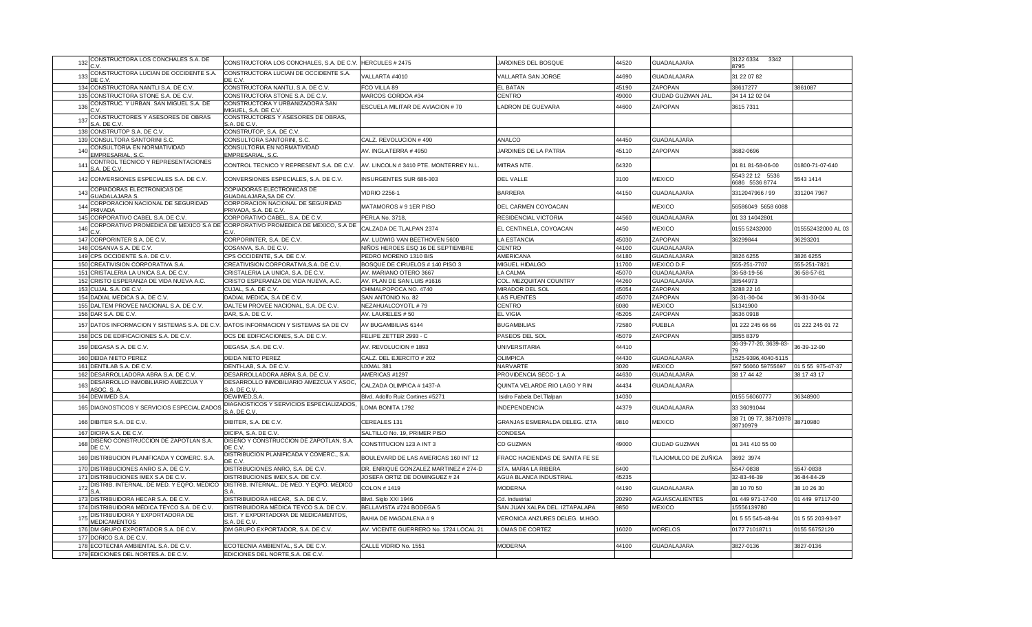| | | | | | | | | |
|---|---|---|---|---|---|---|---|---|
| 132 | CONSTRUCTORA LOS CONCHALES S.A. DE C.V. | CONSTRUCTORA LOS CONCHALES, S.A. DE C.V. | HERCULES # 2475 | JARDINES DEL BOSQUE | 44520 | GUADALAJARA | 3122 6334 3342 8795 | |
| 133 | CONSTRUCTORA LUCIAN DE OCCIDENTE S.A. DE C.V. | CONSTRUCTORA LUCIAN DE OCCIDENTE S.A. DE C.V. | VALLARTA #4010 | VALLARTA SAN JORGE | 44690 | GUADALAJARA | 31 22 07 82 | |
| 134 | CONSTRUCTORA NANTLI S.A. DE C.V. | CONSTRUCTORA NANTLI, S.A. DE C.V. | FCO VILLA 89 | EL BATAN | 45190 | ZAPOPAN | 38617277 | 3861087 |
| 135 | CONSTRUCTORA STONE S.A. DE C.V. | CONSTRUCTORA STONE S.A. DE C.V. | MARCOS GORDOA #34 | CENTRO | 49000 | CIUDAD GUZMAN JAL. | 34 14 12 02 04 | |
| 136 | CONSTRUC. Y URBAN. SAN MIGUEL S.A. DE C.V. | CONSTRUCTORA Y URBANIZADORA SAN MIGUEL, S.A. DE C.V. | ESCUELA MILITAR DE AVIACION # 70 | LADRON DE GUEVARA | 44600 | ZAPOPAN | 3615 7311 | |
| 137 | CONSTRUCTORES Y ASESORES DE OBRAS S.A. DE C.V. | CONSTRUCTORES Y ASESORES DE OBRAS, S.A. DE C.V. | | | | | | |
| 138 | CONSTRUTOP S.A. DE C.V. | CONSTRUTOP, S.A. DE C.V. | | | | | | |
| 139 | CONSULTORA SANTORINI S.C. | CONSULTORA SANTORINI, S.C. | CALZ. REVOLUCION # 490 | ANALCO | 44450 | GUADALAJARA | | |
| 140 | CONSULTORIA EN NORMATIVIDAD EMPRESARIAL, S.C. | CONSULTORIA EN NORMATIVIDAD EMPRESARIAL, S.C. | AV. INGLATERRA # 4950 | JARDINES DE LA PATRIA | 45110 | ZAPOPAN | 3682-0696 | |
| 141 | CONTROL TECNICO Y REPRESENTACIONES S.A. DE C.V. | CONTROL TECNICO Y REPRESENT.S.A. DE C.V. | AV. LINCOLN # 3410 PTE. MONTERREY N.L. | MITRAS NTE. | 64320 | | 01 81 81-58-06-00 | 01800-71-07-640 |
| 142 | CONVERSIONES ESPECIALES S.A. DE C.V. | CONVERSIONES ESPECIALES, S.A. DE C.V. | INSURGENTES SUR 686-303 | DEL VALLE | 3100 | MEXICO | 5543 22 12 5536 6686 5536 8774 | 5543 1414 |
| 143 | COPIADORAS ELECTRONICAS DE GUADALAJARA S. | COPIADORAS ELECTRONICAS DE GUADALAJARA,SA DE CV. | VIDRIO 2256-1 | BARRERA | 44150 | GUADALAJARA | 3312047966 / 99 | 331204 7967 |
| 144 | CORPORACION NACIONAL DE SEGURIDAD PRIVADA | CORPORACION NACIONAL DE SEGURIDAD PRIVADA, S.A. DE C.V. | MATAMOROS # 9 1ER PISO | DEL CARMEN COYOACAN | | MEXICO | 56586049 5658 6088 | |
| 145 | CORPORATIVO CABEL S.A. DE C.V. | CORPORATIVO CABEL, S.A. DE C.V. | PERLA No. 3718, | RESIDENCIAL VICTORIA | 44560 | GUADALAJARA | 01 33 14042801 | |
| 146 | CORPORATIVO PROMEDICA DE MEXICO S.A DE C.V. | CORPORATIVO PROMEDICA DE MEXICO, S.A DE C.V. | CALZADA DE TLALPAN 2374 | EL CENTINELA, COYOACAN | 4450 | MEXICO | 0155 52432000 | 015552432000 AL 03 |
| 147 | CORPORINTER S.A. DE C.V. | CORPORINTER, S.A. DE C.V. | AV. LUDWIG VAN BEETHOVEN 5600 | LA ESTANCIA | 45030 | ZAPOPAN | 36299844 | 36293201 |
| 148 | COSANVA S.A. DE C.V. | COSANVA, S.A. DE C.V. | NIÑOS HEROES ESQ 16 DE SEPTIEMBRE | CENTRO | 44100 | GUADALAJARA | | |
| 149 | CPS OCCIDENTE S.A. DE C.V. | CPS OCCIDENTE, S.A. DE C.V. | PEDRO MORENO 1310 BIS | AMERICANA | 44180 | GUADALAJARA | 3826 6255 | 3826 6255 |
| 150 | CREATIVISION CORPORATIVA S.A. | CREATIVISION CORPORATIVA,S.A. DE C.V. | BOSQUE DE CIRUELOS # 140 PISO 3 | MIGUEL HIDALGO | 11700 | MEXICO D.F | 555-251-7707 | 555-251-7821 |
| 151 | CRISTALERIA LA UNICA S.A. DE C.V. | CRISTALERIA LA UNICA, S.A. DE C.V. | AV. MARIANO OTERO 3667 | LA CALMA | 45070 | GUADALAJARA | 36-58-19-56 | 36-58-57-81 |
| 152 | CRISTO ESPERANZA DE VIDA NUEVA A.C. | CRISTO ESPERANZA DE VIDA NUEVA, A.C. | AV. PLAN DE SAN LUIS #1616 | COL. MEZQUITAN COUNTRY | 44260 | GUADALAJARA | 38544973 | |
| 153 | CUJAL S.A. DE C.V. | CUJAL, S.A. DE C.V. | CHIMALPOPOCA NO. 4740 | MIRADOR DEL SOL | 45054 | ZAPOPAN | 3288 22 16 | |
| 154 | DADIAL MEDICA S.A. DE C.V. | DADIAL MEDICA, S.A DE C.V. | SAN ANTONIO No. 82 | LAS FUENTES | 45070 | ZAPOPAN | 36-31-30-04 | 36-31-30-04 |
| 155 | DALTEM PROVEE NACIONAL S.A. DE C.V. | DALTEM PROVEE NACIONAL, S.A. DE C.V. | NEZAHUALCOYOTL # 79 | CENTRO | 6080 | MEXICO | 51341900 | |
| 156 | DAR S.A. DE C.V. | DAR, S.A. DE C.V. | AV. LAURELES # 50 | EL VIGIA | 45205 | ZAPOPAN | 3636 0918 | |
| 157 | DATOS INFORMACION Y SISTEMAS S.A. DE C.V. | DATOS INFORMACION Y SISTEMAS SA DE CV | AV BUGAMBILIAS 6144 | BUGAMBILIAS | 72580 | PUEBLA | 01 222 245 66 66 | 01 222 245 01 72 |
| 158 | DCS DE EDIFICACIONES S.A. DE C.V. | DCS DE EDIFICACIONES, S.A. DE C.V. | FELIPE ZETTER 2993 - C | PASEOS DEL SOL | 45079 | ZAPOPAN | 3855 8379 | |
| 159 | DEGASA S.A. DE C.V. | DEGASA ,S.A. DE C.V. | AV. REVOLUCION # 1893 | UNIVERSITARIA | 44410 | | 36-39-77-20, 3639-83-79 | 36-39-12-90 |
| 160 | DEIDA NIETO PEREZ | DEIDA NIETO PEREZ | CALZ. DEL EJERCITO # 202 | OLIMPICA | 44430 | GUADALAJARA | 1525-9396,4040-5115 | |
| 161 | DENTILAB S.A. DE C.V. | DENTI-LAB, S.A. DE C.V. | UXMAL 381 | NARVARTE | 3020 | MEXICO | 597 56060 59755697 | 01 5 55 975-47-37 |
| 162 | DESARROLLADORA ABRA S.A. DE C.V. | DESARROLLADORA ABRA S.A. DE C.V. | AMERICAS #1297 | PROVIDENCIA SECC- 1 A | 44630 | GUADALAJARA | 38 17 44 42 | 38 17 43 17 |
| 163 | DESARROLLO INMOBILIARIO AMEZCUA Y ASOC. S. A. | DESARROLLO INMOBILIARIO AMEZCUA Y ASOC, S.A. DE C.V. | CALZADA OLIMPICA # 1437-A | QUINTA VELARDE RIO LAGO Y RIN | 44434 | GUADALAJARA | | |
| 164 | DEWIMED S.A. | DEWIMED,S.A. | Blvd. Adolfo Ruiz Cortines #5271 | Isidro Fabela Del.Tlalpan | 14030 | | 0155 56060777 | 36348900 |
| 165 | DIAGNOSTICOS Y SERVICIOS ESPECIALIZADOS | DIAGNOSTICOS Y SERVICIOS ESPECIALIZADOS, S.A. DE C.V. | LOMA BONITA 1792 | INDEPENDENCIA | 44379 | GUADALAJARA | 33 36091044 | |
| 166 | DIBITER S.A. DE C.V. | DIBITER, S.A. DE C.V. | CEREALES 131 | GRANJAS ESMERALDA DELEG. IZTA | 9810 | MEXICO | 38 71 09 77, 38710978 38710979 | 38710980 |
| 167 | DICIPA S.A. DE C.V. | DICIPA, S.A. DE C.V. | SALTILLO No. 19, PRIMER PISO | CONDESA | | | | |
| 168 | DISEÑO CONSTRUCCION DE ZAPOTLAN S.A. DE C.V. | DISEÑO Y CONSTRUCCION DE ZAPOTLAN, S.A. DE C.V. | CONSTITUCION 123 A INT 3 | CD GUZMAN | 49000 | CIUDAD GUZMAN | 01 341 410 55 00 | |
| 169 | DISTRIBUCION PLANIFICADA Y COMERC. S.A. | DISTRIBUCION PLANIFICADA Y COMERC., S.A. DE C.V. | BOULEVARD DE LAS AMERICAS 160 INT 12 | FRACC HACIENDAS DE SANTA FE SE | | TLAJOMULCO DE ZUÑIGA | 3692 3974 | |
| 170 | DISTRIBUCIONES ANRO S.A. DE C.V. | DISTRIBUCIONES ANRO, S.A. DE C.V. | DR. ENRIQUE GONZALEZ MARTINEZ # 274-D | STA. MARIA LA RIBERA | 6400 | | 5547-0838 | 5547-0838 |
| 171 | DISTRIBUCIONES IMEX S.A DE C.V. | DISTRIBUCIONES IMEX,S.A. DE C.V. | JOSEFA ORTIZ DE DOMINGUEZ # 24 | AGUA BLANCA INDUSTRIAL | 45235 | | 32-83-46-39 | 36-84-84-29 |
| 172 | DISTRIB. INTERNAL. DE MED. Y EQPO. MEDICO S.A. | DISTRIB. INTERNAL. DE MED. Y EQPO. MEDICO S.A. | COLON # 1419 | MODERNA | 44190 | GUADALAJARA | 38 10 70 50 | 38 10 26 30 |
| 173 | DISTRIBUIDORA HECAR S.A. DE C.V. | DISTRIBUIDORA HECAR, S.A. DE C.V. | Blvd. Siglo XXI 1946 | Cd. Industrial | 20290 | AGUASCALIENTES | 01 449 971-17-00 | 01 449 97117-00 |
| 174 | DISTRIBUIDORA MÉDICA TEYCO S.A. DE C.V. | DISTRIBUIDORA MÉDICA TEYCO S.A. DE C.V. | BELLAVISTA #724 BODEGA 5 | SAN JUAN XALPA DEL. IZTAPALAPA | 9850 | MEXICO | 15556139780 | |
| 175 | DISTRIBUIDORA Y EXPORTADORA DE MEDICAMENTOS | DIST. Y EXPORTADORA DE MEDICAMENTOS, S.A. DE C.V. | BAHIA DE MAGDALENA # 9 | VERONICA ANZURES DELEG. M.HGO. | | | 01 5 55 545-48-94 | 01 5 55 203-93-97 |
| 176 | DM GRUPO EXPORTADOR S.A. DE C.V. | DM GRUPO EXPORTADOR, S.A. DE C.V. | AV. VICENTE GUERRERO No. 1724 LOCAL 21 | LOMAS DE CORTEZ | 16020 | MORELOS | 0177 71018711 | 0155 56752120 |
| 177 | DORICO S.A. DE C.V. | | | | | | | |
| 178 | ECOTECNIA AMBIENTAL S.A. DE C.V. | ECOTECNIA AMBIENTAL, S.A. DE C.V. | CALLE VIDRIO No. 1551 | MODERNA | 44100 | GUADALAJARA | 3827-0136 | 3827-0136 |
| 179 | EDICIONES DEL NORTES.A. DE C.V. | EDICIONES DEL NORTE,S.A. DE C.V. | | | | | | |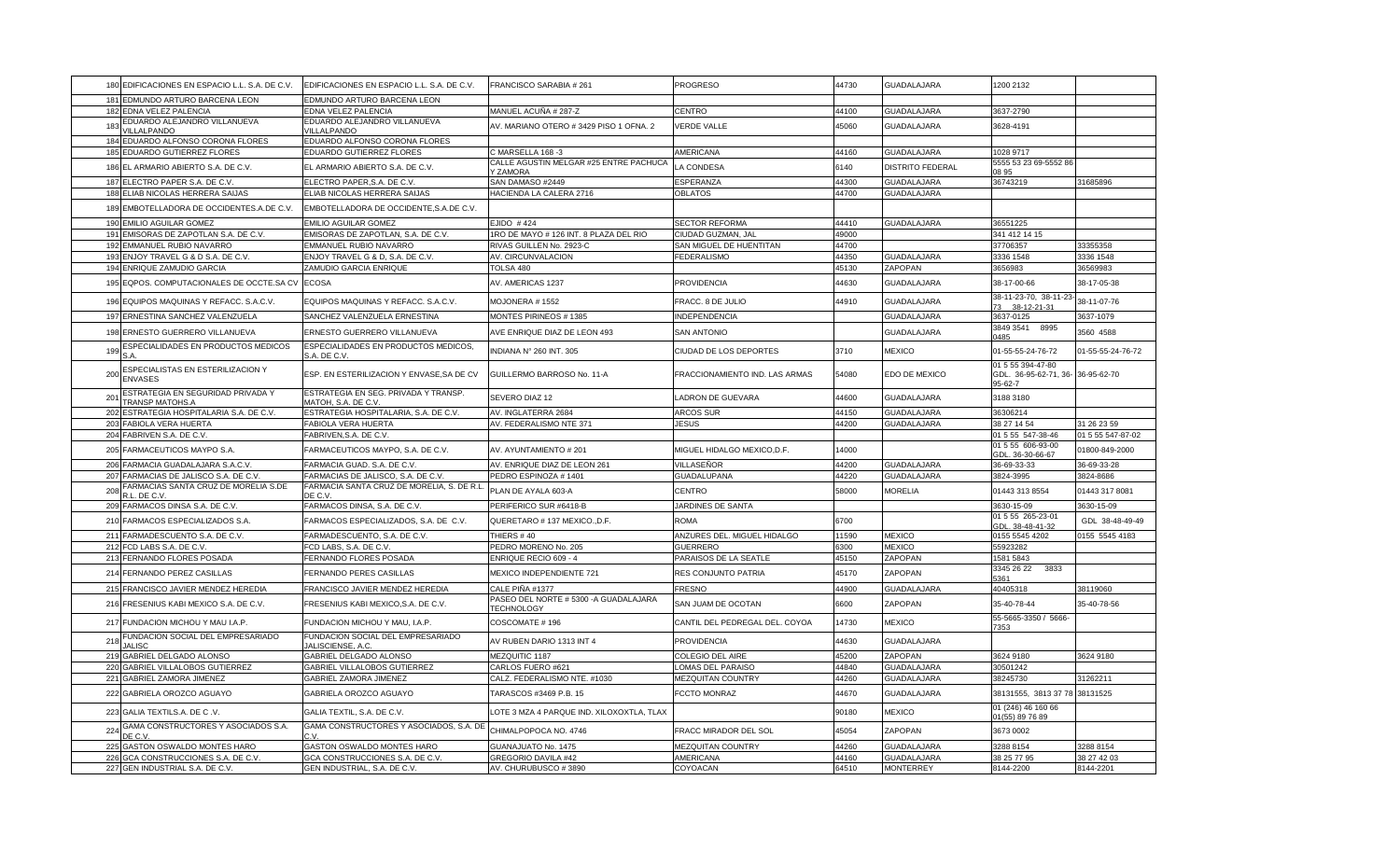| | | | | | | | | |
|---|---|---|---|---|---|---|---|---|
| 180 | EDIFICACIONES EN ESPACIO L.L. S.A. DE C.V. | EDIFICACIONES EN ESPACIO L.L. S.A. DE C.V. | FRANCISCO SARABIA # 261 | PROGRESO | 44730 | GUADALAJARA | 1200 2132 | |
| 181 | EDMUNDO ARTURO BARCENA LEON | EDMUNDO ARTURO BARCENA LEON | | | | | | |
| 182 | EDNA VELEZ PALENCIA | EDNA VELEZ PALENCIA | MANUEL ACUÑA # 287-Z | CENTRO | 44100 | GUADALAJARA | 3637-2790 | |
| 183 | EDUARDO ALEJANDRO VILLANUEVA VILLALPANDO | EDUARDO ALEJANDRO VILLANUEVA VILLALPANDO | AV. MARIANO OTERO # 3429 PISO 1 OFNA. 2 | VERDE VALLE | 45060 | GUADALAJARA | 3628-4191 | |
| 184 | EDUARDO ALFONSO CORONA FLORES | EDUARDO ALFONSO CORONA FLORES | | | | | | |
| 185 | EDUARDO GUTIERREZ FLORES | EDUARDO GUTIERREZ FLORES | C MARSELLA 168 -3 | AMERICANA | 44160 | GUADALAJARA | 1028 9717 | |
| 186 | EL ARMARIO ABIERTO S.A. DE C.V. | EL ARMARIO ABIERTO S.A. DE C.V. | CALLE AGUSTIN MELGAR #25 ENTRE PACHUCA Y ZAMORA | LA CONDESA | 6140 | DISTRITO FEDERAL | 5555 53 23 69-5552 86 08 95 | |
| 187 | ELECTRO PAPER S.A. DE C.V. | ELECTRO PAPER,S.A. DE C.V. | SAN DAMASO #2449 | ESPERANZA | 44300 | GUADALAJARA | 36743219 | 31685896 |
| 188 | ELIAB NICOLAS HERRERA SAIJAS | ELIAB NICOLAS HERRERA SAIJAS | HACIENDA LA CALERA 2716 | OBLATOS | 44700 | GUADALAJARA | | |
| 189 | EMBOTELLADORA DE OCCIDENTES.A.DE C.V. | EMBOTELLADORA DE OCCIDENTE,S.A.DE C.V. | | | | | | |
| 190 | EMILIO AGUILAR GOMEZ | EMILIO AGUILAR GOMEZ | EJIDO # 424 | SECTOR REFORMA | 44410 | GUADALAJARA | 36551225 | |
| 191 | EMISORAS DE ZAPOTLAN S.A. DE C.V. | EMISORAS DE ZAPOTLAN, S.A. DE C.V. | 1RO DE MAYO # 126 INT. 8 PLAZA DEL RIO | CIUDAD GUZMAN, JAL | 49000 | | 341 412 14 15 | |
| 192 | EMMANUEL RUBIO NAVARRO | EMMANUEL RUBIO NAVARRO | RIVAS GUILLEN No. 2923-C | SAN MIGUEL DE HUENTITAN | 44700 | | 37708357 | 33355358 |
| 193 | ENJOY TRAVEL G & D S.A. DE C.V. | ENJOY TRAVEL G & D, S.A. DE C.V. | AV. CIRCUNVALACION | FEDERALISMO | 44350 | GUADALAJARA | 3336 1548 | 3336 1548 |
| 194 | ENRIQUE ZAMUDIO GARCIA | ZAMUDIO GARCIA ENRIQUE | TOLSA 480 | | 45130 | ZAPOPAN | 3656983 | 36569983 |
| 195 | EQPOS. COMPUTACIONALES DE OCCTE.SA CV | ECOSA | AV. AMERICAS 1237 | PROVIDENCIA | 44630 | GUADALAJARA | 38-17-00-66 | 38-17-05-38 |
| 196 | EQUIPOS MAQUINAS Y REFACC. S.A.C.V. | EQUIPOS MAQUINAS Y REFACC. S.A.C.V. | MOJONERA # 1552 | FRACC. 8 DE JULIO | 44910 | GUADALAJARA | 38-11-23-70, 38-11-23-73 38-12-21-31 | 38-11-07-76 |
| 197 | ERNESTINA SANCHEZ VALENZUELA | SANCHEZ VALENZUELA ERNESTINA | MONTES PIRINEOS # 1385 | INDEPENDENCIA | | GUADALAJARA | 3637-0125 | 3637-1079 |
| 198 | ERNESTO GUERRERO VILLANUEVA | ERNESTO GUERRERO VILLANUEVA | AVE ENRIQUE DIAZ DE LEON 493 | SAN ANTONIO | | GUADALAJARA | 3849 3541 8995 0485 | 3560 4588 |
| 199 | ESPECIALIDADES EN PRODUCTOS MEDICOS S.A. | ESPECIALIDADES EN PRODUCTOS MEDICOS, S.A. DE C.V. | INDIANA N° 260 INT. 305 | CIUDAD DE LOS DEPORTES | 3710 | MEXICO | 01-55-55-24-76-72 | 01-55-55-24-76-72 |
| 200 | ESPECIALISTAS EN ESTERILIZACION Y ENVASES | ESP. EN ESTERILIZACION Y ENVASE,SA DE CV | GUILLERMO BARROSO No. 11-A | FRACCIONAMIENTO IND. LAS ARMAS | 54080 | EDO DE MEXICO | 01 5 55 394-47-80 GDL. 36-95-62-71, 36-95-62-7 | 36-95-62-70 |
| 201 | ESTRATEGIA EN SEGURIDAD PRIVADA Y TRANSP MATOHS.A | ESTRATEGIA EN SEG. PRIVADA Y TRANSP. MATOH, S.A. DE C.V. | SEVERO DIAZ 12 | LADRON DE GUEVARA | 44600 | GUADALAJARA | 3188 3180 | |
| 202 | ESTRATEGIA HOSPITALARIA S.A. DE C.V. | ESTRATEGIA HOSPITALARIA, S.A. DE C.V. | AV. INGLATERRA 2684 | ARCOS SUR | 44150 | GUADALAJARA | 36306214 | |
| 203 | FABIOLA VERA HUERTA | FABIOLA VERA HUERTA | AV. FEDERALISMO NTE 371 | JESUS | 44200 | GUADALAJARA | 38 27 14 54 | 31 26 23 59 |
| 204 | FABRIVEN S.A. DE C.V. | FABRIVEN,S.A. DE C.V. | | | | | 01 5 55 547-38-46 | 01 5 55 547-87-02 |
| 205 | FARMACEUTICOS MAYPO S.A. | FARMACEUTICOS MAYPO, S.A. DE C.V. | AV. AYUNTAMIENTO # 201 | MIGUEL HIDALGO MEXICO,D.F. | 14000 | | 01 5 55 606-93-00 GDL. 36-30-66-67 | 01800-849-2000 |
| 206 | FARMACIA GUADALAJARA S.A.C.V. | FARMACIA GUAD. S.A. DE C.V. | AV. ENRIQUE DIAZ DE LEON 261 | VILLASEÑOR | 44200 | GUADALAJARA | 36-69-33-33 | 36-69-33-28 |
| 207 | FARMACIAS DE JALISCO S.A. DE C.V. | FARMACIAS DE JALISCO, S.A. DE C.V. | PEDRO ESPINOZA # 1401 | GUADALUPANA | 44220 | GUADALAJARA | 3824-3995 | 3824-8686 |
| 208 | FARMACIAS SANTA CRUZ DE MORELIA S.DE R.L. DE C.V. | FARMACIA SANTA CRUZ DE MORELIA, S. DE R.L. DE C.V. | PLAN DE AYALA 603-A | CENTRO | 58000 | MORELIA | 01443 313 8554 | 01443 317 8081 |
| 209 | FARMACOS DINSA S.A. DE C.V. | FARMACOS DINSA, S.A. DE C.V. | PERIFERICO SUR #6418-B | JARDINES DE SANTA | | | 3630-15-09 | 3630-15-09 |
| 210 | FARMACOS ESPECIALIZADOS S.A. | FARMACOS ESPECIALIZADOS, S.A. DE C.V. | QUERETARO # 137 MEXICO.,D.F. | ROMA | 6700 | | 01 5 55 265-23-01 GDL. 38-48-41-32 | GDL 38-48-49-49 |
| 211 | FARMADESCUENTO S.A. DE C.V. | FARMADESCUENTO, S.A. DE C.V. | THIERS # 40 | ANZURES DEL. MIGUEL HIDALGO | 11590 | MEXICO | 0155 5545 4202 | 0155 5545 4183 |
| 212 | FCD LABS S.A. DE C.V. | FCD LABS, S.A. DE C.V. | PEDRO MORENO No. 205 | GUERRERO | 6300 | MEXICO | 55923282 | |
| 213 | FERNANDO FLORES POSADA | FERNANDO FLORES POSADA | ENRIQUE RECIO 609 - 4 | PARAISOS DE LA SEATLE | 45150 | ZAPOPAN | 1581 5843 | |
| 214 | FERNANDO PEREZ CASILLAS | FERNANDO PERES CASILLAS | MEXICO INDEPENDIENTE 721 | RES CONJUNTO PATRIA | 45170 | ZAPOPAN | 3345 26 22 3833 5361 | |
| 215 | FRANCISCO JAVIER MENDEZ HEREDIA | FRANCISCO JAVIER MENDEZ HEREDIA | CALE PIÑA #1377 | FRESNO | 44900 | GUADALAJARA | 40405318 | 38119060 |
| 216 | FRESENIUS KABI MEXICO S.A. DE C.V. | FRESENIUS KABI MEXICO,S.A. DE C.V. | PASEO DEL NORTE # 5300 -A GUADALAJARA TECHNOLOGY | SAN JUAM DE OCOTAN | 6600 | ZAPOPAN | 35-40-78-44 | 35-40-78-56 |
| 217 | FUNDACION MICHOU Y MAU I.A.P. | FUNDACION MICHOU Y MAU, I.A.P. | COSCOMATE # 196 | CANTIL DEL PEDREGAL DEL. COYOA | 14730 | MEXICO | 55-5665-3350 / 5666-7353 | |
| 218 | FUNDACION SOCIAL DEL EMPRESARIADO JALISC | FUNDACION SOCIAL DEL EMPRESARIADO JALISCIENSE, A.C. | AV RUBEN DARIO 1313 INT 4 | PROVIDENCIA | 44630 | GUADALAJARA | | |
| 219 | GABRIEL DELGADO ALONSO | GABRIEL DELGADO ALONSO | MEZQUITIC 1187 | COLEGIO DEL AIRE | 45200 | ZAPOPAN | 3624 9180 | 3624 9180 |
| 220 | GABRIEL VILLALOBOS GUTIERREZ | GABRIEL VILLALOBOS GUTIERREZ | CARLOS FUERO #621 | LOMAS DEL PARAISO | 44840 | GUADALAJARA | 30501242 | |
| 221 | GABRIEL ZAMORA JIMENEZ | GABRIEL ZAMORA JIMENEZ | CALZ. FEDERALISMO NTE. #1030 | MEZQUITAN COUNTRY | 44260 | GUADALAJARA | 38245730 | 31262211 |
| 222 | GABRIELA OROZCO AGUAYO | GABRIELA OROZCO AGUAYO | TARASCOS #3469 P.B. 15 | FCCTO MONRAZ | 44670 | GUADALAJARA | 38131555, 3813 37 78 | 38131525 |
| 223 | GALIA TEXTILS.A. DE C .V. | GALIA TEXTIL, S.A. DE C.V. | LOTE 3 MZA 4 PARQUE IND. XILOXOXTLA, TLAX | | 90180 | MEXICO | 01 (246) 46 160 66 01(55) 89 76 89 | |
| 224 | GAMA CONSTRUCTORES Y ASOCIADOS S.A. DE C.V. | GAMA CONSTRUCTORES Y ASOCIADOS, S.A. DE C.V. | CHIMALPOPOCA NO. 4746 | FRACC MIRADOR DEL SOL | 45054 | ZAPOPAN | 3673 0002 | |
| 225 | GASTON OSWALDO MONTES HARO | GASTON OSWALDO MONTES HARO | GUANAJUATO No. 1475 | MEZQUITAN COUNTRY | 44260 | GUADALAJARA | 3288 8154 | 3288 8154 |
| 226 | GCA CONSTRUCCIONES S.A. DE C.V. | GCA CONSTRUCCIONES S.A. DE C.V. | GREGORIO DAVILA #42 | AMERICANA | 44160 | GUADALAJARA | 38 25 77 95 | 38 27 42 03 |
| 227 | GEN INDUSTRIAL S.A. DE C.V. | GEN INDUSTRIAL, S.A. DE C.V. | AV. CHURUBUSCO # 3890 | COYOACAN | 64510 | MONTERREY | 8144-2200 | 8144-2201 |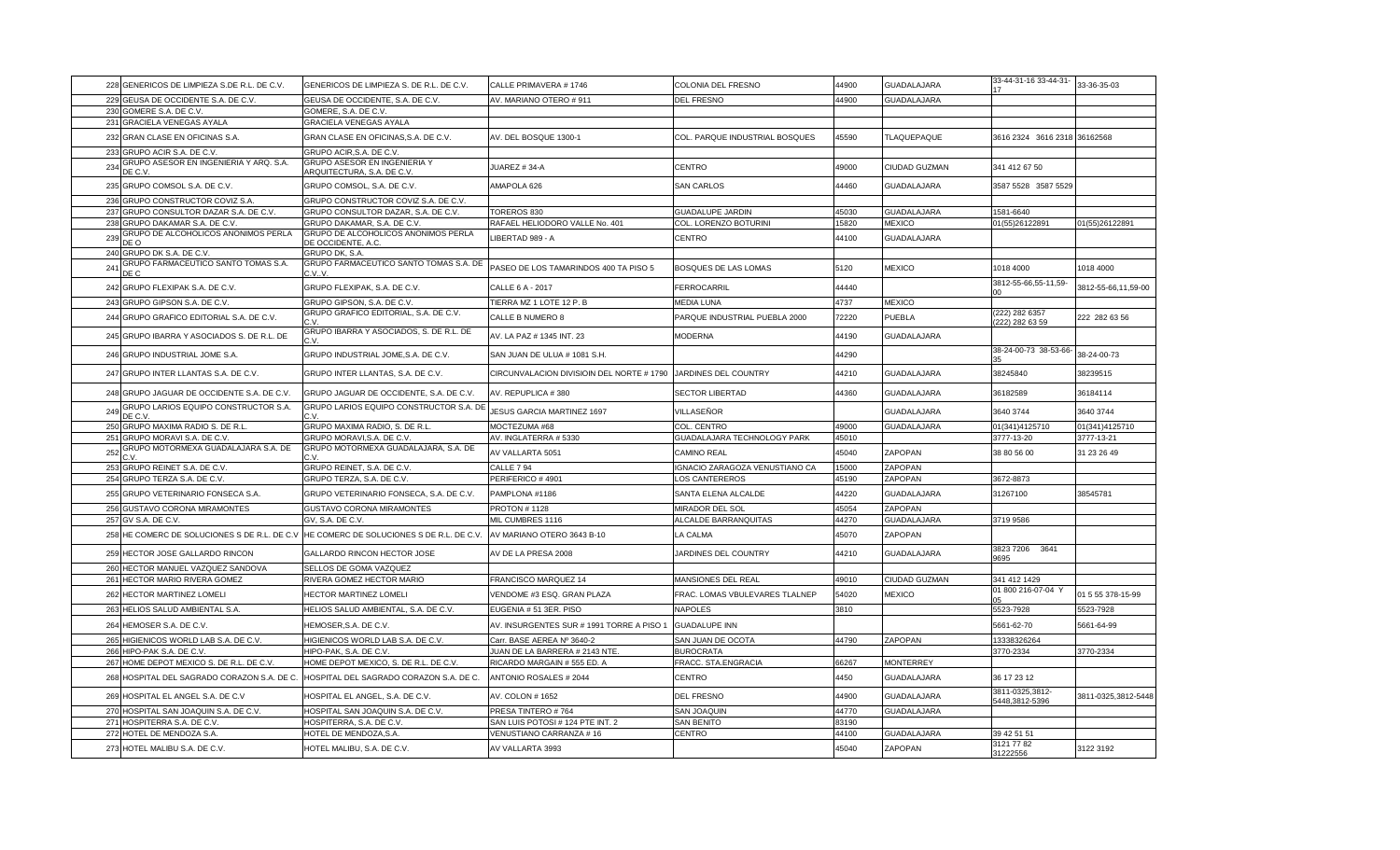| 228 | GENERICOS DE LIMPIEZA S.DE R.L. DE C.V. | GENERICOS DE LIMPIEZA S. DE R.L. DE C.V. | CALLE PRIMAVERA # 1746 | COLONIA DEL FRESNO | 44900 | GUADALAJARA | 33-44-31-16 33-44-31-17 | 33-36-35-03 |
|---|---|---|---|---|---|---|---|---|
| 229 | GEUSA DE OCCIDENTE S.A. DE C.V. | GEUSA DE OCCIDENTE, S.A. DE C.V. | AV. MARIANO OTERO # 911 | DEL FRESNO | 44900 | GUADALAJARA | | |
| 230 | GOMERE S.A. DE C.V. | GOMERE, S.A. DE C.V. | | | | | | |
| 231 | GRACIELA VENEGAS AYALA | GRACIELA VENEGAS AYALA | | | | | | |
| 232 | GRAN CLASE EN OFICINAS S.A. | GRAN CLASE EN OFICINAS,S.A. DE C.V. | AV. DEL BOSQUE 1300-1 | COL. PARQUE INDUSTRIAL BOSQUES | 45590 | TLAQUEPAQUE | 3616 2324 3616 2318 | 36162568 |
| 233 | GRUPO ACIR S.A. DE C.V. | GRUPO ACIR,S.A. DE C.V. | | | | | | |
| 234 | GRUPO ASESOR EN INGENIERIA Y ARQ. S.A. DE C.V. | GRUPO ASESOR EN INGENIERIA Y ARQUITECTURA, S.A. DE C.V. | JUAREZ # 34-A | CENTRO | 49000 | CIUDAD GUZMAN | 341 412 67 50 | |
| 235 | GRUPO COMSOL S.A. DE C.V. | GRUPO COMSOL, S.A. DE C.V. | AMAPOLA 626 | SAN CARLOS | 44460 | GUADALAJARA | 3587 5528 3587 5529 | |
| 236 | GRUPO CONSTRUCTOR COVIZ S.A. | GRUPO CONSTRUCTOR COVIZ S.A. DE C.V. | | | | | | |
| 237 | GRUPO CONSULTOR DAZAR S.A. DE C.V. | GRUPO CONSULTOR DAZAR, S.A. DE C.V. | TOREROS 830 | GUADALUPE JARDIN | 45030 | GUADALAJARA | 1581-6640 | |
| 238 | GRUPO DAKAMAR S.A. DE C.V. | GRUPO DAKAMAR, S.A. DE C.V. | RAFAEL HELIODORO VALLE No. 401 | COL. LORENZO BOTURINI | 15820 | MEXICO | 01(55)26122891 | 01(55)26122891 |
| 239 | GRUPO DE ALCOHOLICOS ANONIMOS PERLA DE O | GRUPO DE ALCOHOLICOS ANONIMOS PERLA DE OCCIDENTE, A.C. | LIBERTAD 989 - A | CENTRO | 44100 | GUADALAJARA | | |
| 240 | GRUPO DK S.A. DE C.V. | GRUPO DK, S.A. | | | | | | |
| 241 | GRUPO FARMACEUTICO SANTO TOMAS S.A. DE C | GRUPO FARMACEUTICO SANTO TOMAS S.A. DE C.V. V. | PASEO DE LOS TAMARINDOS 400 TA PISO 5 | BOSQUES DE LAS LOMAS | 5120 | MEXICO | 1018 4000 | 1018 4000 |
| 242 | GRUPO FLEXIPAK S.A. DE C.V. | GRUPO FLEXIPAK, S.A. DE C.V. | CALLE 6 A - 2017 | FERROCARRIL | 44440 | | 3812-55-66,55-11,59-00 | 3812-55-66,11,59-00 |
| 243 | GRUPO GIPSON S.A. DE C.V. | GRUPO GIPSON, S.A. DE C.V. | TIERRA MZ 1 LOTE 12 P. B | MEDIA LUNA | 4737 | MEXICO | | |
| 244 | GRUPO GRAFICO EDITORIAL S.A. DE C.V. | GRUPO GRAFICO EDITORIAL, S.A. DE C.V. | CALLE B NUMERO 8 | PARQUE INDUSTRIAL PUEBLA 2000 | 72220 | PUEBLA | (222) 282 6357 (222) 282 63 59 | 222 282 63 56 |
| 245 | GRUPO IBARRA Y ASOCIADOS S. DE R.L. DE | GRUPO IBARRA Y ASOCIADOS, S. DE R.L. DE C.V. | AV. LA PAZ # 1345 INT. 23 | MODERNA | 44190 | GUADALAJARA | | |
| 246 | GRUPO INDUSTRIAL JOME S.A. | GRUPO INDUSTRIAL JOME,S.A. DE C.V. | SAN JUAN DE ULUA # 1081 S.H. | | 44290 | | 38-24-00-73 38-53-66-35 | 38-24-00-73 |
| 247 | GRUPO INTER LLANTAS S.A. DE C.V. | GRUPO INTER LLANTAS, S.A. DE C.V. | CIRCUNVALACION DIVISIOIN DEL NORTE # 1790 | JARDINES DEL COUNTRY | 44210 | GUADALAJARA | 38245840 | 38239515 |
| 248 | GRUPO JAGUAR DE OCCIDENTE S.A. DE C.V. | GRUPO JAGUAR DE OCCIDENTE, S.A. DE C.V. | AV. REPUPLICA # 380 | SECTOR LIBERTAD | 44360 | GUADALAJARA | 36182589 | 36184114 |
| 249 | GRUPO LARIOS EQUIPO CONSTRUCTOR S.A. DE C.V. | GRUPO LARIOS EQUIPO CONSTRUCTOR S.A. DE C.V. | JESUS GARCIA MARTINEZ 1697 | VILLASEÑOR | | GUADALAJARA | 3640 3744 | 3640 3744 |
| 250 | GRUPO MAXIMA RADIO S. DE R.L. | GRUPO MAXIMA RADIO, S. DE R.L. | MOCTEZUMA #68 | COL. CENTRO | 49000 | GUADALAJARA | 01(341)4125710 | 01(341)4125710 |
| 251 | GRUPO MORAVI S.A. DE C.V. | GRUPO MORAVI,S.A. DE C.V. | AV. INGLATERRA # 5330 | GUADALAJARA TECHNOLOGY PARK | 45010 | | 3777-13-20 | 3777-13-21 |
| 252 | GRUPO MOTORMEXA GUADALAJARA S.A. DE C.V. | GRUPO MOTORMEXA GUADALAJARA, S.A. DE C.V. | AV VALLARTA 5051 | CAMINO REAL | 45040 | ZAPOPAN | 38 80 56 00 | 31 23 26 49 |
| 253 | GRUPO REINET S.A. DE C.V. | GRUPO REINET, S.A. DE C.V. | CALLE 7 94 | IGNACIO ZARAGOZA VENUSTIANO CA | 15000 | ZAPOPAN | | |
| 254 | GRUPO TERZA S.A. DE C.V. | GRUPO TERZA, S.A. DE C.V. | PERIFERICO # 4901 | LOS CANTEREROS | 45190 | ZAPOPAN | 3672-8873 | |
| 255 | GRUPO VETERINARIO FONSECA S.A. | GRUPO VETERINARIO FONSECA, S.A. DE C.V. | PAMPLONA #1186 | SANTA ELENA ALCALDE | 44220 | GUADALAJARA | 31267100 | 38545781 |
| 256 | GUSTAVO CORONA MIRAMONTES | GUSTAVO CORONA MIRAMONTES | PROTON # 1128 | MIRADOR DEL SOL | 45054 | ZAPOPAN | | |
| 257 | GV S.A. DE C.V. | GV, S.A. DE C.V. | MIL CUMBRES 1116 | ALCALDE BARRANQUITAS | 44270 | GUADALAJARA | 3719 9586 | |
| 258 | HE COMERC DE SOLUCIONES S DE R.L. DE C.V | HE COMERC DE SOLUCIONES S DE R.L. DE C.V. | AV MARIANO OTERO 3643 B-10 | LA CALMA | 45070 | ZAPOPAN | | |
| 259 | HECTOR JOSE GALLARDO RINCON | GALLARDO RINCON HECTOR JOSE | AV DE LA PRESA 2008 | JARDINES DEL COUNTRY | 44210 | GUADALAJARA | 3823 7206 3641 9695 | |
| 260 | HECTOR MANUEL VAZQUEZ SANDOVA | SELLOS DE GOMA VAZQUEZ | | | | | | |
| 261 | HECTOR MARIO RIVERA GOMEZ | RIVERA GOMEZ HECTOR MARIO | FRANCISCO MARQUEZ 14 | MANSIONES DEL REAL | 49010 | CIUDAD GUZMAN | 341 412 1429 | |
| 262 | HECTOR MARTINEZ LOMELI | HECTOR MARTINEZ LOMELI | VENDOME #3 ESQ. GRAN PLAZA | FRAC. LOMAS VBULEVARES TLALNEP | 54020 | MEXICO | 01 800 216-07-04 Y 05 | 01 5 55 378-15-99 |
| 263 | HELIOS SALUD AMBIENTAL S.A. | HELIOS SALUD AMBIENTAL, S.A. DE C.V. | EUGENIA # 51 3ER. PISO | NAPOLES | 3810 | | 5523-7928 | 5523-7928 |
| 264 | HEMOSER S.A. DE C.V. | HEMOSER,S.A. DE C.V. | AV. INSURGENTES SUR # 1991 TORRE A PISO 1 | GUADALUPE INN | | | 5661-62-70 | 5661-64-99 |
| 265 | HIGIENICOS WORLD LAB S.A. DE C.V. | HIGIENICOS WORLD LAB S.A. DE C.V. | Carr. BASE AEREA Nº 3640-2 | SAN JUAN DE OCOTA | 44790 | ZAPOPAN | 13338326264 | |
| 266 | HIPO-PAK S.A. DE C.V. | HIPO-PAK, S.A. DE C.V. | JUAN DE LA BARRERA # 2143 NTE. | BUROCRATA | | | 3770-2334 | 3770-2334 |
| 267 | HOME DEPOT MEXICO S. DE R.L. DE C.V. | HOME DEPOT MEXICO, S. DE R.L. DE C.V. | RICARDO MARGAIN # 555 ED. A | FRACC. STA.ENGRACIA | 66267 | MONTERREY | | |
| 268 | HOSPITAL DEL SAGRADO CORAZON S.A. DE C. | HOSPITAL DEL SAGRADO CORAZON S.A. DE C. | ANTONIO ROSALES # 2044 | CENTRO | 4450 | GUADALAJARA | 36 17 23 12 | |
| 269 | HOSPITAL EL ANGEL S.A. DE C.V | HOSPITAL EL ANGEL, S.A. DE C.V. | AV. COLON # 1652 | DEL FRESNO | 44900 | GUADALAJARA | 3811-0325,3812-5448,3812-5396 | 3811-0325,3812-5448 |
| 270 | HOSPITAL SAN JOAQUIN S.A. DE C.V. | HOSPITAL SAN JOAQUIN S.A. DE C.V. | PRESA TINTERO # 764 | SAN JOAQUIN | 44770 | GUADALAJARA | | |
| 271 | HOSPITERRA S.A. DE C.V. | HOSPITERRA, S.A. DE C.V. | SAN LUIS POTOSI # 124 PTE INT. 2 | SAN BENITO | 83190 | | | |
| 272 | HOTEL DE MENDOZA S.A. | HOTEL DE MENDOZA,S.A. | VENUSTIANO CARRANZA # 16 | CENTRO | 44100 | GUADALAJARA | 39 42 51 51 | |
| 273 | HOTEL MALIBU S.A. DE C.V. | HOTEL MALIBU, S.A. DE C.V. | AV VALLARTA 3993 | | 45040 | ZAPOPAN | 3121 77 82 31222556 | 3122 3192 |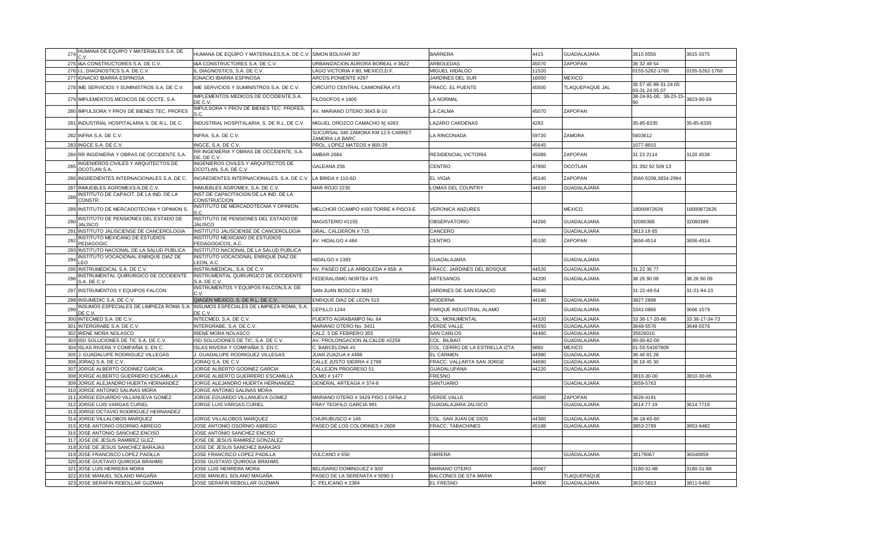| | | | | | | | | |
|---|---|---|---|---|---|---|---|---|
| 274 | HUMANA DE EQUIPO Y MATERIALES S.A. DE C.V. | HUMANA DE EQUIPO Y MATERIALES,S.A. DE C.V. | SIMON BOLIVAR 367 | BARRERA | 4415 | GUADALAJARA | 3615 0556 | 3615 0375 |
| 275 | I&A CONSTRUCTORES S.A. DE C.V. | I&A CONSTRUCTORES S.A. DE C.V. | URBANIZACION AURORA BOREAL # 3622 | ARBOLEDAS | 45070 | ZAPOPAN | 36 32 49 54 | |
| 276 | I.L. DIAGNOSTICS S.A. DE C.V. | IL DIAGNOSTICS, S.A. DE C.V. | LAGO VICTORIA # 80, MEXICO,D.F. | MIGUEL HIDALGO | 11520 | | 0155-5262-1760 | 0155-5262-1760 |
| 277 | IGNACIO IBARRA ESPINOSA | IGNACIO IBARRA ESPINOSA | ARCOS PONIENTE #297 | JARDINES DEL SUR | 16050 | MEXICO | | |
| 278 | IME SERVICIOS Y SUMINISTROS S.A. DE C.V. | IME SERVICIOS Y SUMINISTROS S.A. DE C.V. | CIRCUITO CENTRAL CAMIONERA #73 | FRACC. EL PUENTE | 45500 | TLAQUEPAQUE JAL | 36 57 45 99-31 24 05 03-31 24 05 07 | |
| 279 | IMPLEMENTOS MEDICOS DE OCCTE. S.A. | IMPLEMENTOS MEDICOS DE OCCIDENTE,S.A. DE C.V. | FILOSOFOS # 1600 | LA NORMAL | | | 38-24-91-00, 38-23-15-90 | 3823-90-59 |
| 280 | IMPULSORA Y PROV DE BIENES TEC. PROFES | IMPULSORA Y PROV DE BIENES TEC. PROFES, S.C. | AV. MARIANO OTERO 3643 B-10 | LA CALMA | 45070 | ZAPOPAN | | |
| 281 | INDUSTRIAL HOSPITALARIA S. DE R.L. DE C. | INDUSTRIAL HOSPITALARIA, S. DE R.L. DE C.V. | MIGUEL OROZCO CAMACHO N| 4283 | LAZARO CARDENAS | 4283 | | 35-85-8335 | 35-85-8335 |
| 282 | INFRA S.A. DE C.V. | INFRA, S.A. DE C.V. | SUCURSAL 340 ZAMORA KM 12.5 CARRET ZAMORA LA BARC | LA RINCONADA | 59720 | ZAMORA | 5603612 | |
| 283 | INGCE S.A. DE C.V. | INGCE, S.A. DE C.V. | PROL. LOPEZ MATEOS # 800-29 | | 45645 | | 1077-8815 | |
| 284 | RR INGENIERIA Y OBRAS DE OCCIDENTE S.A. | RR INGENIERIA Y OBRAS DE OCCIDENTE, S.A. DE. DE C.V. | AMBAR 2684 | RESIDENCIAL VICTORIA | 45089 | ZAPOPAN | 31 22 2114 | 3120 4538 |
| 285 | INGENIEROS CIVILES Y ARQUITECTOS DE OCOTLAN S.A. | INGENIEROS CIVILES Y ARQUITECTOS DE OCOTLAN, S.A. DE C.V. | GALEANA 256 | CENTRO | 47800 | OCOTLAN | 01 392 92 509 13 | |
| 286 | INGREDIENTES INTERNACIONALES S.A. DE C. | INGREDIENTES INTERNACIONALES, S.A. DE C.V. | LA BRIDA # 110-6D | EL VIGIA | 45140 | ZAPOPAN | 3560-5209,3834-2994 | |
| 287 | INMUEBLES AGROMEX S.A.DE.C.V. | INMUEBLES AGROMEX, S.A. DE C.V. | MAR ROJO 2230 | LOMAS DEL COUNTRY | 44610 | GUADALAJARA | | |
| 288 | INSTITUTO DE CAPACIT. DE LA IND. DE LA CONSTR. | INST.DE CAPACITACION DE LA IND. DE LA CONSTRUCCION | | | | | | |
| 289 | INSTITUTO DE MERCADOTECNIA Y OPINION S. | INSTITUTO DE MERCADOTECNIA Y OPINION, S.C. | MELCHOR OCAMPO #193 TORRE A PISO3-E | VERONICA ANZURES | | MEXICO | 18000872626 | 18000872626 |
| 290 | INSTITUTO DE PENSIONES DEL ESTADO DE JALISCO | INSTITUTO DE PENSIONES DEL ESTADO DE JALISCO | MAGISTERIO #1155 | OBSERVATORIO | 44266 | GUADALAJARA | 32080388 | 32080389 |
| 291 | INSTITUTO JALISCIENSE DE CANCEROLOGIA | INSTITUTO JALISCIENSE DE CANCEROLOGIA | GRAL. CALDERON # 715 | CANCERO | | GUADALAJARA | 3613 19 65 | |
| 292 | INSTITUTO MEXICANO DE ESTUDIOS PEDAGOGIC | INSTITUTO MEXICANO DE ESTUDIOS PEDAGOGICOS, A.C. | AV. HIDALGO # 484 | CENTRO | 45100 | ZAPOPAN | 3656-4514 | 3656-4514 |
| 293 | INSTITUTO NACIONAL DE LA SALUD PUBLICA | INSTITUTO NACIONAL DE LA SALUD PUBLICA | | | | | | |
| 294 | INSTITUTO VOCACIONAL ENRIQUE DIAZ DE LEO | INSTITUTO VOCACIONAL ENRIQUE DIAZ DE LEON, A.C. | HIDALGO # 1393 | GUADALAJARA | | GUADALAJARA | | |
| 295 | INSTRUMEDICAL S.A. DE C.V. | INSTRUMEDICAL, S.A. DE C.V. | AV. PASEO DE LA ARBOLEDA # 658- A | FRACC. JARDINES DEL BOSQUE | 44520 | GUADALAJARA | 31 22 36 77 | |
| 296 | INSTRUMENTAL QUIRURGICO DE OCCIDENTE S.A. DE C.V. | INSTRUMENTAL QUIRURGICO DE OCCIDENTE S.A. DE C.V. | FEDERALISMO NORTE# 475 | ARTESANOS | 44200 | GUADALAJARA | 38 26 90 09 | 38 26 90 09 |
| 297 | INSTRUMENTOS Y EQUIPOS FALCON | INSTRUMENTOS Y EQUIPOS FALCON,S.A. DE C.V. | SAN JUAN BOSCO # 3833 | JARDINES DE SAN IGNACIO | 45040 | | 31-22-49-54 | 31-21-94-23 |
| 298 | INSUMEDIC S.A. DE C.V. | QIAGEN MEXICO, S. DE R.L. DE C.V. | ENRIQUE DIAZ DE LEON 515 | MODERNA | 44190 | GUADALAJARA | 3827 2898 | |
| 299 | INSUMOS ESPECIALES DE LIMPIEZA ROMA S.A. DE C.V. | INSUMOS ESPECIALES DE LIMPIEZA ROMA, S.A. DE C.V. | CEPILLO 1244 | PARQUE INDUSTRIAL ALAMO | | GUADALAJARA | 3343 0866 | 3666 1579 |
| 300 | INTECMED S.A. DE C.V. | INTECMED, S.A. DE C.V. | PUERTO AGRABAMPO No. 64 | COL. MONUMENTAL | 44320 | GUADALAJARA | 33 36-17-20-86 | 33 36-17-34-73 |
| 301 | INTERGRABE S.A. DE C.V. | INTERGRABE, S.A. DE C.V. | MARIANO OTERO No. 3431 | VERDE VALLE | 44550 | GUADALAJARA | 3648-5576 | 3648-5576 |
| 302 | IRENE MORA NOLASCO | IRENE MORA NOLASCO | CALZ. 5 DE FEBRERO 355 | SAN CARLOS | 44460 | GUADALAJARA | 35626010 | |
| 303 | ISD SOLUCIONES DE TIC S.A. DE C.V. | ISD SOLUCIONES DE TIC, S.A. DE C.V. | AV. PROLONGACION ALCALDE #2259 | COL. BILBAO | | GUADALAJARA | 80-00-82-00 | |
| 304 | ISLAS RIVERA Y COMPAÑIA S. EN C. | ISLAS RIVERA Y COMPAÑIA S. EN C. | C. BARCELONA #1 | COL. CERRO DE LA ESTRELLA IZTA | 9860 | MEXICO | 01-55-54267809 | |
| 305 | J. GUADALUPE RODRIGUEZ VILLEGAS | J. GUADALUPE RODRIGUEZ VILLEGAS | JUAN ZUAZUA # 4498 | EL CARMEN | 44980 | GUADALAJARA | 36 46 81 28 | |
| 306 | JORAQ S.A. DE C.V. | JORAQ S.A. DE C.V. | CALLE JUSTO SIERRA # 2799 | FRACC. VALLARTA SAN JORGE | 44690 | GUADALAJARA | 36 16 45 30 | |
| 307 | JORGE ALBERTO GODINEZ GARCIA | JORGE ALBERTO GODINEZ GARCIA | CALLEJON PROGRESO 51 | GUADALUPANA | 44220 | GUADALAJARA | | |
| 308 | JORGE ALBERTO GUERRERO ESCAMILLA | JORGE ALBERTO GUERRERO ESCAMILLA | OLMO # 1477 | FRESNO | | | 3810-30-00 | 3810-30-06 |
| 309 | JORGE ALEJANDRO HUERTA HERNANDEZ | JORGE ALEJANDRO HUERTA HERNANDEZ | GENERAL ARTEAGA # 374-8 | SANTUARIO | | GUADALAJARA | 3659-5763 | |
| 310 | JORGE ANTONIO SALINAS MORA | JORGE ANTONIO SALINAS MORA | | | | | | |
| 311 | JORGE EDUARDO VILLANUEVA GOMEZ | JORGE EDUARDO VILLANUEVA GOMEZ | MARIANO OTERO # 3429 PISO 1 OFNA.2 | VERDE VALLE | 45060 | ZAPOPAN | 3628-4191 | |
| 312 | JORGE LUIS VARGAS CURIEL | JORGE LUIS VARGAS CURIEL | FRAY TEOFILO GARCIA 991 | GUADALAJARA JALISCO | | GUADALAJARA | 3614 77 19 | 3614 7719 |
| 313 | JORGE OCTAVIO RODRIGUEZ HERNANDEZ | | | | | | | |
| 314 | JORGE VILLALOBOS MARQUEZ | JORGE VILLALOBOS MARQUEZ | CHURUBUSCO # 146 | COL. SAN JUAN DE DIOS | 44360 | GUADALAJARA | 36-18-65-60 | |
| 315 | JOSE ANTONIO OSORNIO ABREGO | JOSE ANTONIO OSORNIO ABREGO | PASEO DE LOS COLORINES # 2608 | FRACC. TABACHINES | 45188 | GUADALAJARA | 3853-2789 | 3853-9482 |
| 316 | JOSE ANTONIO SANCHEZ ENCISO | JOSE ANTONIO SANCHEZ ENCISO | | | | | | |
| 317 | JOSE DE JESUS RAMIREZ GLEZ. | JOSE DE JESUS RAMIREZ GONZALEZ | | | | | | |
| 318 | JOSE DE JESUS SANCHEZ BARAJAS | JOSE DE JESUS SANCHEZ BARAJAS | | | | | | |
| 319 | JOSE FRANCISCO LOPEZ PADILLA | JOSE FRANCISCO LOPEZ PADILLA | VULCANO # 650 | OBRERA | | GUADALAJARA | 36179067 | 36540959 |
| 320 | JOSE GUSTAVO QUIROGA BRAHMS | JOSE GUSTAVO QUIROGA BRAHMS | | | | | | |
| 321 | JOSE LUIS HERRERA MORA | JOSE LUIS HERRERA MORA | BELISARIO DOMINGUEZ # 920 | MARIANO OTERO | 45067 | | 3180-31-88 | 3180-31-88 |
| 322 | JOSE MANUEL SOLANO MAGAÑA | JOSE MANUEL SOLANO MAGAÑA | PASEO DE LA SERENATA # 5090-1 | BALCONES DE STA MARIA | | TLAQUEPAQUE | | |
| 323 | JOSE SERAFIN REBOLLAR GUZMAN | JOSE SERAFIN REBOLLAR GUZMAN | C. PELICANO # 2384 | EL FRESNO | 44900 | GUADALAJARA | 3632-5813 | 3811-5492 |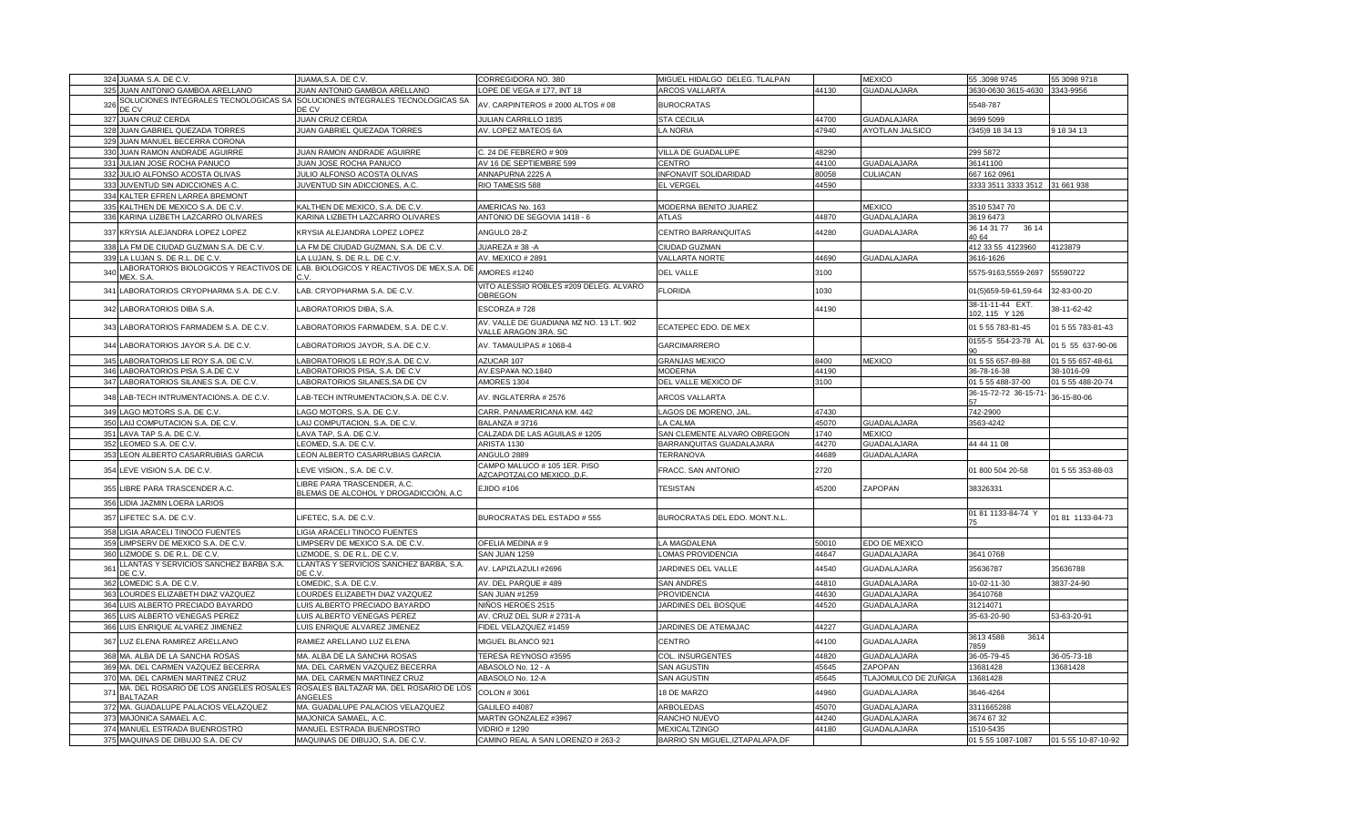| | | | | | | | | |
|---|---|---|---|---|---|---|---|---|
| 324 | JUAMA S.A. DE C.V. | JUAMA,S.A. DE C.V. | CORREGIDORA NO. 380 | MIGUEL HIDALGO DELEG. TLALPAN | | MEXICO | 55 .3098 9745 | 55 3098 9718 |
| 325 | JUAN ANTONIO GAMBOA ARELLANO | JUAN ANTONIO GAMBOA ARELLANO | LOPE DE VEGA # 177, INT 18 | ARCOS VALLARTA | 44130 | GUADALAJARA | 3630-0630 3615-4630 | 3343-9956 |
| 326 | SOLUCIONES INTEGRALES TECNOLOGICAS SA DE CV | SOLUCIONES INTEGRALES TECNOLOGICAS SA DE CV | AV. CARPINTEROS # 2000 ALTOS # 08 | BUROCRATAS | | | 5548-787 | |
| 327 | JUAN CRUZ CERDA | JUAN CRUZ CERDA | JULIAN CARRILLO 1835 | STA CECILIA | 44700 | GUADALAJARA | 3699 5099 | |
| 328 | JUAN GABRIEL QUEZADA TORRES | JUAN GABRIEL QUEZADA TORRES | AV. LOPEZ MATEOS 6A | LA NORIA | 47940 | AYOTLAN JALSICO | (345)9 18 34 13 | 9 18 34 13 |
| 329 | JUAN MANUEL BECERRA CORONA | | | | | | | |
| 330 | JUAN RAMON ANDRADE AGUIRRE | JUAN RAMON ANDRADE AGUIRRE | C. 24 DE FEBRERO # 909 | VILLA DE GUADALUPE | 48290 | | 299 5872 | |
| 331 | JULIAN JOSE ROCHA PANUCO | JUAN JOSE ROCHA PANUCO | AV 16 DE SEPTIEMBRE 599 | CENTRO | 44100 | GUADALAJARA | 36141100 | |
| 332 | JULIO ALFONSO ACOSTA OLIVAS | JULIO ALFONSO ACOSTA OLIVAS | ANNAPURNA 2225 A | INFONAVIT SOLIDARIDAD | 80058 | CULIACAN | 667 162 0961 | |
| 333 | JUVENTUD SIN ADICCIONES A.C. | JUVENTUD SIN ADICCIONES, A.C. | RIO TAMESIS 588 | EL VERGEL | 44590 | | 3333 3511 3333 3512 | 31 661 938 |
| 334 | KALTER EFREN LARREA BREMONT | | | | | | | |
| 335 | KALTHEN DE MEXICO S.A. DE C.V. | KALTHEN DE MEXICO, S.A. DE C.V. | AMERICAS No. 163 | MODERNA BENITO JUAREZ | | MEXICO | 3510 5347 70 | |
| 336 | KARINA LIZBETH LAZCARRO OLIVARES | KARINA LIZBETH LAZCARRO OLIVARES | ANTONIO DE SEGOVIA 1418 - 6 | ATLAS | 44870 | GUADALAJARA | 3619 6473 | |
| 337 | KRYSIA ALEJANDRA LOPEZ LOPEZ | KRYSIA ALEJANDRA LOPEZ LOPEZ | ANGULO 28-Z | CENTRO BARRANQUITAS | 44280 | GUADALAJARA | 36 14 31 77 36 14 40 64 | |
| 338 | LA FM DE CIUDAD GUZMAN S.A. DE C.V. | LA FM DE CIUDAD GUZMAN, S.A. DE C.V. | JUAREZA # 38 -A | CIUDAD GUZMAN | | | 412 33 55 4123960 | 4123879 |
| 339 | LA LUJAN S. DE R.L. DE C.V. | LA LUJAN, S. DE R.L. DE C.V. | AV. MEXICO # 2891 | VALLARTA NORTE | 44690 | GUADALAJARA | 3616-1626 | |
| 340 | LABORATORIOS BIOLOGICOS Y REACTIVOS DE MEX. S.A. | LAB. BIOLOGICOS Y REACTIVOS DE MEX,S.A. DE C.V. | AMORES #1240 | DEL VALLE | 3100 | | 5575-9163,5559-2697 | 55590722 |
| 341 | LABORATORIOS CRYOPHARMA S.A. DE C.V. | LAB. CRYOPHARMA S.A. DE C.V. | VITO ALESSIO ROBLES #209 DELEG. ALVARO OBREGON | FLORIDA | 1030 | | 01(5)659-59-61,59-64 | 32-83-00-20 |
| 342 | LABORATORIOS DIBA S.A. | LABORATORIOS DIBA, S.A. | ESCORZA # 728 | | 44190 | | 38-11-11-44 EXT. 102, 115 Y 126 | 38-11-62-42 |
| 343 | LABORATORIOS FARMADEM S.A. DE C.V. | LABORATORIOS FARMADEM, S.A. DE C.V. | AV. VALLE DE GUADIANA MZ NO. 13 LT. 902 VALLE ARAGON 3RA. SC | ECATEPEC EDO. DE MEX | | | 01 5 55 783-81-45 | 01 5 55 783-81-43 |
| 344 | LABORATORIOS JAYOR S.A. DE C.V. | LABORATORIOS JAYOR, S.A. DE C.V. | AV. TAMAULIPAS # 1068-4 | GARCIMARRERO | | | 0155-5 554-23-78 AL 90 | 01 5 55 637-90-06 |
| 345 | LABORATORIOS LE ROY S.A. DE C.V. | LABORATORIOS LE ROY,S.A. DE C.V. | AZUCAR 107 | GRANJAS MEXICO | 8400 | MEXICO | 01 5 55 657-89-88 | 01 5 55 657-48-61 |
| 346 | LABORATORIOS PISA S.A.DE C.V | LABORATORIOS PISA, S.A. DE C.V | AV.ESPA¥A NO.1840 | MODERNA | 44190 | | 36-78-16-38 | 38-1016-09 |
| 347 | LABORATORIOS SILANES S.A. DE C.V. | LABORATORIOS SILANES,SA DE CV | AMORES 1304 | DEL VALLE MEXICO DF | 3100 | | 01 5 55 488-37-00 | 01 5 55 488-20-74 |
| 348 | LAB-TECH INTRUMENTACIONS.A. DE C.V. | LAB-TECH INTRUMENTACION,S.A. DE C.V. | AV. INGLATERRA # 2576 | ARCOS VALLARTA | | | 36-15-72-72 36-15-71-57 | 36-15-80-06 |
| 349 | LAGO MOTORS S.A. DE C.V. | LAGO MOTORS, S.A. DE C.V. | CARR. PANAMERICANA KM. 442 | LAGOS DE MORENO, JAL. | 47430 | | 742-2900 | |
| 350 | LAIJ COMPUTACION S.A. DE C.V. | LAIJ COMPUTACION, S.A. DE C.V. | BALANZA # 3716 | LA CALMA | 45070 | GUADALAJARA | 3563-4242 | |
| 351 | LAVA TAP S.A. DE C.V. | LAVA TAP, S.A. DE C.V. | CALZADA DE LAS AGUILAS # 1205 | SAN CLEMENTE ALVARO OBREGON | 1740 | MEXICO | | |
| 352 | LEOMED S.A. DE C.V. | LEOMED, S.A. DE C.V. | ARISTA 1130 | BARRANQUITAS GUADALAJARA | 44270 | GUADALAJARA | 44 44 11 08 | |
| 353 | LEON ALBERTO CASARRUBIAS GARCIA | LEON ALBERTO CASARRUBIAS GARCIA | ANGULO 2889 | TERRANOVA | 44689 | GUADALAJARA | | |
| 354 | LEVE VISION S.A. DE C.V. | LEVE VISION,, S.A. DE C.V. | CAMPO MALUCO # 105 1ER. PISO AZCAPOTZALCO MEXICO,,D.F. | FRACC. SAN ANTONIO | 2720 | | 01 800 504 20-58 | 01 5 55 353-88-03 |
| 355 | LIBRE PARA TRASCENDER A.C. | LIBRE PARA TRASCENDER, A.C. BLEMAS DE ALCOHOL Y DROGADICCIÓN, A.C | EJIDO #106 | TESISTAN | 45200 | ZAPOPAN | 38326331 | |
| 356 | LIDIA JAZMIN LOERA LARIOS | | | | | | | |
| 357 | LIFETEC S.A. DE C.V. | LIFETEC, S.A. DE C.V. | BUROCRATAS DEL ESTADO # 555 | BUROCRATAS DEL EDO. MONT.N.L. | | | 01 81 1133-84-74 Y 75 | 01 81 1133-84-73 |
| 358 | LIGIA ARACELI TINOCO FUENTES | LIGIA ARACELI TINOCO FUENTES | | | | | | |
| 359 | LIMPSERV DE MEXICO S.A. DE C.V. | LIMPSERV DE MEXICO S.A. DE C.V. | OFELIA MEDINA # 9 | LA MAGDALENA | 50010 | EDO DE MEXICO | | |
| 360 | LIZMODE S. DE R.L. DE C.V. | LIZMODE, S. DE R.L. DE C.V. | SAN JUAN 1259 | LOMAS PROVIDENCIA | 44647 | GUADALAJARA | 3641 0768 | |
| 361 | LLANTAS Y SERVICIOS SANCHEZ BARBA S.A. DE C.V. | LLANTAS Y SERVICIOS SANCHEZ BARBA, S.A. DE C.V. | AV. LAPIZLAZULI #2696 | JARDINES DEL VALLE | 44540 | GUADALAJARA | 35636787 | 35636788 |
| 362 | LOMEDIC S.A. DE C.V. | LOMEDIC, S.A. DE C.V. | AV. DEL PARQUE # 489 | SAN ANDRES | 44810 | GUADALAJARA | 10-02-11-30 | 3837-24-90 |
| 363 | LOURDES ELIZABETH DIAZ VAZQUEZ | LOURDES ELIZABETH DIAZ VAZQUEZ | SAN JUAN #1259 | PROVIDENCIA | 44630 | GUADALAJARA | 36410768 | |
| 364 | LUIS ALBERTO PRECIADO BAYARDO | LUIS ALBERTO PRECIADO BAYARDO | NIÑOS HEROES 2515 | JARDINES DEL BOSQUE | 44520 | GUADALAJARA | 31214071 | |
| 365 | LUIS ALBERTO VENEGAS PEREZ | LUIS ALBERTO VENEGAS PEREZ | AV. CRUZ DEL SUR # 2731-A | | | | 35-63-20-90 | 53-63-20-91 |
| 366 | LUIS ENRIQUE ALVAREZ JIMENEZ | LUIS ENRIQUE ALVAREZ JIMENEZ | FIDEL VELAZQUEZ #1459 | JARDINES DE ATEMAJAC | 44227 | GUADALAJARA | | |
| 367 | LUZ ELENA RAMIREZ ARELLANO | RAMIEZ ARELLANO LUZ ELENA | MIGUEL BLANCO 921 | CENTRO | 44100 | GUADALAJARA | 3613 4588 3614 7859 | |
| 368 | MA. ALBA DE LA SANCHA ROSAS | MA. ALBA DE LA SANCHA ROSAS | TERESA REYNOSO #3595 | COL. INSURGENTES | 44820 | GUADALAJARA | 36-05-79-45 | 36-05-73-18 |
| 369 | MA. DEL CARMEN VAZQUEZ BECERRA | MA. DEL CARMEN VAZQUEZ BECERRA | ABASOLO No. 12 - A | SAN AGUSTIN | 45645 | ZAPOPAN | 13681428 | 13681428 |
| 370 | MA. DEL CARMEN MARTINEZ CRUZ | MA. DEL CARMEN MARTINEZ CRUZ | ABASOLO No. 12-A | SAN AGUSTIN | 45645 | TLAJOMULCO DE ZUÑIGA | 13681428 | |
| 371 | MA. DEL ROSARIO DE LOS ANGELES ROSALES BALTAZAR | ROSALES BALTAZAR MA. DEL ROSARIO DE LOS ANGELES | COLON # 3061 | 18 DE MARZO | 44960 | GUADALAJARA | 3646-4264 | |
| 372 | MA. GUADALUPE PALACIOS VELAZQUEZ | MA. GUADALUPE PALACIOS VELAZQUEZ | GALILEO #4087 | ARBOLEDAS | 45070 | GUADALAJARA | 3311665288 | |
| 373 | MAJONICA SAMAEL A.C. | MAJONICA SAMAEL, A.C. | MARTIN GONZALEZ #3967 | RANCHO NUEVO | 44240 | GUADALAJARA | 3674 67 32 | |
| 374 | MANUEL ESTRADA BUENROSTRO | MANUEL ESTRADA BUENROSTRO | VIDRIO # 1290 | MEXICALTZINGO | 44180 | GUADALAJARA | 1510-5435 | |
| 375 | MAQUINAS DE DIBUJO S.A. DE CV | MAQUINAS DE DIBUJO, S.A. DE C.V. | CAMINO REAL A SAN LORENZO # 263-2 | BARRIO SN MIGUEL,IZTAPALAPA,DF | | | 01 5 55 1087-1087 | 01 5 55 10-87-10-92 |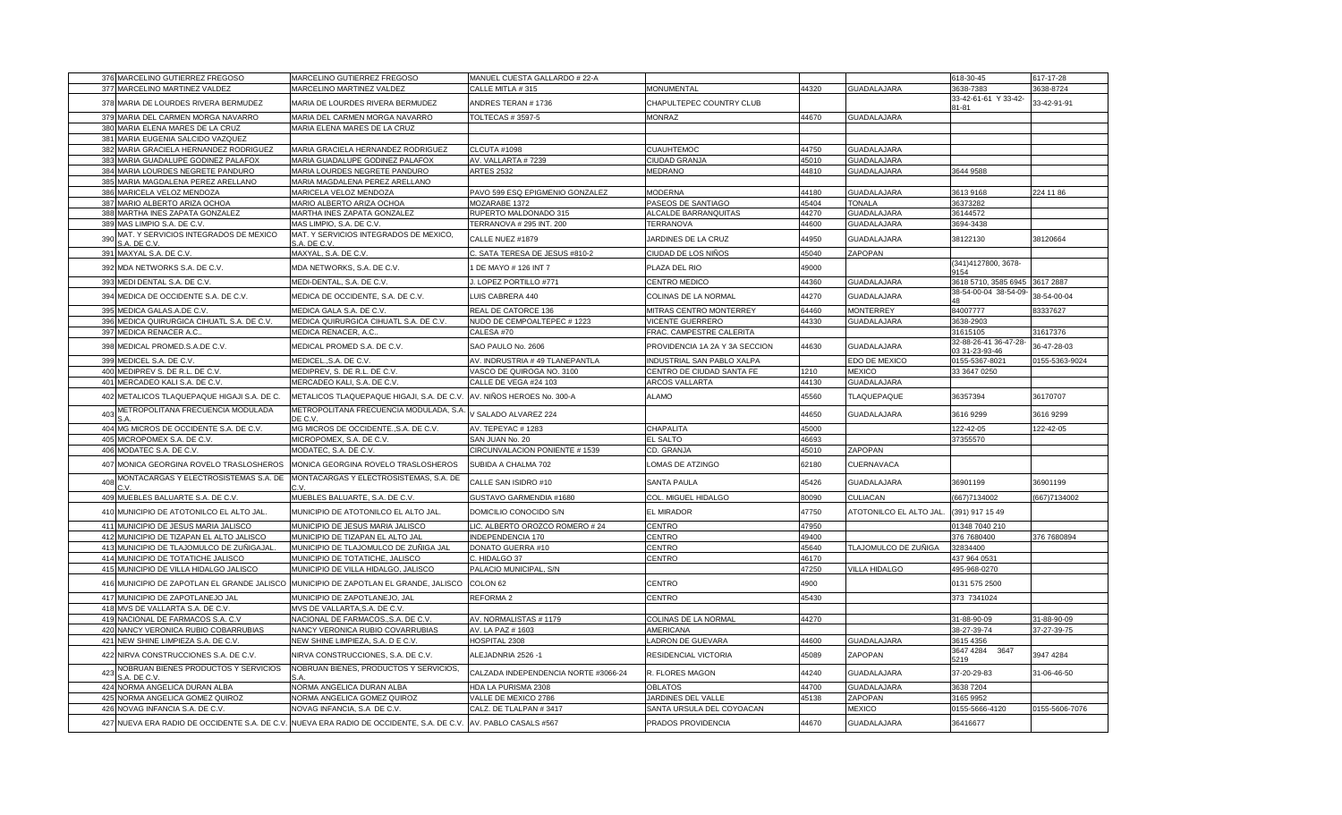| | | | | | | | | |
|---|---|---|---|---|---|---|---|---|
| 376 | MARCELINO GUTIERREZ FREGOSO | MARCELINO GUTIERREZ FREGOSO | MANUEL CUESTA GALLARDO # 22-A | | | | 618-30-45 | 617-17-28 |
| 377 | MARCELINO MARTINEZ VALDEZ | MARCELINO MARTINEZ VALDEZ | CALLE MITLA # 315 | MONUMENTAL | 44320 | GUADALAJARA | 3638-7383 | 3638-8724 |
| 378 | MARIA DE LOURDES RIVERA BERMUDEZ | MARIA DE LOURDES RIVERA BERMUDEZ | ANDRES TERAN # 1736 | CHAPULTEPEC COUNTRY CLUB | | | 33-42-61-61 Y 33-42-81-81 | 33-42-91-91 |
| 379 | MARIA DEL CARMEN MORGA NAVARRO | MARIA DEL CARMEN MORGA NAVARRO | TOLTECAS # 3597-5 | MONRAZ | 44670 | GUADALAJARA | | |
| 380 | MARIA ELENA MARES DE LA CRUZ | MARIA ELENA MARES DE LA CRUZ | | | | | | |
| 381 | MARIA EUGENIA SALCIDO VAZQUEZ | | | | | | | |
| 382 | MARIA GRACIELA HERNANDEZ RODRIGUEZ | MARIA GRACIELA HERNANDEZ RODRIGUEZ | CLCUTA #1098 | CUAUHTEMOC | 44750 | GUADALAJARA | | |
| 383 | MARIA GUADALUPE GODINEZ PALAFOX | MARIA GUADALUPE GODINEZ PALAFOX | AV. VALLARTA # 7239 | CIUDAD GRANJA | 45010 | GUADALAJARA | | |
| 384 | MARIA LOURDES NEGRETE PANDURO | MARIA LOURDES NEGRETE PANDURO | ARTES 2532 | MEDRANO | 44810 | GUADALAJARA | 3644 9588 | |
| 385 | MARIA MAGDALENA PEREZ ARELLANO | MARIA MAGDALENA PEREZ ARELLANO | | | | | | |
| 386 | MARICELA VELOZ MENDOZA | MARICELA VELOZ MENDOZA | PAVO 599 ESQ EPIGMENIO GONZALEZ | MODERNA | 44180 | GUADALAJARA | 3613 9168 | 224 11 86 |
| 387 | MARIO ALBERTO ARIZA OCHOA | MARIO ALBERTO ARIZA OCHOA | MOZARABE 1372 | PASEOS DE SANTIAGO | 45404 | TONALA | 36373282 | |
| 388 | MARTHA INES ZAPATA GONZALEZ | MARTHA INES ZAPATA GONZALEZ | RUPERTO MALDONADO 315 | ALCALDE BARRANQUITAS | 44270 | GUADALAJARA | 36144572 | |
| 389 | MAS LIMPIO S.A. DE C.V. | MAS LIMPIO, S.A. DE C.V. | TERRANOVA # 295 INT. 200 | TERRANOVA | 44600 | GUADALAJARA | 3694-3438 | |
| 390 | MAT. Y SERVICIOS INTEGRADOS DE MEXICO S.A. DE C.V. | MAT. Y SERVICIOS INTEGRADOS DE MEXICO, S.A. DE C.V. | CALLE NUEZ #1879 | JARDINES DE LA CRUZ | 44950 | GUADALAJARA | 38122130 | 38120664 |
| 391 | MAXYAL S.A. DE C.V. | MAXYAL, S.A. DE C.V. | C. SATA TERESA DE JESUS #810-2 | CIUDAD DE LOS NIÑOS | 45040 | ZAPOPAN | | |
| 392 | MDA NETWORKS S.A. DE C.V. | MDA NETWORKS, S.A. DE C.V. | 1 DE MAYO # 126 INT 7 | PLAZA DEL RIO | 49000 | | (341)4127800, 3678-9154 | |
| 393 | MEDI DENTAL S.A. DE C.V. | MEDI-DENTAL, S.A. DE C.V. | J. LOPEZ PORTILLO #771 | CENTRO MEDICO | 44360 | GUADALAJARA | 3618 5710, 3585 6945 | 3617 2887 |
| 394 | MEDICA DE OCCIDENTE S.A. DE C.V. | MEDICA DE OCCIDENTE, S.A. DE C.V. | LUIS CABRERA 440 | COLINAS DE LA NORMAL | 44270 | GUADALAJARA | 38-54-00-04 38-54-09-48 | 38-54-00-04 |
| 395 | MEDICA GALAS.A.DE C.V. | MEDICA GALA S.A. DE C.V. | REAL DE CATORCE 136 | MITRAS CENTRO MONTERREY | 64460 | MONTERREY | 84007777 | 83337627 |
| 396 | MEDICA QUIRURGICA CIHUATL S.A. DE C.V. | MEDICA QUIRURGICA CIHUATL S.A. DE C.V. | NUDO DE CEMPOALTEPEC # 1223 | VICENTE GUERRERO | 44330 | GUADALAJARA | 3638-2903 | |
| 397 | MEDICA RENACER A.C.. | MEDICA RENACER, A.C.. | CALESA #70 | FRAC. CAMPESTRE CALERITA | | | 31615105 | 31617376 |
| 398 | MEDICAL PROMED.S.A.DE C.V. | MEDICAL PROMED S.A. DE C.V. | SAO PAULO No. 2606 | PROVIDENCIA 1A 2A Y 3A SECCION | 44630 | GUADALAJARA | 32-88-26-41 36-47-28-03 31-23-93-46 | 36-47-28-03 |
| 399 | MEDICEL S.A. DE C.V. | MEDICEL,,S.A. DE C.V. | AV. INDRUSTRIA # 49 TLANEPANTLA | INDUSTRIAL SAN PABLO XALPA | | EDO DE MEXICO | 0155-5367-8021 | 0155-5363-9024 |
| 400 | MEDIPREV S. DE R.L. DE C.V. | MEDIPREV, S. DE R.L. DE C.V. | VASCO DE QUIROGA NO. 3100 | CENTRO DE CIUDAD SANTA FE | 1210 | MEXICO | 33 3647 0250 | |
| 401 | MERCADEO KALI S.A. DE C.V. | MERCADEO KALI, S.A. DE C.V. | CALLE DE VEGA #24 103 | ARCOS VALLARTA | 44130 | GUADALAJARA | | |
| 402 | METALICOS TLAQUEPAQUE HIGAJI S.A. DE C. | METALICOS TLAQUEPAQUE HIGAJI, S.A. DE C.V. | AV. NIÑOS HEROES No. 300-A | ALAMO | 45560 | TLAQUEPAQUE | 36357394 | 36170707 |
| 403 | METROPOLITANA FRECUENCIA MODULADA S.A. | METROPOLITANA FRECUENCIA MODULADA, S.A. DE C.V. | V SALADO ALVAREZ 224 | | 44650 | GUADALAJARA | 3616 9299 | 3616 9299 |
| 404 | MG MICROS DE OCCIDENTE S.A. DE C.V. | MG MICROS DE OCCIDENTE.,S.A. DE C.V. | AV. TEPEYAC # 1283 | CHAPALITA | 45000 | | 122-42-05 | 122-42-05 |
| 405 | MICROPOMEX S.A. DE C.V. | MICROPOMEX, S.A. DE C.V. | SAN JUAN No. 20 | EL SALTO | 46693 | | 37355570 | |
| 406 | MODATEC S.A. DE C.V. | MODATEC, S.A. DE C.V. | CIRCUNVALACION PONIENTE # 1539 | CD. GRANJA | 45010 | ZAPOPAN | | |
| 407 | MONICA GEORGINA ROVELO TRASLOSHEROS | MONICA GEORGINA ROVELO TRASLOSHEROS | SUBIDA A CHALMA 702 | LOMAS DE ATZINGO | 62180 | CUERNAVACA | | |
| 408 | MONTACARGAS Y ELECTROSISTEMAS S.A. DE C.V. | MONTACARGAS Y ELECTROSISTEMAS, S.A. DE C.V. | CALLE SAN ISIDRO #10 | SANTA PAULA | 45426 | GUADALAJARA | 36901199 | 36901199 |
| 409 | MUEBLES BALUARTE S.A. DE C.V. | MUEBLES BALUARTE, S.A. DE C.V. | GUSTAVO GARMENDIA #1680 | COL. MIGUEL HIDALGO | 80090 | CULIACAN | (667)7134002 | (667)7134002 |
| 410 | MUNICIPIO DE ATOTONILCO EL ALTO JAL. | MUNICIPIO DE ATOTONILCO EL ALTO JAL. | DOMICILIO CONOCIDO S/N | EL MIRADOR | 47750 | ATOTONILCO EL ALTO JAL. | (391) 917 15 49 | |
| 411 | MUNICIPIO DE JESUS MARIA JALISCO | MUNICIPIO DE JESUS MARIA JALISCO | LIC. ALBERTO OROZCO ROMERO # 24 | CENTRO | 47950 | | 01348 7040 210 | |
| 412 | MUNICIPIO DE TIZAPAN EL ALTO JALISCO | MUNICIPIO DE TIZAPAN EL ALTO JAL | INDEPENDENCIA 170 | CENTRO | 49400 | | 376 7680400 | 376 7680894 |
| 413 | MUNICIPIO DE TLAJOMULCO DE ZUÑIGAJAL. | MUNICIPIO DE TLAJOMULCO DE ZUÑIGA JAL | DONATO GUERRA #10 | CENTRO | 45640 | TLAJOMULCO DE ZUÑIGA | 32834400 | |
| 414 | MUNICIPIO DE TOTATICHE JALISCO | MUNICIPIO DE TOTATICHE, JALISCO | C. HIDALGO 37 | CENTRO | 46170 | | 437 964 0531 | |
| 415 | MUNICIPIO DE VILLA HIDALGO JALISCO | MUNICIPIO DE VILLA HIDALGO, JALISCO | PALACIO MUNICIPAL, S/N | | 47250 | VILLA HIDALGO | 495-968-0270 | |
| 416 | MUNICIPIO DE ZAPOTLAN EL GRANDE JALISCO | MUNICIPIO DE ZAPOTLAN EL GRANDE, JALISCO | COLON 62 | CENTRO | 4900 | | 0131 575 2500 | |
| 417 | MUNICIPIO DE ZAPOTLANEJO JAL | MUNICIPIO DE ZAPOTLANEJO, JAL | REFORMA 2 | CENTRO | 45430 | | 373 7341024 | |
| 418 | MVS DE VALLARTA S.A. DE C.V. | MVS DE VALLARTA,S.A. DE C.V. | | | | | | |
| 419 | NACIONAL DE FARMACOS S.A. C.V | NACIONAL DE FARMACOS.,S.A. DE C.V. | AV. NORMALISTAS # 1179 | COLINAS DE LA NORMAL | 44270 | | 31-88-90-09 | 31-88-90-09 |
| 420 | NANCY VERONICA RUBIO COBARRUBIAS | NANCY VERONICA RUBIO COVARRUBIAS | AV. LA PAZ # 1603 | AMERICANA | | | 38-27-39-74 | 37-27-39-75 |
| 421 | NEW SHINE LIMPIEZA S.A. DE C.V. | NEW SHINE LIMPIEZA, S.A. D E C.V. | HOSPITAL 2308 | LADRON DE GUEVARA | 44600 | GUADALAJARA | 3615 4356 | |
| 422 | NIRVA CONSTRUCCIONES S.A. DE C.V. | NIRVA CONSTRUCCIONES, S.A. DE C.V. | ALEJADNRIA 2526 -1 | RESIDENCIAL VICTORIA | 45089 | ZAPOPAN | 3647 4284 3647 5219 | 3947 4284 |
| 423 | NOBRUAN BIENES PRODUCTOS Y SERVICIOS S.A. DE C.V. | NOBRUAN BIENES, PRODUCTOS Y SERVICIOS, S.A. | CALZADA INDEPENDENCIA NORTE #3066-24 | R. FLORES MAGON | 44240 | GUADALAJARA | 37-20-29-83 | 31-06-46-50 |
| 424 | NORMA ANGELICA DURAN ALBA | NORMA ANGELICA DURAN ALBA | HDA LA PURISMA 2308 | OBLATOS | 44700 | GUADALAJARA | 3638 7204 | |
| 425 | NORMA ANGELICA GOMEZ QUIROZ | NORMA ANGELICA GOMEZ QUIROZ | VALLE DE MEXICO 2786 | JARDINES DEL VALLE | 45138 | ZAPOPAN | 3165 9952 | |
| 426 | NOVAG INFANCIA S.A. DE C.V. | NOVAG INFANCIA, S.A DE C.V. | CALZ. DE TLALPAN # 3417 | SANTA URSULA DEL COYOACAN | | MEXICO | 0155-5666-4120 | 0155-5606-7076 |
| 427 | NUEVA ERA RADIO DE OCCIDENTE S.A. DE C.V. | NUEVA ERA RADIO DE OCCIDENTE, S.A. DE C.V. | AV. PABLO CASALS #567 | PRADOS PROVIDENCIA | 44670 | GUADALAJARA | 36416677 | |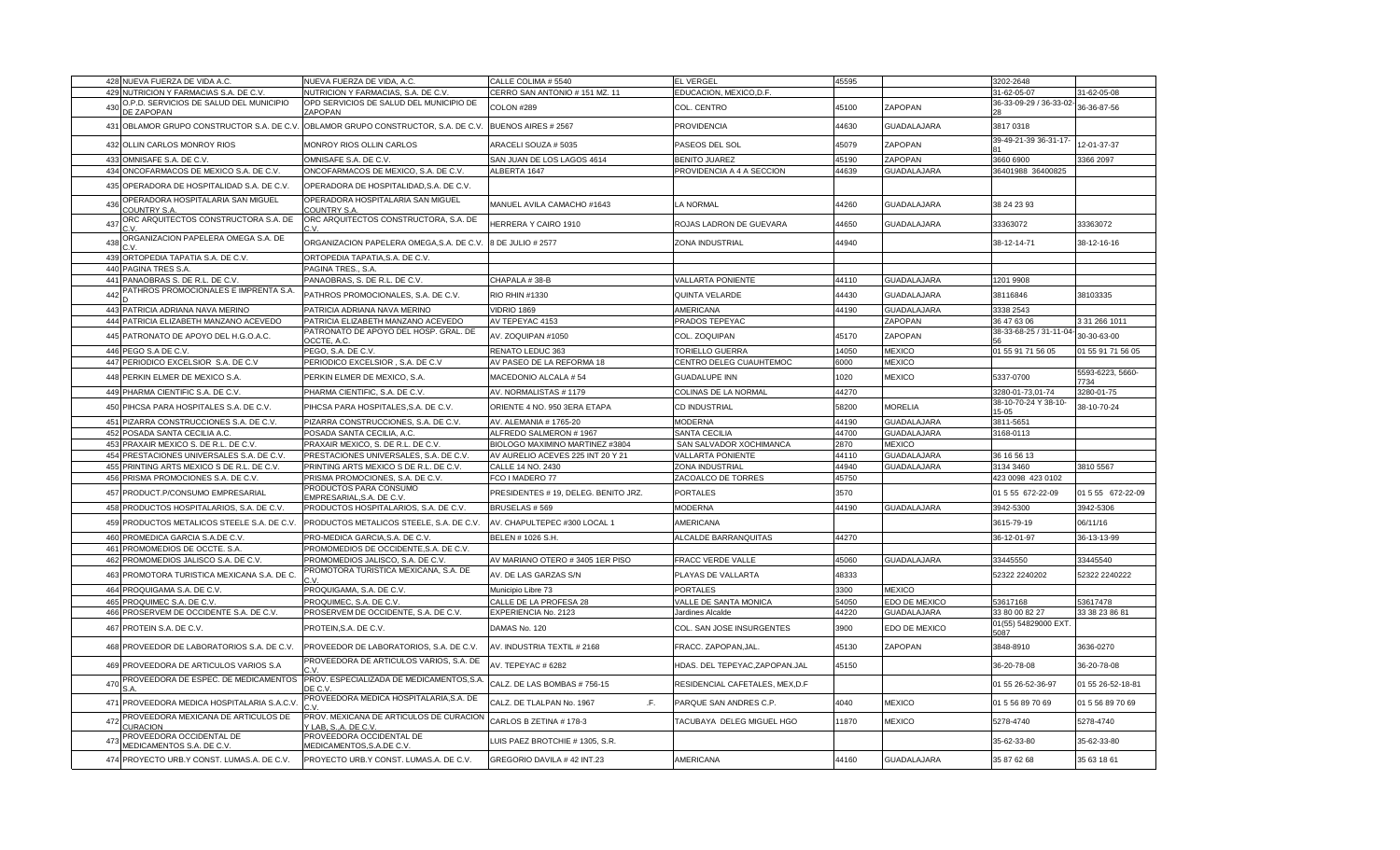| | | | | | | | | |
|---|---|---|---|---|---|---|---|---|
| 428 | NUEVA FUERZA DE VIDA A.C. | NUEVA FUERZA DE VIDA, A.C. | CALLE COLIMA # 5540 | EL VERGEL | 45595 | | 3202-2648 | |
| 429 | NUTRICION Y FARMACIAS S.A. DE C.V. | NUTRICION Y FARMACIAS, S.A. DE C.V. | CERRO SAN ANTONIO # 151 MZ. 11 | EDUCACION, MEXICO,D.F. | | | 31-62-05-07 | 31-62-05-08 |
| 430 | O.P.D. SERVICIOS DE SALUD DEL MUNICIPIO DE ZAPOPAN | OPD SERVICIOS DE SALUD DEL MUNICIPIO DE ZAPOPAN | COLON #289 | COL. CENTRO | 45100 | ZAPOPAN | 36-33-09-29 / 36-33-02-28 | 36-36-87-56 |
| 431 | OBLAMOR GRUPO CONSTRUCTOR S.A. DE C.V. | OBLAMOR GRUPO CONSTRUCTOR, S.A. DE C.V. | BUENOS AIRES # 2567 | PROVIDENCIA | 44630 | GUADALAJARA | 3817 0318 | |
| 432 | OLLIN CARLOS MONROY RIOS | MONROY RIOS OLLIN CARLOS | ARACELI SOUZA # 5035 | PASEOS DEL SOL | 45079 | ZAPOPAN | 39-49-21-39 36-31-17-81 | 12-01-37-37 |
| 433 | OMNISAFE S.A. DE C.V. | OMNISAFE S.A. DE C.V. | SAN JUAN DE LOS LAGOS 4614 | BENITO JUAREZ | 45190 | ZAPOPAN | 3660 6900 | 3366 2097 |
| 434 | ONCOFARMACOS DE MEXICO S.A. DE C.V. | ONCOFARMACOS DE MEXICO, S.A. DE C.V. | ALBERTA 1647 | PROVIDENCIA A 4 A SECCION | 44639 | GUADALAJARA | 36401988 36400825 | |
| 435 | OPERADORA DE HOSPITALIDAD S.A. DE C.V. | OPERADORA DE HOSPITALIDAD,S.A. DE C.V. | | | | | | |
| 436 | OPERADORA HOSPITALARIA SAN MIGUEL COUNTRY S.A. | OPERADORA HOSPITALARIA SAN MIGUEL COUNTRY S.A. | MANUEL AVILA CAMACHO #1643 | LA NORMAL | 44260 | GUADALAJARA | 38 24 23 93 | |
| 437 | ORC ARQUITECTOS CONSTRUCTORA S.A. DE C.V. | ORC ARQUITECTOS CONSTRUCTORA, S.A. DE C.V. | HERRERA Y CAIRO 1910 | ROJAS LADRON DE GUEVARA | 44650 | GUADALAJARA | 33363072 | 33363072 |
| 438 | ORGANIZACION PAPELERA OMEGA S.A. DE C.V. | ORGANIZACION PAPELERA OMEGA,S.A. DE C.V. | 8 DE JULIO # 2577 | ZONA INDUSTRIAL | 44940 | | 38-12-14-71 | 38-12-16-16 |
| 439 | ORTOPEDIA TAPATIA S.A. DE C.V. | ORTOPEDIA TAPATIA,S.A. DE C.V. | | | | | | |
| 440 | PAGINA TRES S.A. | PAGINA TRES., S.A. | | | | | | |
| 441 | PANAOBRAS S. DE R.L. DE C.V. | PANAOBRAS, S. DE R.L. DE C.V. | CHAPALA # 38-B | VALLARTA PONIENTE | 44110 | GUADALAJARA | 1201 9908 | |
| 442 | PATHROS PROMOCIONALES E IMPRENTA S.A. D | PATHROS PROMOCIONALES, S.A. DE C.V. | RIO RHIN #1330 | QUINTA VELARDE | 44430 | GUADALAJARA | 38116846 | 38103335 |
| 443 | PATRICIA ADRIANA NAVA MERINO | PATRICIA ADRIANA NAVA MERINO | VIDRIO 1869 | AMERICANA | 44190 | GUADALAJARA | 3338 2543 | |
| 444 | PATRICIA ELIZABETH MANZANO ACEVEDO | PATRICIA ELIZABETH MANZANO ACEVEDO | AV TEPEYAC 4153 | PRADOS TEPEYAC | | ZAPOPAN | 36 47 63 06 | 3 31 266 1011 |
| 445 | PATRONATO DE APOYO DEL H.G.O.A.C. | PATRONATO DE APOYO DEL HOSP. GRAL. DE OCCTE, A.C. | AV. ZOQUIPAN #1050 | COL. ZOQUIPAN | 45170 | ZAPOPAN | 38-33-68-25 / 31-11-04-56 | 30-30-63-00 |
| 446 | PEGO S.A DE C.V. | PEGO, S.A. DE C.V. | RENATO LEDUC 363 | TORIELLO GUERRA | 14050 | MEXICO | 01 55 91 71 56 05 | 01 55 91 71 56 05 |
| 447 | PERIODICO EXCELSIOR S.A. DE C.V | PERIODICO EXCELSIOR , S.A. DE C.V | AV PASEO DE LA REFORMA 18 | CENTRO DELEG CUAUHTEMOC | 6000 | MEXICO | | |
| 448 | PERKIN ELMER DE MEXICO S.A. | PERKIN ELMER DE MEXICO, S.A. | MACEDONIO ALCALA # 54 | GUADALUPE INN | 1020 | MEXICO | 5337-0700 | 5593-6223, 5660-7734 |
| 449 | PHARMA CIENTIFIC S.A. DE C.V. | PHARMA CIENTIFIC, S.A. DE C.V. | AV. NORMALISTAS # 1179 | COLINAS DE LA NORMAL | 44270 | | 3280-01-73,01-74 | 3280-01-75 |
| 450 | PIHCSA PARA HOSPITALES S.A. DE C.V. | PIHCSA PARA HOSPITALES,S.A. DE C.V. | ORIENTE 4 NO. 950 3ERA ETAPA | CD INDUSTRIAL | 58200 | MORELIA | 38-10-70-24 Y 38-10-15-05 | 38-10-70-24 |
| 451 | PIZARRA CONSTRUCCIONES S.A. DE C.V. | PIZARRA CONSTRUCCIONES, S.A. DE C.V. | AV. ALEMANIA # 1765-20 | MODERNA | 44190 | GUADALAJARA | 3811-5651 | |
| 452 | POSADA SANTA CECILIA A.C. | POSADA SANTA CECILIA, A.C. | ALFREDO SALMERON # 1967 | SANTA CECILIA | 44700 | GUADALAJARA | 3168-0113 | |
| 453 | PRAXAIR MEXICO S. DE R.L. DE C.V. | PRAXAIR MEXICO, S. DE R.L. DE C.V. | BIOLOGO MAXIMINO MARTINEZ #3804 | SAN SALVADOR XOCHIMANCA | 2870 | MEXICO | | |
| 454 | PRESTACIONES UNIVERSALES S.A. DE C.V. | PRESTACIONES UNIVERSALES, S.A. DE C.V. | AV AURELIO ACEVES 225 INT 20 Y 21 | VALLARTA PONIENTE | 44110 | GUADALAJARA | 36 16 56 13 | |
| 455 | PRINTING ARTS MEXICO S DE R.L. DE C.V. | PRINTING ARTS MEXICO S DE R.L. DE C.V. | CALLE 14 NO. 2430 | ZONA INDUSTRIAL | 44940 | GUADALAJARA | 3134 3460 | 3810 5567 |
| 456 | PRISMA PROMOCIONES S.A. DE C.V. | PRISMA PROMOCIONES, S.A. DE C.V. | FCO I MADERO 77 | ZACOALCO DE TORRES | 45750 | | 423 0098 423 0102 | |
| 457 | PRODUCT.P/CONSUMO EMPRESARIAL | PRODUCTOS PARA CONSUMO EMPRESARIAL,S.A. DE C.V. | PRESIDENTES # 19, DELEG. BENITO JRZ. | PORTALES | 3570 | | 01 5 55 672-22-09 | 01 5 55 672-22-09 |
| 458 | PRODUCTOS HOSPITALARIOS, S.A. DE C.V. | PRODUCTOS HOSPITALARIOS, S.A. DE C.V. | BRUSELAS # 569 | MODERNA | 44190 | GUADALAJARA | 3942-5300 | 3942-5306 |
| 459 | PRODUCTOS METALICOS STEELE S.A. DE C.V. | PRODUCTOS METALICOS STEELE, S.A. DE C.V. | AV. CHAPULTEPEC #300 LOCAL 1 | AMERICANA | | | 3615-79-19 | 06/11/16 |
| 460 | PROMEDICA GARCIA S.A.DE C.V. | PRO-MEDICA GARCIA,S.A. DE C.V. | BELEN # 1026 S.H. | ALCALDE BARRANQUITAS | 44270 | | 36-12-01-97 | 36-13-13-99 |
| 461 | PROMOMEDIOS DE OCCTE. S.A. | PROMOMEDIOS DE OCCIDENTE,S.A. DE C.V. | | | | | | |
| 462 | PROMOMEDIOS JALISCO S.A. DE C.V. | PROMOMEDIOS JALISCO, S.A. DE C.V. | AV MARIANO OTERO # 3405 1ER PISO | FRACC VERDE VALLE | 45060 | GUADALAJARA | 33445550 | 33445540 |
| 463 | PROMOTORA TURISTICA MEXICANA S.A. DE C. | PROMOTORA TURISTICA MEXICANA, S.A. DE C.V. | AV. DE LAS GARZAS S/N | PLAYAS DE VALLARTA | 48333 | | 52322 2240202 | 52322 2240222 |
| 464 | PROQUIGAMA S.A. DE C.V. | PROQUIGAMA, S.A. DE C.V. | Municipio Libre 73 | PORTALES | 3300 | MEXICO | | |
| 465 | PROQUIMEC S.A. DE C.V. | PROQUIMEC, S.A. DE C.V. | CALLE DE LA PROFESA 28 | VALLE DE SANTA MONICA | 54050 | EDO DE MEXICO | 53617168 | 53617478 |
| 466 | PROSERVEM DE OCCIDENTE S.A. DE C.V. | PROSERVEM DE OCCIDENTE, S.A. DE C.V. | EXPERIENCIA No. 2123 | Jardines Alcalde | 44220 | GUADALAJARA | 33 80 00 82 27 | 33 38 23 86 81 |
| 467 | PROTEIN S.A. DE C.V. | PROTEIN,S.A. DE C.V. | DAMAS No. 120 | COL. SAN JOSE INSURGENTES | 3900 | EDO DE MEXICO | 01(55) 54829000 EXT. 5087 | |
| 468 | PROVEEDOR DE LABORATORIOS S.A. DE C.V. | PROVEEDOR DE LABORATORIOS, S.A. DE C.V. | AV. INDUSTRIA TEXTIL # 2168 | FRACC. ZAPOPAN,JAL. | 45130 | ZAPOPAN | 3848-8910 | 3636-0270 |
| 469 | PROVEEDORA DE ARTICULOS VARIOS S.A | PROVEEDORA DE ARTICULOS VARIOS, S.A. DE C.V. | AV. TEPEYAC # 6282 | HDAS. DEL TEPEYAC,ZAPOPAN.JAL | 45150 | | 36-20-78-08 | 36-20-78-08 |
| 470 | PROVEEDORA DE ESPEC. DE MEDICAMENTOS S.A. | PROV. ESPECIALIZADA DE MEDICAMENTOS,S.A. DE C.V. | CALZ. DE LAS BOMBAS # 756-15 | RESIDENCIAL CAFETALES, MEX,D.F | | | 01 55 26-52-36-97 | 01 55 26-52-18-81 |
| 471 | PROVEEDORA MEDICA HOSPITALARIA S.A.C.V. | PROVEEDORA MEDICA HOSPITALARIA,S.A. DE C.V. | CALZ. DE TLALPAN No. 1967 .F. | PARQUE SAN ANDRES C.P. | 4040 | MEXICO | 01 5 56 89 70 69 | 01 5 56 89 70 69 |
| 472 | PROVEEDORA MEXICANA DE ARTICULOS DE CURACION | PROV. MEXICANA DE ARTICULOS DE CURACION Y LAB, S.A. DE C.V. | CARLOS B ZETINA # 178-3 | TACUBAYA DELEG MIGUEL HGO | 11870 | MEXICO | 5278-4740 | 5278-4740 |
| 473 | PROVEEDORA OCCIDENTAL DE MEDICAMENTOS S.A. DE C.V. | PROVEEDORA OCCIDENTAL DE MEDICAMENTOS,S.A.DE C.V. | LUIS PAEZ BROTCHIE # 1305, S.R. | | | | 35-62-33-80 | 35-62-33-80 |
| 474 | PROYECTO URB.Y CONST. LUMAS.A. DE C.V. | PROYECTO URB.Y CONST. LUMAS.A. DE C.V. | GREGORIO DAVILA # 42 INT.23 | AMERICANA | 44160 | GUADALAJARA | 35 87 62 68 | 35 63 18 61 |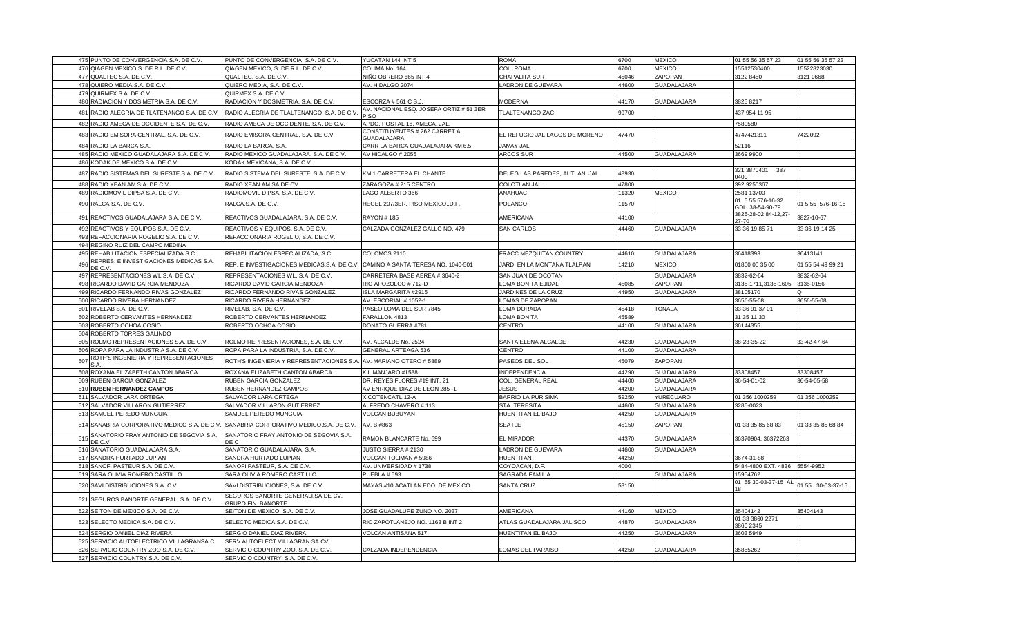| 475 | PUNTO DE CONVERGENCIA S.A. DE C.V. | PUNTO DE CONVERGENCIA, S.A. DE C.V. | YUCATAN 144 INT 5 | ROMA | 6700 | MEXICO | 01 55 56 35 57 23 | 01 55 56 35 57 23 |
|---|---|---|---|---|---|---|---|---|
| 476 | QIAGEN MEXICO S. DE R.L. DE C.V. | QIAGEN MEXICO, S. DE R.L. DE C.V. | COLIMA No. 164 | COL. ROMA | 6700 | MEXICO | 15512530400 | 15522823030 |
| 477 | QUALTEC S.A. DE C.V. | QUALTEC, S.A. DE C.V. | NIÑO OBRERO 665 INT 4 | CHAPALITA SUR | 45046 | ZAPOPAN | 3122 8450 | 3121 0668 |
| 478 | QUIERO MEDIA S.A. DE C.V. | QUIERO MEDIA, S.A. DE C.V. | AV. HIDALGO 2074 | LADRON DE GUEVARA | 44600 | GUADALAJARA | | |
| 479 | QUIRMEX S.A. DE C.V. | QUIRMEX S.A. DE C.V. | | | | | | |
| 480 | RADIACION Y DOSIMETRIA S.A. DE C.V. | RADIACION Y DOSIMETRIA, S.A. DE C.V. | ESCORZA # 561 C S.J. | MODERNA | 44170 | GUADALAJARA | 3825 8217 | |
| 481 | RADIO ALEGRIA DE TLATENANGO S.A. DE C.V | RADIO ALEGRIA DE TLALTENANGO, S.A. DE C.V. | AV. NACIONAL ESQ. JOSEFA ORTIZ # 51 3ER PISO | TLALTENANGO ZAC | 99700 | | 437 954 11 95 | |
| 482 | RADIO AMECA DE OCCIDENTE S.A. DE C.V. | RADIO AMECA DE OCCIDENTE, S.A. DE C.V. | APDO. POSTAL 16, AMECA, JAL. | | | | 7580580 | |
| 483 | RADIO EMISORA CENTRAL. S.A. DE C.V. | RADIO EMISORA CENTRAL, S.A. DE C.V. | CONSTITUYENTES # 262 CARRET A GUADALAJARA | EL REFUGIO JAL LAGOS DE MORENO | 47470 | | 4747421311 | 7422092 |
| 484 | RADIO LA BARCA S.A. | RADIO LA BARCA, S.A. | CARR LA BARCA GUADALAJARA KM 6.5 | JAMAY JAL. | | | 52116 | |
| 485 | RADIO MEXICO GUADALAJARA S.A. DE C.V. | RADIO MEXICO GUADALAJARA, S.A. DE C.V. | AV HIDALGO # 2055 | ARCOS SUR | 44500 | GUADALAJARA | 3669 9900 | |
| 486 | KODAK DE MEXICO S.A. DE C.V. | KODAK MEXICANA, S.A. DE C.V. | | | | | | |
| 487 | RADIO SISTEMAS DEL SURESTE S.A. DE C.V. | RADIO SISTEMA DEL SURESTE, S.A. DE C.V. | KM 1 CARRETERA EL CHANTE | DELEG LAS PAREDES, AUTLAN JAL | 48930 | | 321 3870401 387 0400 | |
| 488 | RADIO XEAN AM S.A. DE C.V. | RADIO XEAN AM SA DE CV | ZARAGOZA # 215 CENTRO | COLOTLAN JAL. | 47800 | | 392 9250367 | |
| 489 | RADIOMOVIL DIPSA S.A. DE C.V. | RADIOMOVIL DIPSA, S.A. DE C.V. | LAGO ALBERTO 366 | ANAHUAC | 11320 | MEXICO | 2581 13700 | |
| 490 | RALCA S.A. DE C.V. | RALCA,S.A. DE C.V. | HEGEL 207/3ER. PISO MEXICO.,D.F. | POLANCO | 11570 | | 01 5 55 576-16-32 GDL. 38-54-90-79 | 01 5 55 576-16-15 |
| 491 | REACTIVOS GUADALAJARA S.A. DE C.V. | REACTIVOS GUADALAJARA, S.A. DE C.V. | RAYON # 185 | AMERICANA | 44100 | | 3825-28-02,84-12,27-27-70 | 3827-10-67 |
| 492 | REACTIVOS Y EQUIPOS S.A. DE C.V. | REACTIVOS Y EQUIPOS, S.A. DE C.V. | CALZADA GONZALEZ GALLO NO. 479 | SAN CARLOS | 44460 | GUADALAJARA | 33 36 19 85 71 | 33 36 19 14 25 |
| 493 | REFACCIONARIA ROGELIO S.A. DE C.V. | REFACCIONARIA ROGELIO, S.A. DE C.V. | | | | | | |
| 494 | REGINO RUIZ DEL CAMPO MEDINA | | | | | | | |
| 495 | REHABILITACION ESPECIALIZADA S.C. | REHABILITACION ESPECIALIZADA, S.C. | COLOMOS 2110 | FRACC MEZQUITAN COUNTRY | 44610 | GUADALAJARA | 36418393 | 36413141 |
| 496 | REPRES. E INVESTIGACIONES MEDICAS S.A. DE C.V. | REP. E INVESTIGACIONES MEDICAS,S.A. DE C.V. | CAMINO A SANTA TERESA NO. 1040-501 | JARD. EN LA MONTAÑA TLALPAN | 14210 | MEXICO | 01800 00 35 00 | 01 55 54 49 99 21 |
| 497 | REPRESENTACIONES WL S.A. DE C.V. | REPRESENTACIONES WL, S.A. DE C.V. | CARRETERA BASE AEREA # 3640-2 | SAN JUAN DE OCOTAN | | GUADALAJARA | 3832-62-64 | 3832-62-64 |
| 498 | RICARDO DAVID GARCIA MENDOZA | RICARDO DAVID GARCIA MENDOZA | RIO APOZOLCO # 712-D | LOMA BONITA EJIDAL | 45085 | ZAPOPAN | 3135-1711,3135-1605 | 3135-0156 |
| 499 | RICARDO FERNANDO RIVAS GONZALEZ | RICARDO FERNANDO RIVAS GONZALEZ | ISLA MARGARITA #2915 | JARDINES DE LA CRUZ | 44950 | GUADALAJARA | 38105170 | Q |
| 500 | RICARDO RIVERA HERNANDEZ | RICARDO RIVERA HERNANDEZ | AV. ESCORIAL # 1052-1 | LOMAS DE ZAPOPAN | | | 3656-55-08 | 3656-55-08 |
| 501 | RIVELAB S.A. DE C.V. | RIVELAB, S.A. DE C.V. | PASEO LOMA DEL SUR 7845 | LOMA DORADA | 45418 | TONALA | 33 36 91 37 01 | |
| 502 | ROBERTO CERVANTES HERNANDEZ | ROBERTO CERVANTES HERNANDEZ | FARALLON 4813 | LOMA BONITA | 45589 | | 31 35 11 30 | |
| 503 | ROBERTO OCHOA COSIO | ROBERTO OCHOA COSIO | DONATO GUERRA #781 | CENTRO | 44100 | GUADALAJARA | 36144355 | |
| 504 | ROBERTO TORRES GALINDO | | | | | | | |
| 505 | ROLMO REPRESENTACIONES S.A. DE C.V. | ROLMO REPRESENTACIONES, S.A. DE C.V. | AV. ALCALDE No. 2524 | SANTA ELENA ALCALDE | 44230 | GUADALAJARA | 38-23-35-22 | 33-42-47-64 |
| 506 | ROPA PARA LA INDUSTRIA S.A. DE C.V. | ROPA PARA LA INDUSTRIA, S.A. DE C.V. | GENERAL ARTEAGA 536 | CENTRO | 44100 | GUADALAJARA | | |
| 507 | ROTH'S INGENIERIA Y REPRESENTACIONES S.A. | ROTH'S INGENIERIA Y REPRESENTACIONES S.A. | AV. MARIANO OTERO # 5889 | PASEOS DEL SOL | 45079 | ZAPOPAN | | |
| 508 | ROXANA ELIZABETH CANTON ABARCA | ROXANA ELIZABETH CANTON ABARCA | KILIMANJARO #1588 | INDEPENDENCIA | 44290 | GUADALAJARA | 33308457 | 33308457 |
| 509 | RUBEN GARCIA GONZALEZ | RUBEN GARCIA GONZALEZ | DR. REYES FLORES #19 INT. 21 | COL. GENERAL REAL | 44400 | GUADALAJARA | 36-54-01-02 | 36-54-05-58 |
| 510 | **RUBEN HERNANDEZ CAMPOS** | RUBEN HERNANDEZ CAMPOS | AV ENRIQUE DIAZ DE LEON 285 -1 | JESUS | 44200 | GUADALAJARA | | |
| 511 | SALVADOR LARA ORTEGA | SALVADOR LARA ORTEGA | XICOTENCATL 12-A | BARRIO LA PURISIMA | 59250 | YURECUARO | 01 356 1000259 | 01 356 1000259 |
| 512 | SALVADOR VILLARON GUTIERREZ | SALVADOR VILLARON GUTIERREZ | ALFREDO CHAVERO # 113 | STA. TERESITA | 44600 | GUADALAJARA | 3285-0023 | |
| 513 | SAMUEL PEREDO MUNGUIA | SAMUEL PEREDO MUNGUIA | VOLCAN BUBUYAN | HUENTITAN EL BAJO | 44250 | GUADALAJARA | | |
| 514 | SANABRIA CORPORATIVO MEDICO S.A. DE C.V. | SANABRIA CORPORATIVO MEDICO,S.A. DE C.V. | AV. B #863 | SEATLE | 45150 | ZAPOPAN | 01 33 35 85 68 83 | 01 33 35 85 68 84 |
| 515 | SANATORIO FRAY ANTONIO DE SEGOVIA S.A. DE C.V | SANATORIO FRAY ANTONIO DE SEGOVIA S.A. DE C | RAMON BLANCARTE No. 699 | EL MIRADOR | 44370 | GUADALAJARA | 36370904, 36372263 | |
| 516 | SANATORIO GUADALAJARA S.A. | SANATORIO GUADALAJARA, S.A. | JUSTO SIERRA # 2130 | LADRON DE GUEVARA | 44600 | GUADALAJARA | | |
| 517 | SANDRA HURTADO LUPIAN | SANDRA HURTADO LUPIAN | VOLCAN TOLIMAN # 5986 | HUENTITAN | 44250 | | 3674-31-88 | |
| 518 | SANOFI PASTEUR S.A. DE C.V. | SANOFI PASTEUR, S.A. DE C.V. | AV. UNIVERSIDAD # 1738 | COYOACAN, D.F. | 4000 | | 5484-4800 EXT. 4836 | 5554-9952 |
| 519 | SARA OLIVIA ROMERO CASTILLO | SARA OLIVIA ROMERO CASTILLO | PUEBLA # 593 | SAGRADA FAMILIA | | GUADALAJARA | 15954762 | |
| 520 | SAVI DISTRIBUCIONES S.A. C.V. | SAVI DISTRIBUCIONES, S.A. DE C.V. | MAYAS #10 ACATLAN EDO. DE MEXICO. | SANTA CRUZ | 53150 | | 01 55 30-03-37-15 AL 18 | 01 55 30-03-37-15 |
| 521 | SEGUROS BANORTE GENERALI S.A. DE C.V. | SEGUROS BANORTE GENERALI,SA DE CV. GRUPO FIN. BANORTE | | | | | | |
| 522 | SEITON DE MEXICO S.A. DE C.V. | SEITON DE MEXICO, S.A. DE C.V. | JOSE GUADALUPE ZUNO NO. 2037 | AMERICANA | 44160 | MEXICO | 35404142 | 35404143 |
| 523 | SELECTO MEDICA S.A. DE C.V. | SELECTO MEDICA S.A. DE C.V. | RIO ZAPOTLANEJO NO. 1163 B INT 2 | ATLAS GUADALAJARA JALISCO | 44870 | GUADALAJARA | 01 33 3860 2271 3860 2345 | |
| 524 | SERGIO DANIEL DIAZ RIVERA | SERGIO DANIEL DIAZ RIVERA | VOLCAN ANTISANA 517 | HUENTITAN EL BAJO | 44250 | GUADALAJARA | 3603 5949 | |
| 525 | SERVICIO AUTOELECTRICO VILLAGRANSA C | SERV AUTOELECT VILLAGRAN SA CV | | | | | | |
| 526 | SERVICIO COUNTRY ZOO S.A. DE C.V. | SERVICIO COUNTRY ZOO, S.A. DE C.V. | CALZADA INDEPENDENCIA | LOMAS DEL PARAISO | 44250 | GUADALAJARA | 35855262 | |
| 527 | SERVICIO COUNTRY S.A. DE C.V. | SERVICIO COUNTRY, S.A. DE C.V. | | | | | | |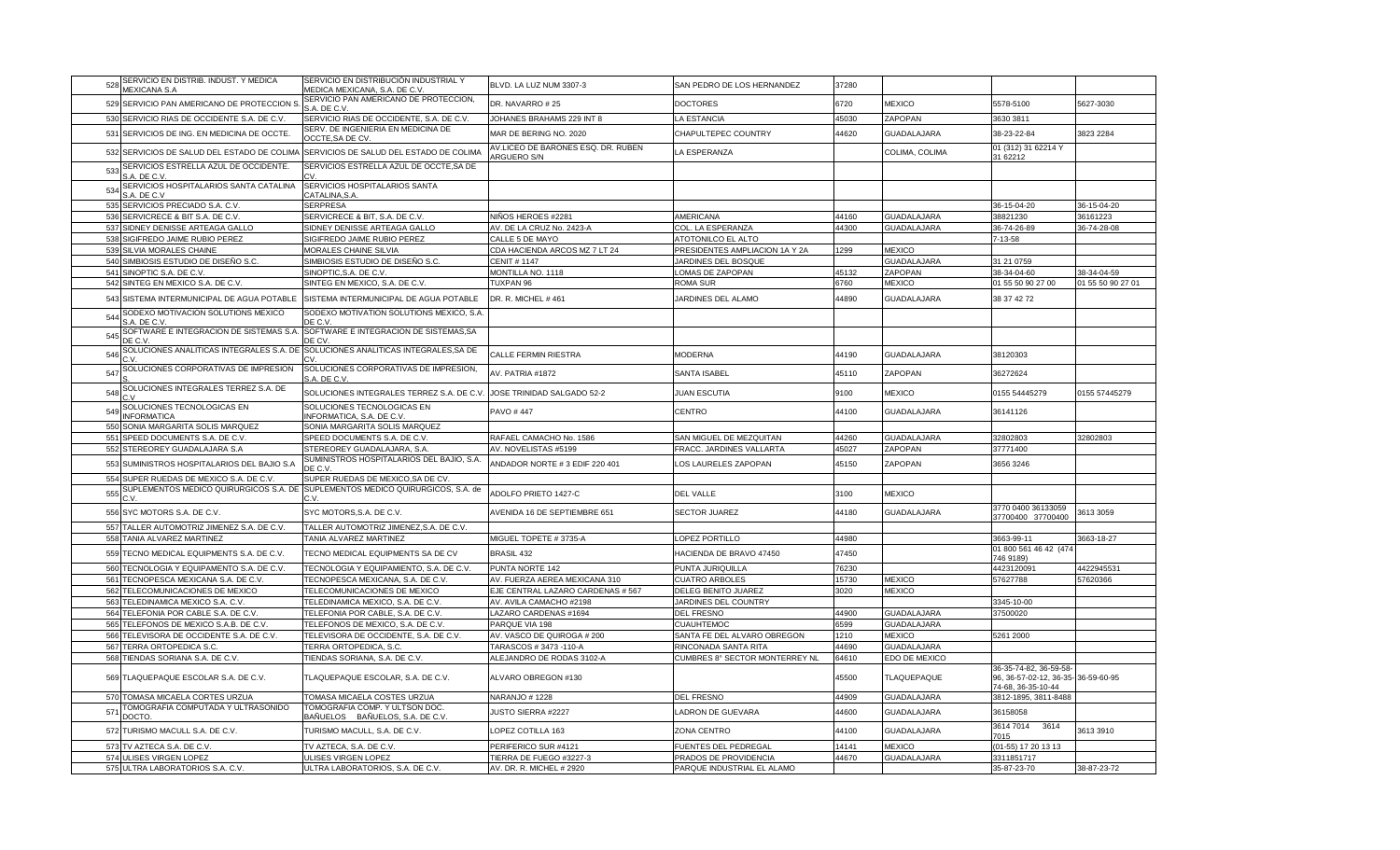| 528 | SERVICIO EN DISTRIB. INDUST. Y MEDICA MEXICANA S.A | SERVICIO EN DISTRIBUCIÓN INDUSTRIAL Y MEDICA MEXICANA, S.A. DE C.V. | BLVD. LA LUZ NUM 3307-3 | SAN PEDRO DE LOS HERNANDEZ | 37280 | | | |
|---|---|---|---|---|---|---|---|---|
| 529 | SERVICIO PAN AMERICANO DE PROTECCION S. | SERVICIO PAN AMERICANO DE PROTECCION, S.A. DE C.V. | DR. NAVARRO # 25 | DOCTORES | 6720 | MEXICO | 5578-5100 | 5627-3030 |
| 530 | SERVICIO RIAS DE OCCIDENTE S.A. DE C.V. | SERVICIO RIAS DE OCCIDENTE, S.A. DE C.V. | JOHANES BRAHAMS 229 INT 8 | LA ESTANCIA | 45030 | ZAPOPAN | 3630 3811 | |
| 531 | SERVICIOS DE ING. EN MEDICINA DE OCCTE. | SERV. DE INGENIERIA EN MEDICINA DE OCCTE,SA DE CV. | MAR DE BERING NO. 2020 | CHAPULTEPEC COUNTRY | 44620 | GUADALAJARA | 38-23-22-84 | 3823 2284 |
| 532 | SERVICIOS DE SALUD DEL ESTADO DE COLIMA | SERVICIOS DE SALUD DEL ESTADO DE COLIMA | AV.LICEO DE BARONES ESQ. DR. RUBEN ARGUERO S/N | LA ESPERANZA | | COLIMA, COLIMA | 01 (312) 31 62214 Y 31 62212 | |
| 533 | SERVICIOS ESTRELLA AZUL DE OCCIDENTE. S.A. DE C.V. | SERVICIOS ESTRELLA AZUL DE OCCTE,SA DE CV. | | | | | | |
| 534 | SERVICIOS HOSPITALARIOS SANTA CATALINA S.A. DE C.V | SERVICIOS HOSPITALARIOS SANTA CATALINA,S.A. | | | | | | |
| 535 | SERVICIOS PRECIADO S.A. C.V. | SERPRESA | | | | | 36-15-04-20 | 36-15-04-20 |
| 536 | SERVICRECE & BIT S.A. DE C.V. | SERVICRECE & BIT, S.A. DE C.V. | NIÑOS HEROES #2281 | AMERICANA | 44160 | GUADALAJARA | 38821230 | 36161223 |
| 537 | SIDNEY DENISSE ARTEAGA GALLO | SIDNEY DENISSE ARTEAGA GALLO | AV. DE LA CRUZ No. 2423-A | COL. LA ESPERANZA | 44300 | GUADALAJARA | 36-74-26-89 | 36-74-28-08 |
| 538 | SIGIFREDO JAIME RUBIO PEREZ | SIGIFREDO JAIME RUBIO PEREZ | CALLE 5 DE MAYO | ATOTONILCO EL ALTO | | | 7-13-58 | |
| 539 | SILVIA MORALES CHAINE | MORALES CHAINE SILVIA | CDA HACIENDA ARCOS MZ 7 LT 24 | PRESIDENTES AMPLIACION 1A Y 2A | 1299 | MEXICO | | |
| 540 | SIMBIOSIS ESTUDIO DE DISEÑO S.C. | SIMBIOSIS ESTUDIO DE DISEÑO S.C. | CENIT # 1147 | JARDINES DEL BOSQUE | | GUADALAJARA | 31 21 0759 | |
| 541 | SINOPTIC S.A. DE C.V. | SINOPTIC,S.A. DE C.V. | MONTILLA NO. 1118 | LOMAS DE ZAPOPAN | 45132 | ZAPOPAN | 38-34-04-60 | 38-34-04-59 |
| 542 | SINTEG EN MEXICO S.A. DE C.V. | SINTEG EN MEXICO, S.A. DE C.V. | TUXPAN 96 | ROMA SUR | 6760 | MEXICO | 01 55 50 90 27 00 | 01 55 50 90 27 01 |
| 543 | SISTEMA INTERMUNICIPAL DE AGUA POTABLE | SISTEMA INTERMUNICIPAL DE AGUA POTABLE | DR. R. MICHEL # 461 | JARDINES DEL ALAMO | 44890 | GUADALAJARA | 38 37 42 72 | |
| 544 | SODEXO MOTIVACION SOLUTIONS MEXICO S.A. DE C.V. | SODEXO MOTIVATION SOLUTIONS MEXICO, S.A. DE C.V. | | | | | | |
| 545 | SOFTWARE E INTEGRACION DE SISTEMAS S.A. DE C.V. | SOFTWARE E INTEGRACION DE SISTEMAS,SA DE CV. | | | | | | |
| 546 | SOLUCIONES ANALITICAS INTEGRALES S.A. DE C.V. | SOLUCIONES ANALITICAS INTEGRALES,SA DE CV. | CALLE FERMIN RIESTRA | MODERNA | 44190 | GUADALAJARA | 38120303 | |
| 547 | SOLUCIONES CORPORATIVAS DE IMPRESION S. | SOLUCIONES CORPORATIVAS DE IMPRESION, S.A. DE C.V. | AV. PATRIA #1872 | SANTA ISABEL | 45110 | ZAPOPAN | 36272624 | |
| 548 | SOLUCIONES INTEGRALES TERREZ S.A. DE C.V | SOLUCIONES INTEGRALES TERREZ S.A. DE C.V. | JOSE TRINIDAD SALGADO 52-2 | JUAN ESCUTIA | 9100 | MEXICO | 0155 54445279 | 0155 57445279 |
| 549 | SOLUCIONES TECNOLOGICAS EN INFORMATICA | SOLUCIONES TECNOLOGICAS EN INFORMATICA, S.A. DE C.V. | PAVO # 447 | CENTRO | 44100 | GUADALAJARA | 36141126 | |
| 550 | SONIA MARGARITA SOLIS MARQUEZ | SONIA MARGARITA SOLIS MARQUEZ | | | | | | |
| 551 | SPEED DOCUMENTS S.A. DE C.V. | SPEED DOCUMENTS S.A. DE C.V. | RAFAEL CAMACHO No. 1586 | SAN MIGUEL DE MEZQUITAN | 44260 | GUADALAJARA | 32802803 | 32802803 |
| 552 | STEREOREY GUADALAJARA S.A | STEREOREY GUADALAJARA, S.A. | AV. NOVELISTAS #5199 | FRACC. JARDINES VALLARTA | 45027 | ZAPOPAN | 37771400 | |
| 553 | SUMINISTROS HOSPITALARIOS DEL BAJIO S.A | SUMINISTROS HOSPITALARIOS DEL BAJIO, S.A. DE C.V. | ANDADOR NORTE # 3 EDIF 220 401 | LOS LAURELES ZAPOPAN | 45150 | ZAPOPAN | 3656 3246 | |
| 554 | SUPER RUEDAS DE MEXICO S.A. DE C.V. | SUPER RUEDAS DE MEXICO,SA DE CV. | | | | | | |
| 555 | SUPLEMENTOS MEDICO QUIRURGICOS S.A. DE C.V. | SUPLEMENTOS MEDICO QUIRURGICOS, S.A. de C.V. | ADOLFO PRIETO 1427-C | DEL VALLE | 3100 | MEXICO | | |
| 556 | SYC MOTORS S.A. DE C.V. | SYC MOTORS,S.A. DE C.V. | AVENIDA 16 DE SEPTIEMBRE 651 | SECTOR JUAREZ | 44180 | GUADALAJARA | 3770 0400 36133059 37700400 37700400 | 3613 3059 |
| 557 | TALLER AUTOMOTRIZ JIMENEZ S.A. DE C.V. | TALLER AUTOMOTRIZ JIMENEZ,S.A. DE C.V. | | | | | | |
| 558 | TANIA ALVAREZ MARTINEZ | TANIA ALVAREZ MARTINEZ | MIGUEL TOPETE # 3735-A | LOPEZ PORTILLO | 44980 | | 3663-99-11 | 3663-18-27 |
| 559 | TECNO MEDICAL EQUIPMENTS S.A. DE C.V. | TECNO MEDICAL EQUIPMENTS SA DE CV | BRASIL 432 | HACIENDA DE BRAVO 47450 | 47450 | | 01 800 561 46 42 (474 746 9189) | |
| 560 | TECNOLOGIA Y EQUIPAMENTO S.A. DE C.V. | TECNOLOGIA Y EQUIPAMIENTO, S.A. DE C.V. | PUNTA NORTE 142 | PUNTA JURIQUILLA | 76230 | | 4423120091 | 4422945531 |
| 561 | TECNOPESCA MEXICANA S.A. DE C.V. | TECNOPESCA MEXICANA, S.A. DE C.V. | AV. FUERZA AEREA MEXICANA 310 | CUATRO ARBOLES | 15730 | MEXICO | 57627788 | 57620366 |
| 562 | TELECOMUNICACIONES DE MEXICO | TELECOMUNICACIONES DE MEXICO | EJE CENTRAL LAZARO CARDENAS # 567 | DELEG BENITO JUAREZ | 3020 | MEXICO | | |
| 563 | TELEDINAMICA MEXICO S.A. C.V. | TELEDINAMICA MEXICO, S.A. DE C.V. | AV. AVILA CAMACHO #2198 | JARDINES DEL COUNTRY | | | 3345-10-00 | |
| 564 | TELEFONIA POR CABLE S.A. DE C.V. | TELEFONIA POR CABLE, S.A. DE C.V. | LAZARO CARDENAS #1694 | DEL FRESNO | 44900 | GUADALAJARA | 37500020 | |
| 565 | TELEFONOS DE MEXICO S.A.B. DE C.V. | TELEFONOS DE MEXICO, S.A. DE C.V. | PARQUE VIA 198 | CUAUHTEMOC | 6599 | GUADALAJARA | | |
| 566 | TELEVISORA DE OCCIDENTE S.A. DE C.V. | TELEVISORA DE OCCIDENTE, S.A. DE C.V. | AV. VASCO DE QUIROGA # 200 | SANTA FE DEL ALVARO OBREGON | 1210 | MEXICO | 5261 2000 | |
| 567 | TERRA ORTOPEDICA S.C. | TERRA ORTOPEDICA, S.C. | TARASCOS # 3473 -110-A | RINCONADA SANTA RITA | 44690 | GUADALAJARA | | |
| 568 | TIENDAS SORIANA S.A. DE C.V. | TIENDAS SORIANA, S.A. DE C.V. | ALEJANDRO DE RODAS 3102-A | CUMBRES 8° SECTOR MONTERREY NL | 64610 | EDO DE MEXICO | | |
| 569 | TLAQUEPAQUE ESCOLAR S.A. DE C.V. | TLAQUEPAQUE ESCOLAR, S.A. DE C.V. | ALVARO OBREGON #130 | | 45500 | TLAQUEPAQUE | 36-35-74-82, 36-59-58-96, 36-57-02-12, 36-35-74-68, 36-35-10-44 | 36-59-60-95 |
| 570 | TOMASA MICAELA CORTES URZUA | TOMASA MICAELA COSTES URZUA | NARANJO # 1228 | DEL FRESNO | 44909 | GUADALAJARA | 3812-1895, 3811-8488 | |
| 571 | TOMOGRAFIA COMPUTADA Y ULTRASONIDO DOCTO. | TOMOGRAFIA COMP. Y ULTSON DOC. BAÑUELOS BAÑUELOS, S.A. DE C.V. | JUSTO SIERRA #2227 | LADRON DE GUEVARA | 44600 | GUADALAJARA | 36158058 | |
| 572 | TURISMO MACULL S.A. DE C.V. | TURISMO MACULL, S.A. DE C.V. | LOPEZ COTILLA 163 | ZONA CENTRO | 44100 | GUADALAJARA | 3614 7014 3614 7015 | 3613 3910 |
| 573 | TV AZTECA S.A. DE C.V. | TV AZTECA, S.A. DE C.V. | PERIFERICO SUR #4121 | FUENTES DEL PEDREGAL | 14141 | MEXICO | (01-55) 17 20 13 13 | |
| 574 | ULISES VIRGEN LOPEZ | ULISES VIRGEN LOPEZ | TIERRA DE FUEGO #3227-3 | PRADOS DE PROVIDENCIA | 44670 | GUADALAJARA | 3311851717 | |
| 575 | ULTRA LABORATORIOS S.A. C.V. | ULTRA LABORATORIOS, S.A. DE C.V. | AV. DR. R. MICHEL # 2920 | PARQUE INDUSTRIAL EL ALAMO | | | 35-87-23-70 | 38-87-23-72 |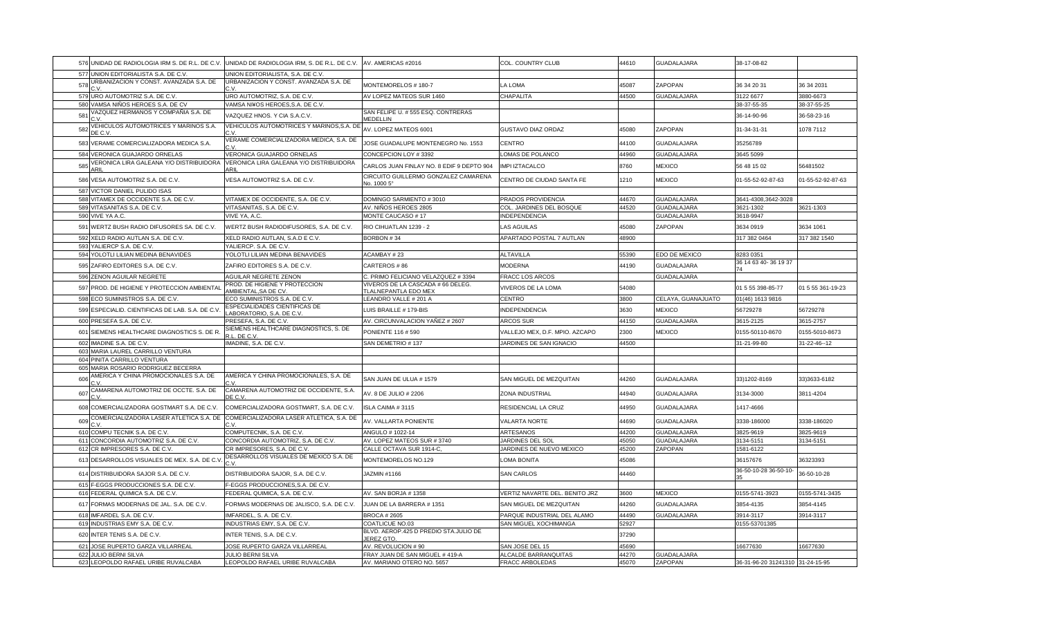| 576 | UNIDAD DE RADIOLOGIA IRM S. DE R.L. DE C.V. | UNIDAD DE RADIOLOGIA IRM, S. DE R.L. DE C.V. | AV. AMERICAS #2016 | COL. COUNTRY CLUB | 44610 | GUADALAJARA | 38-17-08-82 | |
|---|---|---|---|---|---|---|---|---|
| 577 | UNION EDITORIALISTA S.A. DE C.V. | UNION EDITORIALISTA, S.A. DE C.V. | | | | | | |
| 578 | URBANIZACION Y CONST. AVANZADA S.A. DE C.V. | URBANIZACION Y CONST. AVANZADA S.A. DE C.V. | MONTEMORELOS # 180-7 | LA LOMA | 45087 | ZAPOPAN | 36 34 20 31 | 36 34 2031 |
| 579 | URO AUTOMOTRIZ S.A. DE C.V. | URO AUTOMOTRIZ, S.A. DE C.V. | AV LOPEZ MATEOS SUR 1460 | CHAPALITA | 44500 | GUADALAJARA | 3122 6677 | 3880-6673 |
| 580 | VAMSA NIÑOS HEROES S.A. DE CV | VAMSA NI¥OS HEROES,S.A. DE C.V. | | | | | 38-37-55-35 | 38-37-55-25 |
| 581 | VAZQUEZ HERMANOS Y COMPAÑIA S.A. DE C.V. | VAZQUEZ HNOS. Y CIA S.A.C.V. | SAN FELIPE U. # 555 ESQ. CONTRERAS MEDELLIN | | | | 36-14-90-96 | 36-58-23-16 |
| 582 | VEHICULOS AUTOMOTRICES Y MARINOS S.A. DE C.V. | VEHICULOS AUTOMOTRICES Y MARINOS,S.A. DE C.V. | AV. LOPEZ MATEOS 6001 | GUSTAVO DIAZ ORDAZ | 45080 | ZAPOPAN | 31-34-31-31 | 1078 7112 |
| 583 | VERAME COMERCIALIZADORA MEDICA S.A. | VERAME COMERCIALIZADORA MEDICA, S.A. DE C.V. | JOSE GUADALUPE MONTENEGRO No. 1553 | CENTRO | 44100 | GUADALAJARA | 35256789 | |
| 584 | VERONICA GUAJARDO ORNELAS | VERONICA GUAJARDO ORNELAS | CONCEPCION LOY # 3392 | LOMAS DE POLANCO | 44960 | GUADALAJARA | 3645 5099 | |
| 585 | VERONICA LIRA GALEANA Y/O DISTRIBUIDORA ARIL | VERONICA LIRA GALEANA Y/O DISTRIBUIDORA ARIL | CARLOS JUAN FINLAY NO. 8 EDIF 9 DEPTO 904 | IMPI IZTACALCO | 8760 | MEXICO | 56 48 15 02 | 56481502 |
| 586 | VESA AUTOMOTRIZ S.A. DE C.V. | VESA AUTOMOTRIZ S.A. DE C.V. | CIRCUITO GUILLERMO GONZALEZ CAMARENA No. 1000 5° | CENTRO DE CIUDAD SANTA FE | 1210 | MEXICO | 01-55-52-92-87-63 | 01-55-52-92-87-63 |
| 587 | VICTOR DANIEL PULIDO ISAS | | | | | | | |
| 588 | VITAMEX DE OCCIDENTE S.A. DE C.V. | VITAMEX DE OCCIDENTE, S.A. DE C.V. | DOMINGO SARMIENTO # 3010 | PRADOS PROVIDENCIA | 44670 | GUADALAJARA | 3641-4308,3642-3028 | |
| 589 | VITASANITAS S.A. DE C.V. | VITASANITAS, S.A. DE C.V. | AV. NIÑOS HEROES 2805 | COL. JARDINES DEL BOSQUE | 44520 | GUADALAJARA | 3621-1302 | 3621-1303 |
| 590 | VIVE YA A.C. | VIVE YA, A.C. | MONTE CAUCASO # 17 | INDEPENDENCIA | | GUADALAJARA | 3618-9947 | |
| 591 | WERTZ BUSH RADIO DIFUSORES SA. DE C.V. | WERTZ BUSH RADIODIFUSORES, S.A. DE C.V. | RIO CIHUATLAN 1239 - 2 | LAS AGUILAS | 45080 | ZAPOPAN | 3634 0919 | 3634 1061 |
| 592 | XELD RADIO AUTLAN S.A. DE C.V. | XELD RADIO AUTLAN, S.A.D E C.V. | BORBON # 34 | APARTADO POSTAL 7 AUTLAN | 48900 | | 317 382 0464 | 317 382 1540 |
| 593 | YALIERCP S.A. DE C.V. | YALIERCP, S.A. DE C.V. | | | | | | |
| 594 | YOLOTLI LILIAN MEDINA BENAVIDES | YOLOTLI LILIAN MEDINA BENAVIDES | ACAMBAY # 23 | ALTAVILLA | 55390 | EDO DE MEXICO | 8283 0351 | |
| 595 | ZAFIRO EDITORES S.A. DE C.V. | ZAFIRO EDITORES S.A. DE C.V. | CARTEROS # 86 | MODERNA | 44190 | GUADALAJARA | 36 14 63 40- 36 19 37 74 | |
| 596 | ZENON AGUILAR NEGRETE | AGUILAR NEGRETE ZENON | C. PRIMO FELICIANO VELAZQUEZ # 3394 | FRACC LOS ARCOS | | GUADALAJARA | | |
| 597 | PROD. DE HIGIENE Y PROTECCION AMBIENTAL | PROD. DE HIGIENE Y PROTECCION AMBIENTAL,SA DE CV. | VIVEROS DE LA CASCADA # 66 DELEG. TLALNEPANTLA EDO MEX | VIVEROS DE LA LOMA | 54080 | | 01 5 55 398-85-77 | 01 5 55 361-19-23 |
| 598 | ECO SUMINISTROS S.A. DE C.V. | ECO SUMINISTROS S.A. DE C.V. | LEANDRO VALLE # 201 A | CENTRO | 3800 | CELAYA, GUANAJUATO | 01(46) 1613 9816 | |
| 599 | ESPECIALID. CIENTIFICAS DE LAB. S.A. DE C.V. | ESPECIALIDADES CIENTIFICAS DE LABORATORIO, S.A. DE C.V. | LUIS BRAILLE # 179-BIS | INDEPENDENCIA | 3630 | MEXICO | 56729278 | 56729278 |
| 600 | PRESEFA S.A. DE C.V. | PRESEFA, S.A. DE C.V. | AV. CIRCUNVALACION YAÑEZ # 2607 | ARCOS SUR | 44150 | GUADALAJARA | 3615-2125 | 3615-2757 |
| 601 | SIEMENS HEALTHCARE DIAGNOSTICS S. DE R. | SIEMENS HEALTHCARE DIAGNOSTICS, S. DE R.L. DE C.V. | PONIENTE 116 # 590 | VALLEJO MEX, D.F. MPIO. AZCAPO | 2300 | MEXICO | 0155-50110-8670 | 0155-5010-8673 |
| 602 | IMADINE S.A. DE C.V. | IMADINE, S.A. DE C.V. | SAN DEMETRIO # 137 | JARDINES DE SAN IGNACIO | 44500 | | 31-21-99-80 | 31-22-46--12 |
| 603 | MARIA LAUREL CARRILLO VENTURA | | | | | | | |
| 604 | PINITA CARRILLO VENTURA | | | | | | | |
| 605 | MARIA ROSARIO RODRIGUEZ BECERRA | | | | | | | |
| 606 | AMERICA Y CHINA PROMOCIONALES S.A. DE C.V. | AMERICA Y CHINA PROMOCIONALES, S.A. DE C.V. | SAN JUAN DE ULUA # 1579 | SAN MIGUEL DE MEZQUITAN | 44260 | GUADALAJARA | 33)1202-8169 | 33)3633-6182 |
| 607 | CAMARENA AUTOMOTRIZ DE OCCTE. S.A. DE C.V. | CAMARENA AUTOMOTRIZ DE OCCIDENTE, S.A. DE C.V. | AV. 8 DE JULIO # 2206 | ZONA INDUSTRIAL | 44940 | GUADALAJARA | 3134-3000 | 3811-4204 |
| 608 | COMERCIALIZADORA GOSTMART S.A. DE C.V. | COMERCIALIZADORA GOSTMART, S.A. DE C.V. | ISLA CAIMA # 3115 | RESIDENCIAL LA CRUZ | 44950 | GUADALAJARA | 1417-4666 | |
| 609 | COMERCIALIZADORA LASER ATLETICA S.A. DE C.V. | COMERCIALIZADORA LASER ATLETICA, S.A. DE C.V. | AV. VALLARTA PONIENTE | VALARTA NORTE | 44690 | GUADALAJARA | 3338-186000 | 3338-186020 |
| 610 | COMPU TECNIK S.A. DE C.V. | COMPUTECNIK, S.A. DE C.V. | ANGULO # 1022-14 | ARTESANOS | 44200 | GUADALAJARA | 3825-9619 | 3825-9619 |
| 611 | CONCORDIA AUTOMOTRIZ S.A. DE C.V. | CONCORDIA AUTOMOTRIZ, S.A. DE C.V. | AV. LOPEZ MATEOS SUR # 3740 | JARDINES DEL SOL | 45050 | GUADALAJARA | 3134-5151 | 3134-5151 |
| 612 | CR IMPRESORES S.A. DE C.V. | CR IMPRESORES, S.A. DE C.V. | CALLE OCTAVA SUR 1914-C, | JARDINES DE NUEVO MEXICO | 45200 | ZAPOPAN | 1581-6122 | |
| 613 | DESARROLLOS VISUALES DE MEX. S.A. DE C.V. | DESARROLLOS VISUALES DE MEXICO S.A. DE C.V. | MONTEMORELOS NO.129 | LOMA BONITA | 45086 | | 36157676 | 36323393 |
| 614 | DISTRIBUIDORA SAJOR S.A. DE C.V. | DISTRIBUIDORA SAJOR, S.A. DE C.V. | JAZMIN #1166 | SAN CARLOS | 44460 | | 36-50-10-28 36-50-10-35 | 36-50-10-28 |
| 615 | F-EGGS PRODUCCIONES S.A. DE C.V. | F-EGGS PRODUCCIONES,S.A. DE C.V. | | | | | | |
| 616 | FEDERAL QUIMICA S.A. DE C.V. | FEDERAL QUIMICA, S.A. DE C.V. | AV. SAN BORJA # 1358 | VERTIZ NAVARTE DEL. BENITO JRZ | 3600 | MEXICO | 0155-5741-3923 | 0155-5741-3435 |
| 617 | FORMAS MODERNAS DE JAL. S.A. DE C.V. | FORMAS MODERNAS DE JALISCO, S.A. DE C.V. | JUAN DE LA BARRERA # 1351 | SAN MIGUEL DE MEZQUITAN | 44260 | GUADALAJARA | 3854-4135 | 3854-4145 |
| 618 | IMFARDEL S.A. DE C.V. | IMFARDEL, S. A. DE C.V. | BROCA # 2605 | PARQUE INDUSTRIAL DEL ALAMO | 44490 | GUADALAJARA | 3914-3117 | 3914-3117 |
| 619 | INDUSTRIAS EMY S.A. DE C.V. | INDUSTRIAS EMY, S.A. DE C.V. | COATLICUE NO.03 | SAN MIGUEL XOCHIMANGA | 52927 | | 0155-53701385 | |
| 620 | INTER TENIS S.A. DE C.V. | INTER TENIS, S.A. DE C.V. | BLVD. AEROP.425 D PREDIO STA.JULIO DE JEREZ GTO. | | 37290 | | | |
| 621 | JOSE RUPERTO GARZA VILLARREAL | JOSE RUPERTO GARZA VILLARREAL | AV. REVOLUCION # 90 | SAN JOSE DEL 15 | 45690 | | 16677630 | 16677630 |
| 622 | JULIO BERNI SILVA | JULIO BERNI SILVA | FRAY JUAN DE SAN MIGUEL # 419-A | ALCALDE BARRANQUITAS | 44270 | GUADALAJARA | | |
| 623 | LEOPOLDO RAFAEL URIBE RUVALCABA | LEOPOLDO RAFAEL URIBE RUVALCABA | AV. MARIANO OTERO NO. 5657 | FRACC ARBOLEDAS | 45070 | ZAPOPAN | 36-31-96-20 31241310 | 31-24-15-95 |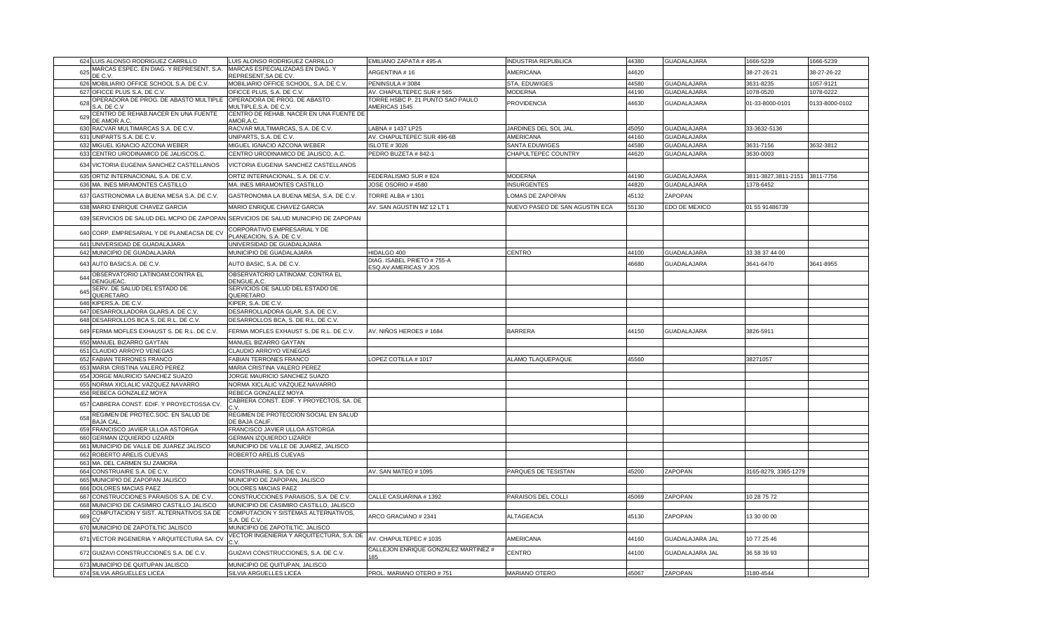| 624 | LUIS ALONSO RODRIGUEZ CARRILLO | LUIS ALONSO RODRIGUEZ CARRILLO | EMILIANO ZAPATA # 495-A | INDUSTRIA REPUBLICA | 44380 | GUADALAJARA | 1666-5239 | 1666-5239 |
|---|---|---|---|---|---|---|---|---|
| 625 | MARCAS ESPEC. EN DIAG. Y REPRESENT. S.A. DE C.V. | MARCAS ESPECIALIZADAS EN DIAG. Y REPRESENT,SA DE CV. | ARGENTINA # 16 | AMERICANA | 44620 | | 38-27-26-21 | 38-27-26-22 |
| 626 | MOBILIARIO OFFICE SCHOOL S.A. DE C.V. | MOBILIARIO OFFICE SCHOOL, S.A. DE C.V. | PENINSULA # 3084 | STA. EDUWIGES | 44580 | GUADALAJARA | 3631-8235 | 1057-9121 |
| 627 | OFICCE PLUS S.A. DE C.V. | OFICCE PLUS, S.A. DE C.V. | AV. CHAPULTEPEC SUR # 565 | MODERNA | 44190 | GUADALAJARA | 1078-0520 | 1078-0222 |
| 628 | OPERADORA DE PROG. DE ABASTO MULTIPLE S.A. DE C.V | OPERADORA DE PROG. DE ABASTO MULTIPLE,S.A. DE C.V. | TORRE HSBC P. 21 PUNTO SAO PAULO AMERICAS 1545 | PROVIDENCIA | 44630 | GUADALAJARA | 01-33-8000-0101 | 0133-8000-0102 |
| 629 | CENTRO DE REHAB.NACER EN UNA FUENTE DE AMOR,A.C. | CENTRO DE REHAB. NACER EN UNA FUENTE DE AMOR,A.C. | | | | | | |
| 630 | RACVAR MULTIMARCAS S.A. DE C.V. | RACVAR MULTIMARCAS, S.A. DE C.V. | LABNA # 1437 LP25 | JARDINES DEL SOL JAL. | 45050 | GUADALAJARA | 33-3632-5136 | |
| 631 | UNIPARTS S.A. DE C.V. | UNIPARTS, S.A. DE C.V. | AV. CHAPULTEPEC SUR 496-6B | AMERICANA | 44160 | GUADALAJARA | | |
| 632 | MIGUEL IGNACIO AZCONA WEBER | MIGUEL IGNACIO AZCONA WEBER | ISLOTE # 3026 | SANTA EDUWIGES | 44580 | GUADALAJARA | 3631-7156 | 3632-3812 |
| 633 | CENTRO URODINAMICO DE JALISCOS.C. | CENTRO URODINAMICO DE JALISCO, A.C. | PEDRO BUZETA # 842-1 | CHAPULTEPEC COUNTRY | 44620 | GUADALAJARA | 3630-0003 | |
| 634 | VICTORIA EUGENIA SANCHEZ CASTELLANOS | VICTORIA EUGENIA SANCHEZ CASTELLANOS | | | | | | |
| 635 | ORTIZ INTERNACIONAL S.A. DE C.V. | ORTIZ INTERNACIONAL, S.A. DE C.V. | FEDERALISMO SUR # 824 | MODERNA | 44190 | GUADALAJARA | 3811-3827,3811-2151 | 3811-7756 |
| 636 | MA. INES MIRAMONTES CASTILLO | MA. INES MIRAMONTES CASTILLO | JOSE OSORIO # 4580 | INSURGENTES | 44820 | GUADALAJARA | 1378-6452 | |
| 637 | GASTRONOMIA LA BUENA MESA S.A. DE C.V. | GASTRONOMIA LA BUENA MESA, S.A. DE C.V. | TORRE ALBA # 1301 | LOMAS DE ZAPOPAN | 45132 | ZAPOPAN | | |
| 638 | MARIO ENRIQUE CHAVEZ GARCIA | MARIO ENRIQUE CHAVEZ GARCIA | AV. SAN AGUSTIN MZ 12 LT 1 | NUEVO PASEO DE SAN AGUSTIN ECA | 55130 | EDO DE MEXICO | 01 55 91486739 | |
| 639 | SERVICIOS DE SALUD DEL MCPIO DE ZAPOPAN | SERVICIOS DE SALUD MUNICIPIO DE ZAPOPAN | | | | | | |
| 640 | CORP. EMPRESARIAL Y DE PLANEACSA DE CV | CORPORATIVO EMPRESARIAL Y DE PLANEACION, S.A. DE C.V. | | | | | | |
| 641 | UNIVERSIDAD DE GUADALAJARA | UNIVERSIDAD DE GUADALAJARA | | | | | | |
| 642 | MUNICIPIO DE GUADALAJARA | MUNICIPIO DE GUADALAJARA | HIDALGO 400 | CENTRO | 44100 | GUADALAJARA | 33 38 37 44 00 | |
| 643 | AUTO BASICS.A. DE C.V. | AUTO BASIC, S.A. DE C.V. | DIAG. ISABEL PRIETO # 755-A ESQ.AV.AMERICAS Y JOS | | 46680 | GUADALAJARA | 3641-6470 | 3641-8955 |
| 644 | OBSERVATORIO LATINOAM.CONTRA EL DENGUEAC. | OBSERVATORIO LATINOAM. CONTRA EL DENGUE,A.C. | | | | | | |
| 645 | SERV. DE SALUD DEL ESTADO DE QUERETARO | SERVICIOS DE SALUD DEL ESTADO DE QUERETARO | | | | | | |
| 646 | KIPERS.A. DE C.V. | KIPER, S.A. DE C.V. | | | | | | |
| 647 | DESARROLLADORA GLARS.A. DE C.V. | DESARROLLADORA GLAR, S.A. DE C.V. | | | | | | |
| 648 | DESARROLLOS BCA S. DE R.L. DE C.V. | DESARROLLOS BCA, S. DE R.L. DE C.V. | | | | | | |
| 649 | FERMA MOFLES EXHAUST S. DE R.L. DE C.V. | FERMA MOFLES EXHAUST S. DE R.L. DE C.V. | AV. NIÑOS HEROES # 1684 | BARRERA | 44150 | GUADALAJARA | 3826-5911 | |
| 650 | MANUEL BIZARRO GAYTAN | MANUEL BIZARRO GAYTAN | | | | | | |
| 651 | CLAUDIO ARROYO VENEGAS | CLAUDIO ARROYO VENEGAS | | | | | | |
| 652 | FABIAN TERRONES FRANCO | FABIAN TERRONES FRANCO | LOPEZ COTILLA # 1017 | ALAMO TLAQUEPAQUE | 45560 | | 38271057 | |
| 653 | MARIA CRISTINA VALERO PEREZ | MARIA CRISTINA VALERO PEREZ | | | | | | |
| 654 | JORGE MAURICIO SANCHEZ SUAZO | JORGE MAURICIO SANCHEZ SUAZO | | | | | | |
| 655 | NORMA XICLALIC VAZQUEZ NAVARRO | NORMA XICLALIC VAZQUEZ NAVARRO | | | | | | |
| 656 | REBECA GONZALEZ MOYA | REBECA GONZALEZ MOYA | | | | | | |
| 657 | CABRERA CONST. EDIF. Y PROYECTOSSA CV. | CABRERA CONST. EDIF. Y PROYECTOS, SA. DE C.V. | | | | | | |
| 658 | REGIMEN DE PROTEC.SOC. EN SALUD DE BAJA CAL. | REGIMEN DE PROTECCION SOCIAL EN SALUD DE BAJA CALIF. | | | | | | |
| 659 | FRANCISCO JAVIER ULLOA ASTORGA | FRANCISCO JAVIER ULLOA ASTORGA | | | | | | |
| 660 | GERMAN IZQUIERDO LIZARDI | GERMAN IZQUIERDO LIZARDI | | | | | | |
| 661 | MUNICIPIO DE VALLE DE JUAREZ JALISCO | MUNICIPIO DE VALLE DE JUAREZ, JALISCO | | | | | | |
| 662 | ROBERTO ARELIS CUEVAS | ROBERTO ARELIS CUEVAS | | | | | | |
| 663 | MA. DEL CARMEN SU ZAMORA | | | | | | | |
| 664 | CONSTRUAIRE S.A. DE C.V. | CONSTRUAIRE, S.A. DE C.V. | AV. SAN MATEO # 1095 | PARQUES DE TESISTAN | 45200 | ZAPOPAN | 3165-8279, 3365-1279 | |
| 665 | MUNICIPIO DE ZAPOPAN JALISCO | MUNICIPIO DE ZAPOPAN, JALISCO | | | | | | |
| 666 | DOLORES MACIAS PAEZ | DOLORES MACIAS PAEZ | | | | | | |
| 667 | CONSTRUCCIONES PARAISOS S.A. DE C.V. | CONSTRUCCIONES PARAISOS, S.A. DE C.V. | CALLE CASUARINA # 1392 | PARAISOS DEL COLLI | 45069 | ZAPOPAN | 10 28 75 72 | |
| 668 | MUNICIPIO DE CASIMIRO CASTILLO JALISCO | MUNICIPIO DE CASIMIRO CASTILLO, JALISCO | | | | | | |
| 669 | COMPUTACION Y SIST. ALTERNATIVOS SA DE CV | COMPUTACION Y SISTEMAS ALTERNATIVOS, S.A. DE C.V. | ARCO GRACIANO # 2341 | ALTAGEACIA | 45130 | ZAPOPAN | 13 30 00 00 | |
| 670 | MUNICIPIO DE ZAPOTILTIC JALISCO | MUNICIPIO DE ZAPOTILTIC, JALISCO | | | | | | |
| 671 | VECTOR INGENIERIA Y ARQUITECTURA SA. CV | VECTOR INGENIERIA Y ARQUITECTURA, S.A. DE C.V. | AV. CHAPULTEPEC # 1035 | AMERICANA | 44160 | GUADALAJARA JAL | 10 77 25 46 | |
| 672 | GUIZAVI CONSTRUCCIONES S.A. DE C.V. | GUIZAVI CONSTRUCCIONES, S.A. DE C.V. | CALLEJON ENRIQUE GONZALEZ MARTINEZ # 185 | CENTRO | 44100 | GUADALAJARA JAL | 36 58 39 93 | |
| 673 | MUNICIPIO DE QUITUPAN JALISCO | MUNICIPIO DE QUITUPAN, JALISCO | | | | | | |
| 674 | SILVIA ARGUELLES LICEA | SILVIA ARGUELLES LICEA | PROL. MARIANO OTERO # 751 | MARIANO OTERO | 45067 | ZAPOPAN | 3180-4544 | |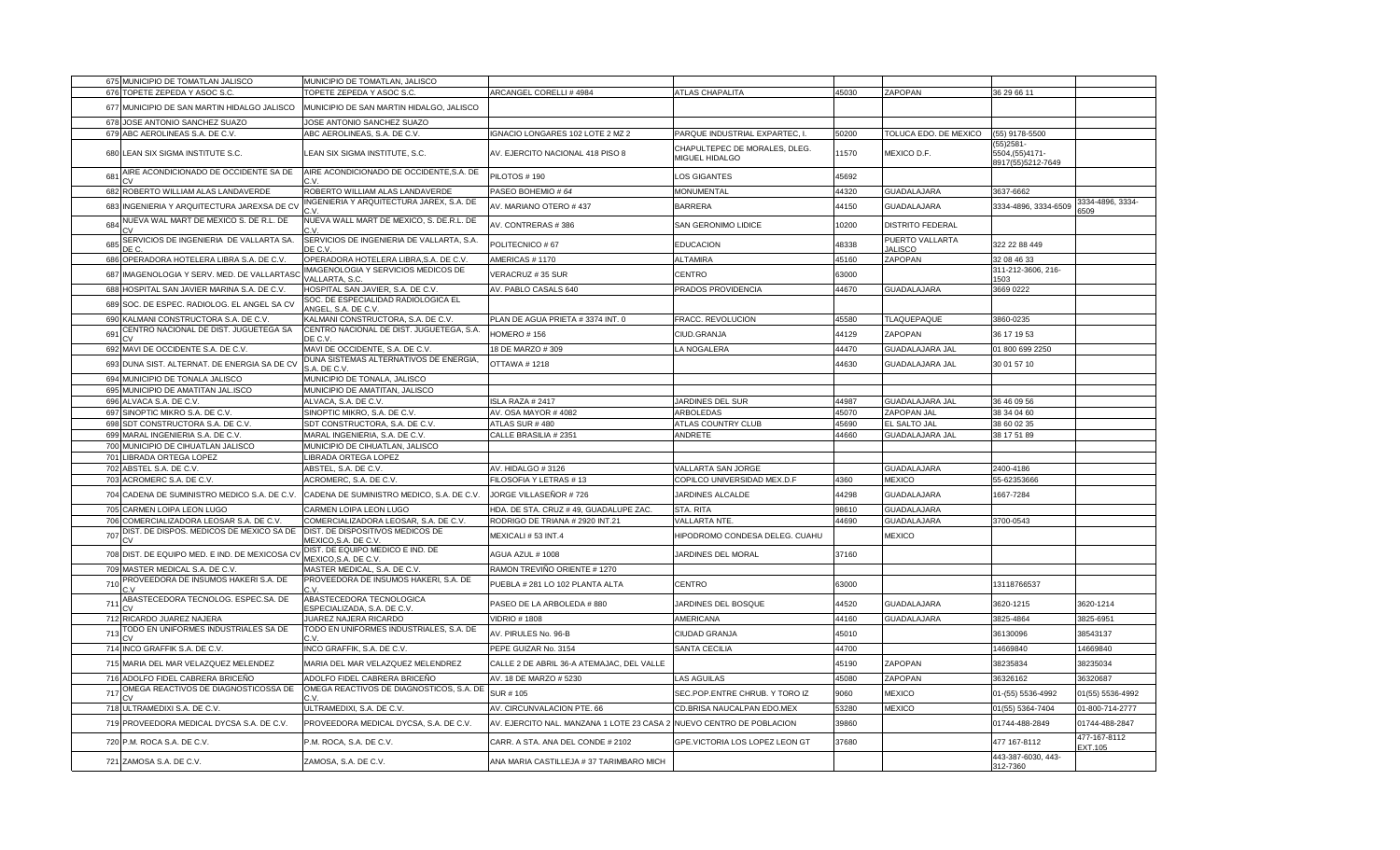| | | | | | | | | |
|---|---|---|---|---|---|---|---|---|
| 675 | MUNICIPIO DE TOMATLAN JALISCO | MUNICIPIO DE TOMATLAN, JALISCO | | | | | | |
| 676 | TOPETE ZEPEDA Y ASOC S.C. | TOPETE ZEPEDA Y ASOC S.C. | ARCANGEL CORELLI # 4984 | ATLAS CHAPALITA | 45030 | ZAPOPAN | 36 29 66 11 | |
| 677 | MUNICIPIO DE SAN MARTIN HIDALGO JALISCO | MUNICIPIO DE SAN MARTIN HIDALGO, JALISCO | | | | | | |
| 678 | JOSE ANTONIO SANCHEZ SUAZO | JOSE ANTONIO SANCHEZ SUAZO | | | | | | |
| 679 | ABC AEROLINEAS S.A. DE C.V. | ABC AEROLINEAS, S.A. DE C.V. | IGNACIO LONGARES 102 LOTE 2 MZ 2 | PARQUE INDUSTRIAL EXPARTEC, I. | 50200 | TOLUCA EDO. DE MEXICO | (55) 9178-5500 | |
| 680 | LEAN SIX SIGMA INSTITUTE S.C. | LEAN SIX SIGMA INSTITUTE, S.C. | AV. EJERCITO NACIONAL 418 PISO 8 | CHAPULTEPEC DE MORALES, DLEG. MIGUEL HIDALGO | 11570 | MEXICO D.F. | (55)2581-5504,(55)4171-8917(55)5212-7649 | |
| 681 | AIRE ACONDICIONADO DE OCCIDENTE SA DE CV | AIRE ACONDICIONADO DE OCCIDENTE,S.A. DE C.V. | PILOTOS # 190 | LOS GIGANTES | 45692 | | | |
| 682 | ROBERTO WILLIAM ALAS LANDAVERDE | ROBERTO WILLIAM ALAS LANDAVERDE | PASEO BOHEMIO # 64 | MONUMENTAL | 44320 | GUADALAJARA | 3637-6662 | |
| 683 | INGENIERIA Y ARQUITECTURA JAREXSA DE CV | INGENIERIA Y ARQUITECTURA JAREX, S.A. DE C.V. | AV. MARIANO OTERO # 437 | BARRERA | 44150 | GUADALAJARA | 3334-4896, 3334-6509 | 3334-4896, 3334-6509 |
| 684 | NUEVA WAL MART DE MEXICO S. DE R.L. DE CV | NUEVA WALL MART DE MEXICO, S. DE.R.L. DE C.V. | AV. CONTRERAS # 386 | SAN GERONIMO LIDICE | 10200 | DISTRITO FEDERAL | | |
| 685 | SERVICIOS DE INGENIERIA DE VALLARTA SA. DE C. | SERVICIOS DE INGENIERIA DE VALLARTA, S.A. DE C.V. | POLITECNICO # 67 | EDUCACION | 48338 | PUERTO VALLARTA JALISCO | 322 22 88 449 | |
| 686 | OPERADORA HOTELERA LIBRA S.A. DE C.V. | OPERADORA HOTELERA LIBRA,S.A. DE C.V. | AMERICAS # 1170 | ALTAMIRA | 45160 | ZAPOPAN | 32 08 46 33 | |
| 687 | IMAGENOLOGIA Y SERV. MED. DE VALLARTASC | IMAGENOLOGIA Y SERVICIOS MEDICOS DE VALLARTA, S.C. | VERACRUZ # 35 SUR | CENTRO | 63000 | | 311-212-3606, 216-1503 | |
| 688 | HOSPITAL SAN JAVIER MARINA S.A. DE C.V. | HOSPITAL SAN JAVIER, S.A. DE C.V. | AV. PABLO CASALS 640 | PRADOS PROVIDENCIA | 44670 | GUADALAJARA | 3669 0222 | |
| 689 | SOC. DE ESPEC. RADIOLOG. EL ANGEL SA CV | SOC. DE ESPECIALIDAD RADIOLOGICA EL ANGEL, S.A. DE C.V. | | | | | | |
| 690 | KALMANI CONSTRUCTORA S.A. DE C.V. | KALMANI CONSTRUCTORA, S.A. DE C.V. | PLAN DE AGUA PRIETA # 3374 INT. 0 | FRACC. REVOLUCION | 45580 | TLAQUEPAQUE | 3860-0235 | |
| 691 | CENTRO NACIONAL DE DIST. JUGUETEGA SA CV | CENTRO NACIONAL DE DIST. JUGUETEGA, S.A. DE C.V. | HOMERO # 156 | CIUD.GRANJA | 44129 | ZAPOPAN | 36 17 19 53 | |
| 692 | MAVI DE OCCIDENTE S.A. DE C.V. | MAVI DE OCCIDENTE, S.A. DE C.V. | 18 DE MARZO # 309 | LA NOGALERA | 44470 | GUADALAJARA JAL | 01 800 699 2250 | |
| 693 | DUNA SIST. ALTERNAT. DE ENERGIA SA DE CV | DUNA SISTEMAS ALTERNATIVOS DE ENERGIA, S.A. DE C.V. | OTTAWA # 1218 | | 44630 | GUADALAJARA JAL | 30 01 57 10 | |
| 694 | MUNICIPIO DE TONALA JALISCO | MUNICIPIO DE TONALA, JALISCO | | | | | | |
| 695 | MUNICIPIO DE AMATITAN JAL.ISCO | MUNICIPIO DE AMATITAN, JALISCO | | | | | | |
| 696 | ALVACA S.A. DE C.V. | ALVACA, S.A. DE C.V. | ISLA RAZA # 2417 | JARDINES DEL SUR | 44987 | GUADALAJARA JAL | 36 46 09 56 | |
| 697 | SINOPTIC MIKRO S.A. DE C.V. | SINOPTIC MIKRO, S.A. DE C.V. | AV. OSA MAYOR # 4082 | ARBOLEDAS | 45070 | ZAPOPAN JAL | 38 34 04 60 | |
| 698 | SDT CONSTRUCTORA S.A. DE C.V. | SDT CONSTRUCTORA, S.A. DE C.V. | ATLAS SUR # 480 | ATLAS COUNTRY CLUB | 45690 | EL SALTO JAL | 38 60 02 35 | |
| 699 | MARAL INGENIERIA S.A. DE C.V. | MARAL INGENIERIA, S.A. DE C.V. | CALLE BRASILIA # 2351 | ANDRETE | 44660 | GUADALAJARA JAL | 38 17 51 89 | |
| 700 | MUNICIPIO DE CIHUATLAN JALISCO | MUNICIPIO DE CIHUATLAN, JALISCO | | | | | | |
| 701 | LIBRADA ORTEGA LOPEZ | LIBRADA ORTEGA LOPEZ | | | | | | |
| 702 | ABSTEL S.A. DE C.V. | ABSTEL, S.A. DE C.V. | AV. HIDALGO # 3126 | VALLARTA SAN JORGE | | GUADALAJARA | 2400-4186 | |
| 703 | ACROMERC S.A. DE C.V. | ACROMERC, S.A. DE C.V. | FILOSOFIA Y LETRAS # 13 | COPILCO UNIVERSIDAD MEX.D.F | 4360 | MEXICO | 55-62353666 | |
| 704 | CADENA DE SUMINISTRO MEDICO S.A. DE C.V. | CADENA DE SUMINISTRO MEDICO, S.A. DE C.V. | JORGE VILLASEÑOR # 726 | JARDINES ALCALDE | 44298 | GUADALAJARA | 1667-7284 | |
| 705 | CARMEN LOIPA LEON LUGO | CARMEN LOIPA LEON LUGO | HDA. DE STA. CRUZ # 49, GUADALUPE ZAC. | STA. RITA | 98610 | GUADALAJARA | | |
| 706 | COMERCIALIZADORA LEOSAR S.A. DE C.V. | COMERCIALIZADORA LEOSAR, S.A. DE C.V. | RODRIGO DE TRIANA # 2920 INT.21 | VALLARTA NTE. | 44690 | GUADALAJARA | 3700-0543 | |
| 707 | DIST. DE DISPOS. MEDICOS DE MEXICO SA DE CV | DIST. DE DISPOSITIVOS MEDICOS DE MEXICO,S.A. DE C.V. | MEXICALI # 53 INT.4 | HIPODROMO CONDESA DELEG. CUAHU | | MEXICO | | |
| 708 | DIST. DE EQUIPO MED. E IND. DE MEXICOSA CV | DIST. DE EQUIPO MEDICO E IND. DE MEXICO,S.A. DE C.V. | AGUA AZUL # 1008 | JARDINES DEL MORAL | 37160 | | | |
| 709 | MASTER MEDICAL S.A. DE C.V. | MASTER MEDICAL, S.A. DE C.V. | RAMON TREVIÑO ORIENTE # 1270 | | | | | |
| 710 | PROVEEDORA DE INSUMOS HAKERI S.A. DE C.V | PROVEEDORA DE INSUMOS HAKERI, S.A. DE C.V. | PUEBLA # 281 LO 102 PLANTA ALTA | CENTRO | 63000 | | 13118766537 | |
| 711 | ABASTECEDORA TECNOLOG. ESPEC.SA. DE CV | ABASTECEDORA TECNOLOGICA ESPECIALIZADA, S.A. DE C.V. | PASEO DE LA ARBOLEDA # 880 | JARDINES DEL BOSQUE | 44520 | GUADALAJARA | 3620-1215 | 3620-1214 |
| 712 | RICARDO JUAREZ NAJERA | JUAREZ NAJERA RICARDO | VIDRIO # 1808 | AMERICANA | 44160 | GUADALAJARA | 3825-4864 | 3825-6951 |
| 713 | TODO EN UNIFORMES INDUSTRIALES SA DE CV | TODO EN UNIFORMES INDUSTRIALES, S.A. DE C.V. | AV. PIRULES No. 96-B | CIUDAD GRANJA | 45010 | | 36130096 | 38543137 |
| 714 | INCO GRAFFIK S.A. DE C.V. | INCO GRAFFIK, S.A. DE C.V. | PEPE GUIZAR No. 3154 | SANTA CECILIA | 44700 | | 14669840 | 14669840 |
| 715 | MARIA DEL MAR VELAZQUEZ MELENDEZ | MARIA DEL MAR VELAZQUEZ MELENDREZ | CALLE 2 DE ABRIL 36-A ATEMAJAC, DEL VALLE | | 45190 | ZAPOPAN | 38235834 | 38235034 |
| 716 | ADOLFO FIDEL CABRERA BRICEÑO | ADOLFO FIDEL CABRERA BRICEÑO | AV. 18 DE MARZO # 5230 | LAS AGUILAS | 45080 | ZAPOPAN | 36326162 | 36320687 |
| 717 | OMEGA REACTIVOS DE DIAGNOSTICOSSA DE CV | OMEGA REACTIVOS DE DIAGNOSTICOS, S.A. DE C.V. | SUR # 105 | SEC.POP.ENTRE CHRUB. Y TORO IZ | 9060 | MEXICO | 01-(55) 5536-4992 | 01(55) 5536-4992 |
| 718 | ULTRAMEDIXI S.A. DE C.V. | ULTRAMEDIXI, S.A. DE C.V. | AV. CIRCUNVALACION PTE. 66 | CD.BRISA NAUCALPAN EDO.MEX | 53280 | MEXICO | 01(55) 5364-7404 | 01-800-714-2777 |
| 719 | PROVEEDORA MEDICAL DYCSA S.A. DE C.V. | PROVEEDORA MEDICAL DYCSA, S.A. DE C.V. | AV. EJERCITO NAL. MANZANA 1 LOTE 23 CASA 2 | NUEVO CENTRO DE POBLACION | 39860 | | 01744-488-2849 | 01744-488-2847 |
| 720 | P.M. ROCA S.A. DE C.V. | P.M. ROCA, S.A. DE C.V. | CARR. A STA. ANA DEL CONDE # 2102 | GPE.VICTORIA LOS LOPEZ LEON GT | 37680 | | 477 167-8112 | 477-167-8112 EXT.105 |
| 721 | ZAMOSA S.A. DE C.V. | ZAMOSA, S.A. DE C.V. | ANA MARIA CASTILLEJA # 37 TARIMBARO MICH | | | | 443-387-6030, 443-312-7360 | |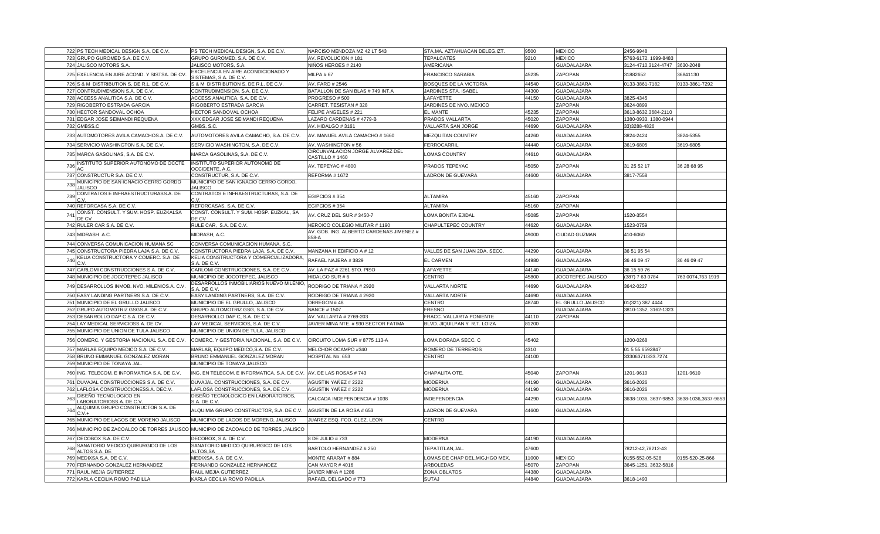| | | | | | | | | |
|---|---|---|---|---|---|---|---|---|
| 722 | PS TECH MEDICAL DESIGN S.A. DE C.V. | PS TECH MEDICAL DESIGN, S.A. DE C.V. | NARCISO MENDOZA MZ 42 LT 543 | STA.MA. AZTAHUACAN DELEG.IZT. | 9500 | MEXICO | 2456-9948 | |
| 723 | GRUPO GUROMED S.A. DE C.V. | GRUPO GUROMED, S.A. DE C.V. | AV. REVOLUCION # 181 | TEPALCATES | 9210 | MEXICO | 5763-6172, 1999-8483 | |
| 724 | JALISCO MOTORS S.A. | JALISCO MOTORS, S.A. | NIÑOS HEROES # 2140 | AMERICANA | | GUADALAJARA | 3124-4710,3124-4747 | 3630-2048 |
| 725 | EXELENCIA EN AIRE ACOND. Y SISTSA. DE CV. | EXCELENCIA EN AIRE ACONDICIONADO Y SISTEMAS, S.A. DE C.V. | MILPA # 67 | FRANCISCO SARABIA | 45235 | ZAPOPAN | 31882652 | 36841130 |
| 726 | S & M DISTRIBUTION S. DE R.L. DE C.V. | S & M DISTRIBUTION S. DE R.L. DE C.V. | AV. FARO # 2546 | BOSQUES DE LA VICTORIA | 44540 | GUADALAJARA | 0133-3861-7182 | 0133-3861-7292 |
| 727 | CONTRUDIMENSION S.A. DE C.V. | CONTRUDIMENSION, S.A. DE C.V. | BATALLON DE SAN BLAS # 749 INT.A | JARDINES STA. ISABEL | 44300 | GUADALAJARA | | |
| 728 | ACCESS ANALITICA S.A. DE C.V. | ACCESS ANALITICA, S.A. DE C.V. | PROGRESO # 500 | LAFAYETTE | 44150 | GUADALAJARA | 3825-4345 | |
| 729 | RIGOBERTO ESTRADA GARCIA | RIGOBERTO ESTRADA GARCIA | CARRET. TESISTAN # 328 | JARDINES DE NVO. MEXICO | | ZAPOPAN | 3624-0899 | |
| 730 | HECTOR SANDOVAL OCHOA | HECTOR SANDOVAL OCHOA | FELIPE ANGELES # 221 | EL MANTE | 45235 | ZAPOPAN | 3613-8632,3684-2110 | |
| 731 | EDGAR JOSE SEIMANDI REQUENA | XXX EDGAR JOSE SEIMANDI REQUENA | LAZARO CARDENAS # 4779-B | PRADOS VALLARTA | 45020 | ZAPOPAN | 1380-0933, 1380-0944 | |
| 732 | GMBSS.C | GMBS, S.C. | AV. HIDALGO # 3161 | VALLARTA SAN JORGE | 44690 | GUADALAJARA | 33)3288-4826 | |
| 733 | AUTOMOTORES AVILA CAMACHOS.A. DE C.V. | AUTOMOTORES AVILA CAMACHO, S.A. DE C.V. | AV. MANUEL AVILA CAMACHO # 1660 | MEZQUITAN COUNTRY | 44260 | GUADALAJARA | 3824-2424 | 3824-5355 |
| 734 | SERVICIO WASHINGTON S.A. DE C.V. | SERVICIO WASHINGTON, S.A. DE C.V. | AV. WASHINGTON # 56 | FERROCARRIL | 44440 | GUADALAJARA | 3619-6805 | 3619-6805 |
| 735 | MARCA GASOLINAS, S.A. DE C.V. | MARCA GASOLINAS, S.A. DE C.V. | CIRCUNVALACION JORGE ALVAREZ DEL CASTILLO # 1460 | LOMAS COUNTRY | 44610 | GUADALAJARA | | |
| 736 | INSTITUTO SUPERIOR AUTONOMO DE OCCTE AC | INSTITUTO SUPERIOR AUTONOMO DE OCCIDENTE, A.C. | AV. TEPEYAC # 4800 | PRADOS TEPEYAC | 45050 | ZAPOPAN | 31 25 52 17 | 36 28 68 95 |
| 737 | CONSTRUCTUR S.A. DE C.V. | CONSTRUCTUR, S.A. DE C.V. | REFORMA # 1672 | LADRON DE GUEVARA | 44600 | GUADALAJARA | 3817-7558 | |
| 738 | MUNICIPIO DE SAN IGNACIO CERRO GORDO JALISCO | MUNICIPIO DE SAN IGNACIO CERRO GORDO, JALISCO | | | | | | |
| 739 | CONTRATOS E INFRAESTRUCTURASS.A. DE C.V. | CONTRATOS E INFRAESTRUCTURAS, S.A. DE C.V. | EGIPCIOS # 354 | ALTAMIRA | 45160 | ZAPOPAN | | |
| 740 | REFORCASA S.A. DE C.V. | REFORCASAS, S.A. DE C.V. | EGIPCIOS # 354 | ALTAMIRA | 45160 | ZAPOPAN | | |
| 741 | CONST. CONSULT. Y SUM. HOSP. EUZKALSA DE CV | CONST. CONSULT. Y SUM. HOSP. EUZKAL, SA DE CV | AV. CRUZ DEL SUR # 3450-7 | LOMA BONITA EJIDAL | 45085 | ZAPOPAN | 1520-3554 | |
| 742 | RULER CAR S.A. DE C.V. | RULE CAR, S.A. DE C.V. | HEROICO COLEGIO MILITAR # 1190 | CHAPULTEPEC COUNTRY | 44620 | GUADALAJARA | 1523-0759 | |
| 743 | MIDRASH A.C. | MIDRASH, A.C. | AV. GOB. ING. ALBERTO CARDENAS JIMENEZ # 858-A | | 49000 | CIUDAD GUZMAN | 410-6060 | |
| 744 | CONVERSA COMUNICACION HUMANA SC | CONVERSA COMUNICACION HUMANA, S.C. | | | | | | |
| 745 | CONSTRUCTORA PIEDRA LAJA S.A. DE C.V. | CONSTRUCTORA PIEDRA LAJA, S.A. DE C.V. | MANZANA H EDIFICIO A # 12 | VALLES DE SAN JUAN 2DA. SECC. | 44290 | GUADALAJARA | 36 51 95 54 | |
| 746 | KELIA CONSTRUCTORA Y COMERC. S.A. DE C.V. | KELIA CONSTRUCTORA Y COMERCIALIZADORA, S.A. DE C.V. | RAFAEL NAJERA # 3829 | EL CARMEN | 44980 | GUADALAJARA | 36 46 09 47 | 36 46 09 47 |
| 747 | CARLOMI CONSTRUCCIONES S.A. DE C.V. | CARLOMI CONSTRUCCIONES, S.A. DE C.V. | AV. LA PAZ # 2261 5TO. PISO | LAFAYETTE | 44140 | GUADALAJARA | 36 15 59 76 | |
| 748 | MUNICIPIO DE JOCOTEPEC JALISCO | MUNICIPIO DE JOCOTEPEC, JALISCO | HIDALGO SUR # 6 | CENTRO | 45800 | JOCOTEPEC JALISCO | (387) 7 63 0784 | 763 0074,763 1919 |
| 749 | DESARROLLOS INMOB. NVO. MILENIOS.A. C.V. | DESARROLLOS INMOBILIARIOS NUEVO MILENIO, S.A. DE C.V. | RODRIGO DE TRIANA # 2920 | VALLARTA NORTE | 44690 | GUADALAJARA | 3642-0227 | |
| 750 | EASY LANDING PARTNERS S.A. DE C.V. | EASY LANDING PARTNERS, S.A. DE C.V. | RODRIGO DE TRIANA # 2920 | VALLARTA NORTE | 44690 | GUADALAJARA | | |
| 751 | MUNICIPIO DE EL GRULLO JALISCO | MUNICIPIO DE EL GRULLO, JALISCO | OBREGON # 48 | CENTRO | 48740 | EL GRULLO JALISCO | 01(321) 387 4444 | |
| 752 | GRUPO AUTOMOTRIZ GSGS.A. DE C.V. | GRUPO AUTOMOTRIZ GSG, S.A. DE C.V. | NANCE # 1507 | FRESNO | | GUADALAJARA | 3810-1352, 3162-1323 | |
| 753 | DESARROLLO DAP C S.A. DE C.V. | DESARROLLO DAP C, S.A. DE C.V. | AV. VALLARTA # 2769-203 | FRACC. VALLARTA PONIENTE | 44110 | ZAPOPAN | | |
| 754 | LAY MEDICAL SERVICIOSS.A. DE CV. | LAY MEDICAL SERVICIOS, S.A. DE C.V. | JAVIER MINA NTE. # 930 SECTOR FATIMA | BLVD. JIQUILPAN Y R.T. LOIZA | 81200 | | | |
| 755 | MUNICIPIO DE UNION DE TULA JALISCO | MUNICIPIO DE UNION DE TULA, JALISCO | | | | | | |
| 756 | COMERC. Y GESTORIA NACIONAL S.A. DE C.V. | COMERC. Y GESTORIA NACIONAL, S.A. DE C.V. | CIRCUITO LOMA SUR # 8775 113-A | LOMA DORADA SECC. C | 45402 | | 1200-0268 | |
| 757 | MARLAB EQUIPO MEDICO S.A. DE C.V. | MARLAB, EQUIPO MEDICO,S.A. DE C.V. | MELCHOR OCAMPO #340 | ROMERO DE TERREROS | 4310 | | 01 5 55 6592847 | |
| 758 | BRUNO EMMANUEL GONZALEZ MORAN | BRUNO EMMANUEL GONZALEZ MORAN | HOSPITAL No. 653 | CENTRO | 44100 | | 33306371/333.7274 | |
| 759 | MUNICIPIO DE TONAYA JAL. | MUNICIPIO DE TONAYA,JALISCO | | | | | | |
| 760 | ING. TELECOM. E INFORMATICA S.A. DE C.V. | ING. EN TELECOM. E INFORMATICA, S.A. DE C.V. | AV. DE LAS ROSAS # 743 | CHAPALITA OTE. | 45040 | ZAPOPAN | 1201-9610 | 1201-9610 |
| 761 | DUVAJAL CONSTRUCCIONES S.A. DE C.V. | DUVAJAL CONSTRUCCIONES, S.A. DE C.V. | AGUSTIN YAÑEZ # 2222 | MODERNA | 44190 | GUADALAJARA | 3616-2026 | |
| 762 | LAFLOSA CONSTRUCCIONESS.A. DEC.V. | LAFLOSA CONSTRUCCIONES, S.A. DE C.V. | AGUSTIN YAÑEZ # 2222 | MODERNA | 44190 | GUADALAJARA | 3616-2026 | |
| 763 | DISEÑO TECNOLOGICO EN LABORATORIOSS.A. DE C.V. | DISEÑO TECNOLOGICO EN LABORATORIOS, S.A. DE C.V. | CALCADA INDEPENDENCIA # 1038 | INDEPENDENCIA | 44290 | GUADALAJARA | 3638-1036, 3637-9853 | 3638-1036,3637-9853 |
| 764 | ALQUIMIA GRUPO CONSTRUCTOR S.A. DE C.V.+ | ALQUIMIA GRUPO CONSTRUCTOR, S.A. DE C.V. | AGUSTIN DE LA ROSA # 653 | LADRON DE GUEVARA | 44600 | GUADALAJARA | | |
| 765 | MUNICIPIO DE LAGOS DE MORENO JALISCO | MUNICIPIO DE LAGOS DE MORENO, JALISCO | JUAREZ ESQ. FCO. GLEZ. LEON | CENTRO | | | | |
| 766 | MUNICIPIO DE ZACOALCO DE TORRES JALISCO | MUNICIPIO DE ZACOALCO DE TORRES ,JALISCO | | | | | | |
| 767 | DECOBOX S.A. DE C.V. | DECOBOX, S.A. DE C.V. | 8 DE JULIO # 733 | MODERNA | 44190 | GUADALAJARA | | |
| 768 | SANATORIO MEDICO QUIRURGICO DE LOS ALTOS S.A. DE | SANATORIO MEDICO QUIRURGICO DE LOS ALTOS,SA | BARTOLO HERNANDEZ # 250 | TEPATITLAN,JAL. | 47600 | | 78212-42,78212-43 | |
| 769 | MEDIXSA S.A. DE C.V. | MEDIXSA, S.A. DE C.V. | MONTE ARARAT # 884 | LOMAS DE CHAP DEL.MIG,HGO MEX. | 11000 | MEXICO | 0155-552-05-528 | 0155-520-25-866 |
| 770 | FERNANDO GONZALEZ HERNANDEZ | FERNANDO GONZALEZ HERNANDEZ | CAN MAYOR # 4016 | ARBOLEDAS | 45070 | ZAPOPAN | 3645-1251, 3632-5816 | |
| 771 | RAUL MEJIA GUTIERREZ | RAUL MEJIA GUTIERREZ | JAVIER MINA # 1286 | ZONA OBLATOS | 44380 | GUADALAJARA | | |
| 772 | KARLA CECILIA ROMO PADILLA | KARLA CECILIA ROMO PADILLA | RAFAEL DELGADO # 773 | SUTAJ | 44840 | GUADALAJARA | 3618-1493 | |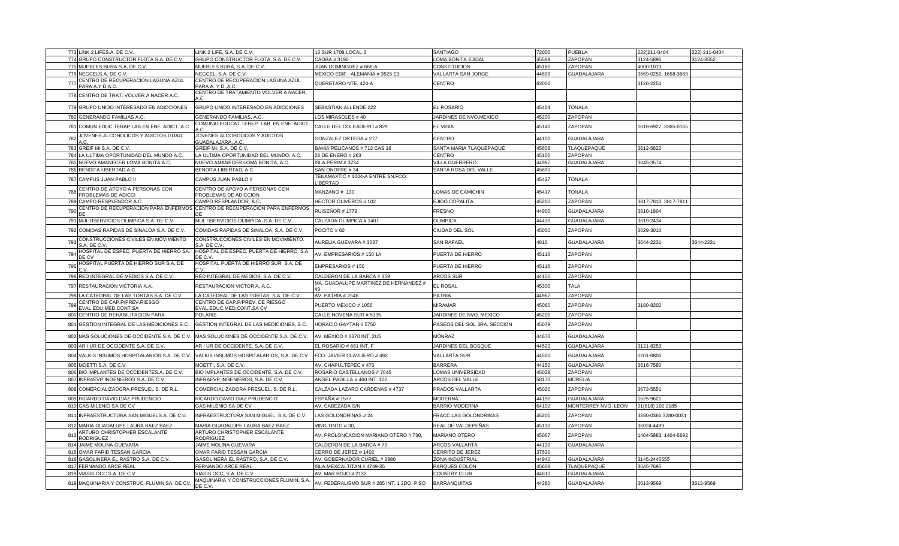| | | | | | | | | |
|---|---|---|---|---|---|---|---|---|
| 773 | LINK 2 LIFES.A. DE C.V. | LINK 2 LIFE, S.A. DE C.V. | 13 SUR 1708 LOCAL 3 | SANTIAGO | 72000 | PUEBLA | 222)211-0404 | 222) 211-0404 |
| 774 | GRUPO CONSTRUCTOR FLOTA S.A. DE C.V. | GRUPO CONSTRUCTOR FLOTA, S.A. DE C.V. | CAOBA # 3190 | LOMA BONITA EJIDAL | 45589 | ZAPOPAN | 3124-5896 | 3124-8552 |
| 775 | MUEBLES BURA S.A. DE C.V. | MUEBLES BURA, S.A. DE C.V. | JUAN DOMINGUEZ # 666-A | CONSTITUCION | 45180 | ZAPOPAN | 4000-1010 | |
| 776 | NEGCELS.A. DE C.V. | NEGCEL, S.A. DE C.V. | MEXICO EDIF. ALEMANIA # 3525 E3 | VALLARTA SAN JORGE | 44690 | GUADALAJARA | 3669-0252, 1658-3669 | |
| 777 | CENTRO DE RECUPERACION LAGUNA AZUL PARA A.Y D.A.C. | CENTRO DE RECUPERACION LAGUNA AZUL PARA A. Y D.,A.C. | QUERETARO NTE. 420-A | CENTRO | 63000 | | 3126-2254 | |
| 778 | CENTRO DE TRAT. VOLVER A NACER A.C. | CENTRO DE TRATAMIENTO VOLVER A NACER, A.C. | | | | | | |
| 779 | GRUPO UNIDO INTERESADO EN ADICCIONES | GRUPO UNIDO INTERESADO EN ADICCIONES | SEBASTIAN ALLENDE 222 | EL ROSARIO | 45404 | TONALA | | |
| 780 | GENERANDO FAMILIAS A.C. | GENERANDO FAMILIAS, A.C. | LOS MIRASOLES # 40 | JARDINES DE NVO.MEXICO | 45200 | ZAPOPAN | | |
| 781 | COMUN.EDUC.TERAP.LAB.EN ENF. ADICT. A.C. | COMUNID.EDUCAT.TEREP. LAB. EN ENF. ADICT. A.C. | CALLE DEL COLEADERO # 829 | EL VIGIA | 45140 | ZAPOPAN | 1618-6927, 3365-0165 | |
| 782 | JOVENES ALCOHOLICOS Y ADICTOS GUAD. A.C. | JOVENES ALCOHOLICOS Y ADICTOS GUADALAJARA, A.C. | GONZALEZ ORTEGA # 277 | CENTRO | 44100 | GUADALAJARA | | |
| 783 | GREIF MI S.A. DE C.V. | GREIF MI, S.A. DE C.V. | BAHIA PELICANOS # 713 CAS 16 | SANTA MARIA TLAQUEPAQUE | 45608 | TLAQUEPAQUE | 3612-5822 | |
| 784 | LA ULTIMA OPORTUNIDAD DEL MUNDO A.C. | LA ULTIMA OPORTUNIDAD DEL MUNDO, A.C. | 28 DE ENERO # 263 | CENTRO | 45100 | ZAPOPAN | | |
| 785 | NUEVO AMANECER LOMA BONITA A.C. | NUEVO AMANECER LOMA BONITA, A.C. | ISLA PERIM # 3234 | VILLA GUERRERO | 44987 | GUADALAJARA | 3645-3574 | |
| 786 | BENDITA LIBERTAD A.C. | BENDITA LIBERTAD, A.C. | SAN ONOFRE # 34 | SANTA ROSA DEL VALLE | 45690 | | | |
| 787 | CAMPUS JUAN PABLO II | CAMPUS JUAN PABLO II | TENAMAXTIC # 1004-A ENTRE SN.FCO. LIBERTAD | | 45427 | TONALA | | |
| 788 | CENTRO DE APOYO A PERSONAS CON PROBLEMAS DE ADICCI | CENTRO DE APOYO A PERSONAS CON PROBLEMAS DE ADICCION | MANZANO # 130 | LOMAS DE CAMICHIN | 45417 | TONALA | | |
| 789 | CAMPO RESPLENDOR A.C. | CAMPO RESPLANDOR, A.C. | HECTOR OLIVEROS # 102 | EJIDO COPALITA | 45200 | ZAPOPAN | 3817-7810, 3817-7811 | |
| 790 | CENTRO DE RECUPERACION PARA ENFERMOS DE | CENTRO DE RECUPERACION PARA ENFERMOS DE | RUISEÑOR # 1779 | FRESNO | 44900 | GUADALAJARA | 3810-1804 | |
| 791 | MULTISERVICIOS OLIMPICA S.A. DE C.V. | MULTISERVICIOS OLIMPICA, S.A. DE C.V. | CALZADA OLIMPICA # 1407 | OLIMPICA | 44430 | GUADALAJARA | 3619-2434 | |
| 792 | COMIDAS RAPIDAS DE SINALOA S.A. DE C.V. | COMIDAS RAPIDAS DE SINALOA, S.A. DE C.V. | POCITO # 60 | CIUDAD DEL SOL | 45050 | ZAPOPAN | 3629-3010 | |
| 793 | CONSTRUCCIONES CIVILES EN MOVIMIENTO S.A. DE C.V. | CONSTRUCCIONES CIVILES EN MOVIMIENTO, S.A. DE C.V. | AURELIA GUEVARA # 3087 | SAN RAFAEL | 4810 | GUADALAJARA | 3644-2231 | 3644-2231 |
| 794 | HOSPITAL DE ESPEC. PUERTA DE HIERRO SA. DE CV | HOSPITAL DE ESPEC. PUERTA DE HIERRO, S.A. DE C.V. | AV. EMPRESARIOS # 150 1A | PUERTA DE HIERRO | 45116 | ZAPOPAN | | |
| 795 | HOSPITAL PUERTA DE HIERRO SUR S.A. DE C.V. | HOSPITAL PUERTA DE HIERRO SUR, S.A. DE C.V. | EMPRESARIOS # 150 | PUERTA DE HIERRO | 45116 | ZAPOPAN | | |
| 796 | RED INTEGRAL DE MEDIOS S.A. DE C.V. | RED INTEGRAL DE MEDIOS, S.A. DE C.V. | CALDERON DE LA BARCA # 359 | ARCOS SUR | 44150 | ZAPOPAN | | |
| 797 | RESTAURACION VICTORIA A.A. | RESTAURACION VICTORIA, A.C. | MA. GUADALUPE MARTINEZ DE HERNANDEZ # 49 | EL ROSAL | 45300 | TALA | | |
| 798 | LA CATEDRAL DE LAS TORTAS S.A. DE C.V. | LA CATEDRAL DE LAS TORTAS, S.A. DE C.V. | AV. PATRIA # 2546 | PATRIA | 44967 | ZAPOPAN | | |
| 799 | CENTRO DE CAP.P/PREV.RIESGO EVAL.EDU.MED.CONT.SA | CENTRO DE CAP.P/PREV. DE RIESGO EVAL.EDUC.MED.CONT.SA CV | PUERTO MEXICO # 1056 | MIRAMAR | 45060 | ZAPOPAN | 3180-8202 | |
| 800 | CENTRO DE REHABILITACION PARA | POLARIS | CALLE NOVENA SUR # 5335 | JARDINES DE NVO. MEXICO | 45200 | ZAPOPAN | | |
| 801 | GESTION INTEGRAL DE LAS MEDICIONES S.C. | GESTION INTEGRAL DE LAS MEDICIONES, S.C. | HORACIO GAYTAN # 5750 | PASEOS DEL SOL 3RA. SECCION | 45079 | ZAPOPAN | | |
| 802 | MAS SOLUCIONES DE OCCIDENTE S.A. DE C.V. | MAS SOLUCIONES DE OCCIDENTE,S.A. DE C.V. | AV. MEXICO # 3370 INT. 2U5 | MONRAZ | 44670 | GUADALAJARA | | |
| 803 | AR I UR DE OCCIDENTE S.A. DE C.V. | AR I UR DE OCCIDENTE, S.A. DE C.V. | EL ROSARIO # 661 INT. F | JARDINES DEL BOSQUE | 44520 | GUADALAJARA | 3121-8253 | |
| 804 | VALKIS INSUMOS HOSPITALARIOS S.A. DE C.V. | VALKIS INSUMOS HOSPITALARIOS, S.A. DE C.V. | FCO. JAVIER CLAVIJERO # 492 | VALLARTA SUR | 44500 | GUADALAJARA | 1201-0806 | |
| 805 | MOETTI S.A. DE C.V. | MOETTI, S.A. DE C.V. | AV. CHAPULTEPEC # 470 | BARRERA | 44150 | GUADALAJARA | 3616-7580 | |
| 806 | BIO IMPLANTES DE OCCIDENTES.A. DE C.V. | BIO IMPLANTES DE OCCIDENTE, S.A. DE C.V. | ROSARIO CASTELLANOS # 7045 | LOMAS UNIVERSIDAD | 45029 | ZAPOPAN | | |
| 807 | INFRAEVP INGENIEROS S.A. DE C.V. | INFRAEVP INGENIEROS, S.A. DE C.V. | ANGEL PADILLA # 460 INT. 102 | ARCOS DEL VALLE | 58170 | MORELIA | | |
| 808 | COMERCIALIZADORA PRESUEL S. DE R.L. | COMERCIALIZADORA PRESUEL, S. DE R.L. | CALZADA LAZARO CARDENAS # 4737 | PRADOS VALLARTA | 45020 | ZAPOPAN | 3673-5551 | |
| 809 | RICARDO DAVID DIAZ PRUDENCIO | RICARDO DAVID DIAZ PRUDENCIO | ESPAÑA # 1577 | MODERNA | 44190 | GUADALAJARA | 1525-9621 | |
| 810 | GAS MILENIO SA DE CV | GAS MILENIO SA DE CV | AV. CABEZADA S/N | BARRIO MODERNA | 64102 | MONTERREY NVO. LEON | 01(818) 102 2185 | |
| 811 | INFRAESTRUCTURA SAN MIGUELS.A. DE C.V. | INFRAESTRUCTURA SAN MIGUEL, S.A. DE C.V. | LAS GOLONDRINAS # 24 | FRACC.LAS GOLONDRINAS | 45200 | ZAPOPAN | 3280-0366,3280-0031 | |
| 812 | MARIA GUADALUPE LAURA BAEZ BAEZ | MARIA GUADALUPE LAURA BAEZ BAEZ | VINO TINTO # 30, | REAL DE VALDEPEÑAS | 45130 | ZAPOPAN | 36024-4499 | |
| 813 | ARTURO CHRISTOPHER ESCALANTE RODRIGUEZ | ARTURO CHRISTOPHER ESCALANTE RODRIGUEZ | AV. PROLONCACION MARIANO OTERO # 730, | MARIANO OTERO | 45067 | ZAPOPAN | 1404-5883, 1404-5693 | |
| 814 | JAIME MOLINA GUEVARA | JAIME MOLINA GUEVARA | CALDERON DE LA BARCA # 79 | ARCOS VALLARTA | 44130 | GUADALAJARA | | |
| 815 | OMAR FARID TESSAN GARCIA | OMAR FARID TESSAN GARCIA | CERRO DE JEREZ # 1402 | CERRITO DE JEREZ | 37530 | | | |
| 816 | GASOLINERA EL RASTRO S.A. DE C.V. | GASOLINERA EL RASTRO, S.A. DE C.V. | AV. GOBERNADOR CURIEL # 2980 | ZONA INDUSTRIAL | 44940 | GUADALAJARA | 3145-2445555 | |
| 817 | FERNANDO ARCE REAL | FERNANDO ARCE REAL | ISLA MEXCALTITAN # 4749-35 | PARQUES COLON | 45608 | TLAQUEPAQUE | 3645-7695 | |
| 818 | VIASIS OCC S.A. DE C.V | VIASIS OCC, S.A. DE C.V. | AV. MAR ROJO # 2132 | COUNTRY CLUB | 44610 | GUADALAJARA | | |
| 819 | MAQUINARIA Y CONSTRUC. FLUMIN SA. DE CV. | MAQUINARIA Y CONSTRUCCIONES FLUMIN, S.A. DE C.V. | AV. FEDERALISMO SUR # 285 INT. 1 2DO. PISO | BARRANQUITAS | 44280 | GUADALAJARA | 3613-9569 | 3613-9569 |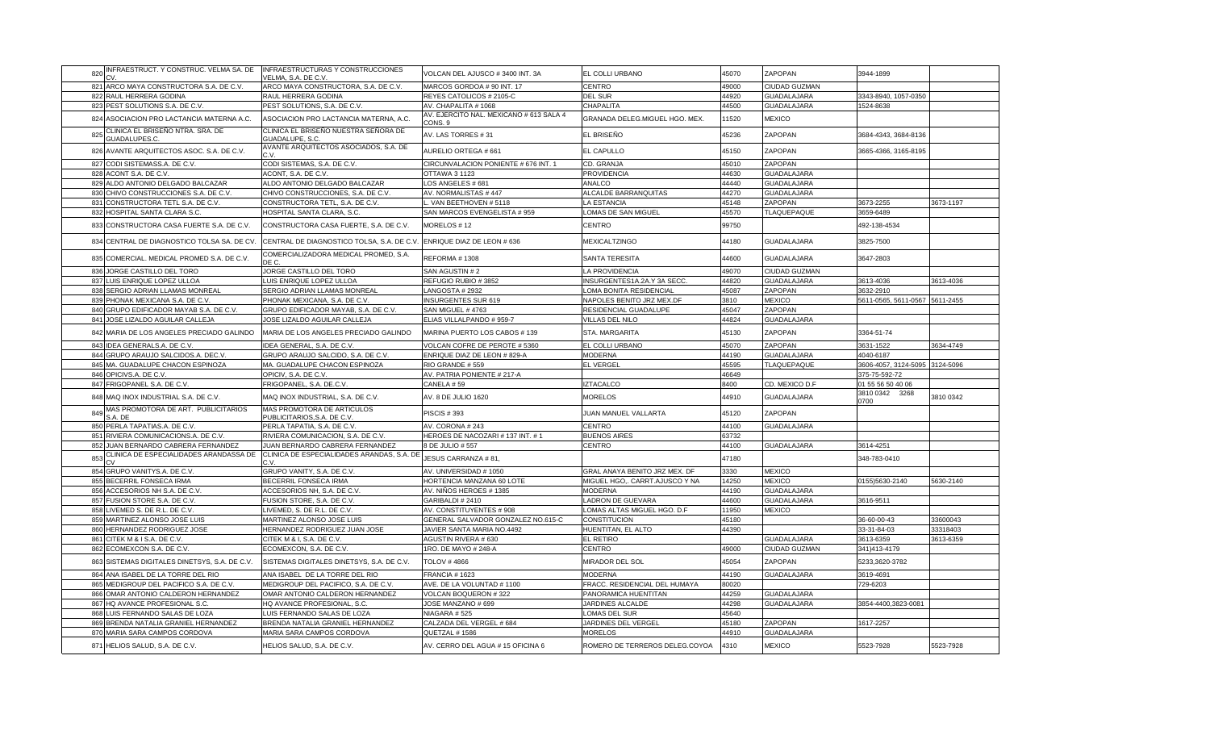| | | | | | | | | |
|---|---|---|---|---|---|---|---|---|
| 820 | INFRAESTRUCT. Y CONSTRUC. VELMA SA. DE CV. | INFRAESTRUCTURAS Y CONSTRUCCIONES VELMA, S.A. DE C.V. | VOLCAN DEL AJUSCO # 3400 INT. 3A | EL COLLI URBANO | 45070 | ZAPOPAN | 3944-1899 | |
| 821 | ARCO MAYA CONSTRUCTORA S.A. DE C.V. | ARCO MAYA CONSTRUCTORA, S.A. DE C.V. | MARCOS GORDOA # 90 INT. 17 | CENTRO | 49000 | CIUDAD GUZMAN | | |
| 822 | RAUL HERRERA GODINA | RAUL HERRERA GODINA | REYES CATOLICOS # 2105-C | DEL SUR | 44920 | GUADALAJARA | 3343-8940, 1057-0350 | |
| 823 | PEST SOLUTIONS S.A. DE C.V. | PEST SOLUTIONS, S.A. DE C.V. | AV. CHAPALITA # 1068 | CHAPALITA | 44500 | GUADALAJARA | 1524-8638 | |
| 824 | ASOCIACION PRO LACTANCIA MATERNA A.C. | ASOCIACION PRO LACTANCIA MATERNA, A.C. | AV. EJERCITO NAL. MEXICANO # 613 SALA 4 CONS. 9 | GRANADA DELEG.MIGUEL HGO. MEX. | 11520 | MEXICO | | |
| 825 | CLINICA EL BRISEÑO NTRA. SRA. DE GUADALUPES.C. | CLINICA EL BRISEÑO NUESTRA SEÑORA DE GUADALUPE, S.C. | AV. LAS TORRES # 31 | EL BRISEÑO | 45236 | ZAPOPAN | 3684-4343, 3684-8136 | |
| 826 | AVANTE ARQUITECTOS ASOC. S.A. DE C.V. | AVANTE ARQUITECTOS ASOCIADOS, S.A. DE C.V. | AURELIO ORTEGA # 661 | EL CAPULLO | 45150 | ZAPOPAN | 3665-4366, 3165-8195 | |
| 827 | CODI SISTEMASS.A. DE C.V. | CODI SISTEMAS, S.A. DE C.V. | CIRCUNVALACION PONIENTE # 676 INT. 1 | CD. GRANJA | 45010 | ZAPOPAN | | |
| 828 | ACONT S.A. DE C.V. | ACONT, S.A. DE C.V. | OTTAWA 3 1123 | PROVIDENCIA | 44630 | GUADALAJARA | | |
| 829 | ALDO ANTONIO DELGADO BALCAZAR | ALDO ANTONIO DELGADO BALCAZAR | LOS ANGELES # 681 | ANALCO | 44440 | GUADALAJARA | | |
| 830 | CHIVO CONSTRUCCIONES S.A. DE C.V. | CHIVO CONSTRUCCIONES, S.A. DE C.V. | AV. NORMALISTAS # 447 | ALCALDE BARRANQUITAS | 44270 | GUADALAJARA | | |
| 831 | CONSTRUCTORA TETL S.A. DE C.V. | CONSTRUCTORA TETL, S.A. DE C.V. | L. VAN BEETHOVEN # 5118 | LA ESTANCIA | 45148 | ZAPOPAN | 3673-2255 | 3673-1197 |
| 832 | HOSPITAL SANTA CLARA S.C. | HOSPITAL SANTA CLARA, S.C. | SAN MARCOS EVENGELISTA # 959 | LOMAS DE SAN MIGUEL | 45570 | TLAQUEPAQUE | 3659-6489 | |
| 833 | CONSTRUCTORA CASA FUERTE S.A. DE C.V. | CONSTRUCTORA CASA FUERTE, S.A. DE C.V. | MORELOS # 12 | CENTRO | 99750 | | 492-138-4534 | |
| 834 | CENTRAL DE DIAGNOSTICO TOLSA SA. DE CV. | CENTRAL DE DIAGNOSTICO TOLSA, S.A. DE C.V. | ENRIQUE DIAZ DE LEON # 636 | MEXICALTZINGO | 44180 | GUADALAJARA | 3825-7500 | |
| 835 | COMERCIAL. MEDICAL PROMED S.A. DE C.V. | COMERCIALIZADORA MEDICAL PROMED, S.A. DE C. | REFORMA # 1308 | SANTA TERESITA | 44600 | GUADALAJARA | 3647-2803 | |
| 836 | JORGE CASTILLO DEL TORO | JORGE CASTILLO DEL TORO | SAN AGUSTIN # 2 | LA PROVIDENCIA | 49070 | CIUDAD GUZMAN | | |
| 837 | LUIS ENRIQUE LOPEZ ULLOA | LUIS ENRIQUE LOPEZ ULLOA | REFUGIO RUBIO # 3852 | INSURGENTES1A.2A.Y 3A SECC. | 44820 | GUADALAJARA | 3613-4036 | 3613-4036 |
| 838 | SERGIO ADRIAN LLAMAS MONREAL | SERGIO ADRIAN LLAMAS MONREAL | LANGOSTA # 2932 | LOMA BONITA RESIDENCIAL | 45087 | ZAPOPAN | 3632-2910 | |
| 839 | PHONAK MEXICANA S.A. DE C.V. | PHONAK MEXICANA, S.A. DE C.V. | INSURGENTES SUR 619 | NAPOLES BENITO JRZ MEX.DF | 3810 | MEXICO | 5611-0565, 5611-0567 | 5611-2455 |
| 840 | GRUPO EDIFICADOR MAYAB S.A. DE C.V. | GRUPO EDIFICADOR MAYAB, S.A. DE C.V. | SAN MIGUEL # 4763 | RESIDENCIAL GUADALUPE | 45047 | ZAPOPAN | | |
| 841 | JOSE LIZALDO AGUILAR CALLEJA | JOSE LIZALDO AGUILAR CALLEJA | ELIAS VILLALPANDO # 959-7 | VILLAS DEL NILO | 44824 | GUADALAJARA | | |
| 842 | MARIA DE LOS ANGELES PRECIADO GALINDO | MARIA DE LOS ANGELES PRECIADO GALINDO | MARINA PUERTO LOS CABOS # 139 | STA. MARGARITA | 45130 | ZAPOPAN | 3364-51-74 | |
| 843 | IDEA GENERALS.A. DE C.V. | IDEA GENERAL, S.A. DE C.V. | VOLCAN COFRE DE PEROTE # 5360 | EL COLLI URBANO | 45070 | ZAPOPAN | 3631-1522 | 3634-4749 |
| 844 | GRUPO ARAUJO SALCIDOS.A. DEC.V. | GRUPO ARAUJO SALCIDO, S.A. DE C.V. | ENRIQUE DIAZ DE LEON # 829-A | MODERNA | 44190 | GUADALAJARA | 4040-6187 | |
| 845 | MA. GUADALUPE CHACON ESPINOZA | MA. GUADALUPE CHACON ESPINOZA | RIO GRANDE # 559 | EL VERGEL | 45595 | TLAQUEPAQUE | 3606-4057, 3124-5095 | 3124-5096 |
| 846 | OPICIVS.A. DE C.V. | OPICIV, S.A. DE C.V. | AV. PATRIA PONIENTE # 217-A | | 46649 | | 375-75-592-72 | |
| 847 | FRIGOPANEL S.A. DE C.V. | FRIGOPANEL, S.A. DE.C.V. | CANELA # 59 | IZTACALCO | 8400 | CD. MEXICO D.F | 01 55 56 50 40 06 | |
| 848 | MAQ INOX INDUSTRIAL S.A. DE C.V. | MAQ INOX INDUSTRIAL, S.A. DE C.V. | AV. 8 DE JULIO 1620 | MORELOS | 44910 | GUADALAJARA | 3810 0342 3268 0700 | 3810 0342 |
| 849 | MAS PROMOTORA DE ART. PUBLICITARIOS S.A. DE | MAS PROMOTORA DE ARTICULOS PUBLICITARIOS,S.A. DE C.V. | PISCIS # 393 | JUAN MANUEL VALLARTA | 45120 | ZAPOPAN | | |
| 850 | PERLA TAPATIAS.A. DE C.V. | PERLA TAPATIA, S.A. DE C.V. | AV. CORONA # 243 | CENTRO | 44100 | GUADALAJARA | | |
| 851 | RIVIERA COMUNICACIONS.A. DE C.V. | RIVIERA COMUNICACION, S.A. DE C.V. | HEROES DE NACOZARI # 137 INT. # 1 | BUENOS AIRES | 63732 | | | |
| 852 | JUAN BERNARDO CABRERA FERNANDEZ | JUAN BERNARDO CABRERA FERNANDEZ | 8 DE JULIO # 557 | CENTRO | 44100 | GUADALAJARA | 3614-4251 | |
| 853 | CLINICA DE ESPECIALIDADES ARANDASSA DE CV | CLINICA DE ESPECIALIDADES ARANDAS, S.A. DE C.V. | JESUS CARRANZA # 81, | | 47180 | | 348-783-0410 | |
| 854 | GRUPO VANITYS.A. DE C.V. | GRUPO VANITY, S.A. DE C.V. | AV. UNIVERSIDAD # 1050 | GRAL ANAYA BENITO JRZ MEX. DF | 3330 | MEXICO | | |
| 855 | BECERRIL FONSECA IRMA | BECERRIL FONSECA IRMA | HORTENCIA MANZANA 60 LOTE | MIGUEL HGO,. CARRT.AJUSCO Y NA | 14250 | MEXICO | 0155)5630-2140 | 5630-2140 |
| 856 | ACCESORIOS NH S.A. DE C.V. | ACCESORIOS NH, S.A. DE C.V. | AV. NIÑOS HEROES # 1385 | MODERNA | 44190 | GUADALAJARA | | |
| 857 | FUSION STORE S.A. DE C.V. | FUSION STORE, S.A. DE C.V. | GARIBALDI # 2410 | LADRON DE GUEVARA | 44600 | GUADALAJARA | 3616-9511 | |
| 858 | LIVEMED S. DE R.L. DE C.V. | LIVEMED, S. DE R.L. DE C.V. | AV. CONSTITUYENTES # 908 | LOMAS ALTAS MIGUEL HGO. D.F | 11950 | MEXICO | | |
| 859 | MARTINEZ ALONSO JOSE LUIS | MARTINEZ ALONSO JOSE LUIS | GENERAL SALVADOR GONZALEZ NO.615-C | CONSTITUCION | 45180 | | 36-60-00-43 | 33600043 |
| 860 | HERNANDEZ RODRIGUEZ JOSE | HERNANDEZ RODRIGUEZ JUAN JOSE | JAVIER SANTA MARIA NO.4492 | HUENTITAN, EL ALTO | 44390 | | 33-31-84-03 | 33318403 |
| 861 | CITEK M & I S.A. DE C.V. | CITEK M & I, S.A. DE C.V. | AGUSTIN RIVERA # 630 | EL RETIRO | | GUADALAJARA | 3613-6359 | 3613-6359 |
| 862 | ECOMEXCON S.A. DE C.V. | ECOMEXCON, S.A. DE C.V. | 1RO. DE MAYO # 248-A | CENTRO | 49000 | CIUDAD GUZMAN | 341)413-4179 | |
| 863 | SISTEMAS DIGITALES DINETSYS, S.A. DE C.V. | SISTEMAS DIGITALES DINETSYS, S.A. DE C.V. | TOLOV # 4866 | MIRADOR DEL SOL | 45054 | ZAPOPAN | 5233,3620-3782 | |
| 864 | ANA ISABEL DE LA TORRE DEL RIO | ANA ISABEL DE LA TORRE DEL RIO | FRANCIA # 1623 | MODERNA | 44190 | GUADALAJARA | 3619-4691 | |
| 865 | MEDIGROUP DEL PACIFICO S.A. DE C.V. | MEDIGROUP DEL PACIFICO, S.A. DE C.V. | AVE. DE LA VOLUNTAD # 1100 | FRACC. RESIDENCIAL DEL HUMAYA | 80020 | | 729-6203 | |
| 866 | OMAR ANTONIO CALDERON HERNANDEZ | OMAR ANTONIO CALDERON HERNANDEZ | VOLCAN BOQUERON # 322 | PANORAMICA HUENTITAN | 44259 | GUADALAJARA | | |
| 867 | HQ AVANCE PROFESIONAL S.C. | HQ AVANCE PROFESIONAL, S.C. | JOSE MANZANO # 699 | JARDINES ALCALDE | 44298 | GUADALAJARA | 3854-4400,3823-0081 | |
| 868 | LUIS FERNANDO SALAS DE LOZA | LUIS FERNANDO SALAS DE LOZA | NIAGARA # 525 | LOMAS DEL SUR | 45640 | | | |
| 869 | BRENDA NATALIA GRANIEL HERNANDEZ | BRENDA NATALIA GRANIEL HERNANDEZ | CALZADA DEL VERGEL # 684 | JARDINES DEL VERGEL | 45180 | ZAPOPAN | 1617-2257 | |
| 870 | MARIA SARA CAMPOS CORDOVA | MARIA SARA CAMPOS CORDOVA | QUETZAL # 1586 | MORELOS | 44910 | GUADALAJARA | | |
| 871 | HELIOS SALUD, S.A. DE C.V. | HELIOS SALUD, S.A. DE C.V. | AV. CERRO DEL AGUA # 15 OFICINA 6 | ROMERO DE TERREROS DELEG.COYOA | 4310 | MEXICO | 5523-7928 | 5523-7928 |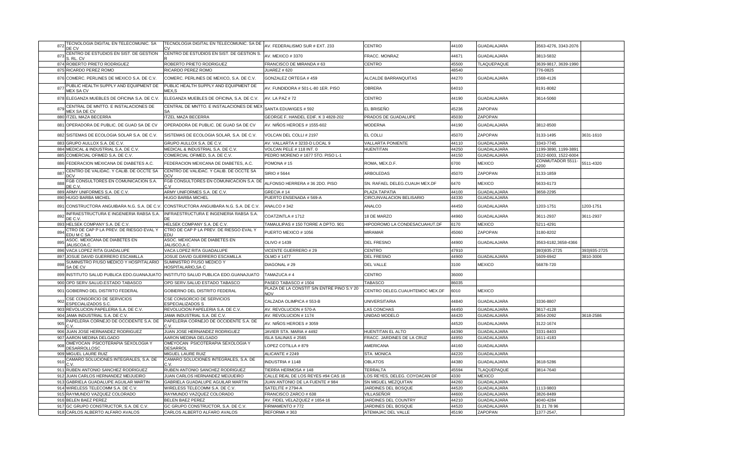| | | | | | | | | |
|---|---|---|---|---|---|---|---|---|
| 872 | TECNOLOGIA DIGITAL EN TELECOMUNIC. SA DE CV | TECNOLOGIA DIGITAL EN TELECOMUNIC. SA DE CV | AV. FEDERALISMO SUR # EXT. 233 | CENTRO | 44100 | GUADALAJARA | 3563-4276, 3343-2076 | |
| 873 | CENTRO DE ESTUDIOS EN SIST. DE GESTION S. RL. CV | CENTRO DE ESTUDIOS EN SIST. DE GESTION S. R | AV. MEXICO # 3370 | FRACC. MONRAZ | 44671 | GUADALAJARA | 3813-5832 | |
| 874 | ROBERTO PRIETO RODRIGUEZ | ROBERTO PRIETO RODRIGUEZ | FRANCISCO DE MIRANDA # 63 | CENTRO | 45500 | TLAQUEPAQUE | 3639-9617, 3639-1990 | |
| 875 | RICARDO PEREZ ROMO | RICARDO PEREZ ROMO | JUAREZ # 620 | | 48540 | | 776-0825 | |
| 876 | COMERC. PERLINES DE MEXICO S.A. DE C.V. | COMERC. PERLINES DE MEXICO, S.A. DE C.V. | GONZALEZ ORTEGA # 459 | ALCALDE BARRANQUITAS | 44270 | GUADALAJARA | 1568-4126 | |
| 877 | PUBLIC HEALTH SUPPLY AND EQUIPMENT DE MEX SA CV | PUBLIC HEALTH SUPPLY AND EQUIPMENT DE MEX,S | AV. FUNDIDORA # 501-L-80 1ER. PISO | OBRERA | 64010 | | 8191-8082 | |
| 878 | ELEGANZA MUEBLES DE OFICINA S.A. DE C.V. | ELEGANZA MUEBLES DE OFICINA, S.A. DE C.V. | AV. LA PAZ # 72 | CENTRO | 44190 | GUADALAJARA | 3614-5060 | |
| 879 | CENTRAL DE MNTTO. E INSTALACIONES DE MEX SA DE CV | CENTRAL DE MNTTO. E INSTALACIONES DE MEX SA | SANTA EDUWIGES # 592 | EL BRISEÑO | 45236 | ZAPOPAN | | |
| 880 | ITZEL MAZA BECERRA | ITZEL MAZA BECERRA | GEORGE F. HANDEL EDIF. K 3 4828-202 | PRADOS DE GUADALUPE | 45030 | ZAPOPAN | | |
| 881 | OPERADORA DE PUBLIC. DE GUAD SA DE CV | OPERADORA DE PUBLIC. DE GUAD SA DE CV | AV. NIÑOS HEROES # 1555-602 | MODERNA | 44190 | GUADALAJARA | 3812-8500 | |
| 882 | SISTEMAS DE ECOLOGIA SOLAR S.A. DE C.V. | SISTEMAS DE ECOLOGIA SOLAR, S.A. DE C.V. | VOLCAN DEL COLLI # 2197 | EL COLLI | 45070 | ZAPOPAN | 3133-1495 | 3631-1610 |
| 883 | GRUPO AULLOX S.A. DE C.V. | GRUPO AULLOX S.A. DE C.V. | AV. VALLARTA # 3233-D LOCAL 9 | VALLARTA PONIENTE | 44110 | GUADALAJARA | 3343-7745 | |
| 884 | MEDICAL & INDUSTRIAL S.A. DE C.V. | MEDICAL & INDUSTRIAL S.A. DE C.V. | VOLCAN PELE # 118 INT. 0 | HUENTITAN | 44250 | GUADALAJARA | 1199-3890, 1199-3891 | |
| 885 | COMERCIAL OFIMED S.A. DE C.V. | COMERCIAL OFIMED, S.A. DE C.V. | PEDRO MORENO # 1677 5TO. PISO L-1 | | 44150 | GUADALAJARA | 1522-6003, 1522-6004 | |
| 886 | FEDERACION MEXICANA DE DIABETES A.C. | FEDERACION MEXICANA DE DIABETES, A.C. | POMONA # 15 | ROMA, MEX.D.F. | 6700 | MEXICO | CONMUTADOR 5511-4200 | 5511-4320 |
| 887 | CENTRO DE VALIDAC. Y CALIB. DE OCCTE SA DCV | CENTRO DE VALIDAC. Y CALIB. DE OCCTE SA DCV | SIRIO # 5644 | ARBOLEDAS | 45070 | ZAPOPAN | 3133-1859 | |
| 888 | FGB CONSULTORES EN COMUNICACION S.A. DE C.V. | FGB CONSULTORES EN COMUNICACION S.A. DE C.V | ALFONSO HERRERA # 36 2DO. PISO | SN. RAFAEL DELEG.CUAUH MEX.DF | 6470 | MEXICO | 5633-6173 | |
| 889 | ARMY UNIFORMES S.A. DE C.V. | ARMY UNIFORMES S.A. DE C.V. | GRECIA # 14 | PLAZA TAPATIA | 44100 | GUADALAJARA | 3658-2295 | |
| 890 | HUGO BARBA MICHEL | HUGO BARBA MICHEL | PUERTO ENSENADA # 569-A | CIRCUNVALACION BELISARIO | 44330 | GUADALAJARA | | |
| 891 | CONSTRUCTORA ANGUIBARA N.G. S.A. DE C.V. | CONSTRUCTORA ANGUIBARA N.G. S.A. DE C.V. | ANALCO # 342 | ANALCO | 44450 | GUADALAJARA | 1203-1751 | 1203-1751 |
| 892 | INFRAESTRUCTURA E INGENIERIA RABSA S.A. DE C.V. | INFRAESTRUCTURA E INGENIERIA RABSA S.A. DE | COATZINTLA # 1712 | 18 DE MARZO | 44960 | GUADALAJARA | 3611-2937 | 3611-2937 |
| 893 | HELSEK COMPANY S.A. DE C.V. | HELSEK COMPANY S.A. DE C.V. | TAMAULIPAS # 150 TORRE A DPTO. 901 | HIPODROMO LA CONDESACUAHUT.DF | 6170 | MEXICO | 5211-4291 | |
| 894 | CTRO DE CAP P LA PREV. DE RIESGO EVAL Y EDU M C SA | CTRO DE CAP P LA PREV. DE RIESGO EVAL Y EDU | PUERTO MEXICO # 1056 | MIRAMAR | 45060 | ZAPOPAN | 3180-8202 | |
| 895 | ASOC. MEXICANA DE DIABETES EN JALISCOA.C. | ASOC. MEXICANA DE DIABETES EN JALISCO,A.C. | OLIVO # 1439 | DEL FRESNO | 44900 | GUADALAJARA | 3563-6182,3658-4366 | |
| 896 | VACA LOPEZ RITA GUADALUPE | VACA LOPEZ RITA GUADALUPE | VICENTE GUERRERO # 29 | CENTRO | 47910 | | 393)935-2725 | 393)935-2725 |
| 897 | JOSUE DAVID GUERRERO ESCAMILLA | JOSUE DAVID GUERRERO ESCAMILLA | OLMO # 1477 | DEL FRESNO | 44900 | GUADALAJARA | 1609-6942 | 3810-3006 |
| 898 | SUMINISTRO P/USO MEDICO Y HOSPITALARIO SA DE CV | SUMINISTRO P/USO MEDICO Y HOSPITALARIO,SA C | DIAGONAL # 29 | DEL VALLE | 3100 | MEXICO | 56878-720 | |
| 899 | INSTITUTO SALUD PUBLICA EDO.GUANAJUATO | INSTITUTO SALUD PUBLICA EDO.GUANAJUATO | TAMAZUCA # 4 | CENTRO | 36000 | | | |
| 900 | OPD SERV.SALUD.ESTADO TABASCO | OPD SERV.SALUD ESTADO TABASCO | PASEO TABASCO # 1504 | TABASCO | 86035 | | | |
| 901 | GOBIERNO DEL DISTRITO FEDERAL | GOBIERNO DEL DISTRITO FEDERAL | PLAZA DE LA CONSTIT S/N ENTRE PINO S.Y 20 NOV | CENTRO DELEG.CUAUHTEMOC MEX.DF | 6010 | MEXICO | | |
| 902 | CSE CONSORCIO DE SERVICIOS ESPECIALIZADOS S.C. | CSE CONSORCIO DE SERVICIOS ESPECIALIZADOS S | CALZADA OLIMPICA # 553-B | UNIVERSITARIA | 44840 | GUADALAJARA | 3336-8807 | |
| 903 | REVOLUCION PAPELERIA S.A. DE C.V. | REVOLUCION PAPELERIA S.A. DE C.V. | AV. REVOLUCION # 570-A | LAS CONCHAS | 44450 | GUADALAJARA | 3617-4128 | |
| 904 | JAMA INDUSTRIAL S.A. DE C.V. | JAMA INDUSTRIAL S.A. DE C.V. | AV. REVOLUCION # 1174 | UNIDAD MODELO | 44420 | GUADALAJARA | 3654-2092 | 3618-2586 |
| 905 | PAPELERIA CORNEJO DE OCCIDENTE S.A. DE C.V. | PAPELERIA CORNEJO DE OCCIDENTE S.A. DE C.V. | AV. NIÑOS HEROES # 3059 | | 44520 | GUADALAJARA | 3122-1674 | |
| 906 | JUAN JOSE HERNANDEZ RODRIGUEZ | JUAN JOSE HERNANDEZ RODRIGUEZ | JAVIER STA. MARIA # 4492 | HUENTITAN EL ALTO | 44390 | GUADALAJARA | 3331-8403 | |
| 907 | AARON MEDINA DELGADO | AARON MEDINA DELGADO | ISLA SALINAS # 2565 | FRACC. JARDINES DE LA CRUZ | 44950 | GUADALAJARA | 1611-4183 | |
| 908 | OMEYOCAN PSICOTERAPIA SEXOLOGIA Y DESARROLLOSC | OMEYOCAN PSICOTERAPIA SEXOLOGIA Y DESARROL | LOPEZ COTILLA # 879 | AMERICANA | 44160 | GUADALAJARA | | |
| 909 | MIGUEL LAURE RUIZ | MIGUEL LAURE RUIZ | ALICANTE # 2249 | STA. MONICA | 44220 | GUADALAJARA | | |
| 910 | CAMARO SOLUCIONES INTEGRALES, S.A. DE C.V. | CAMARO SOLUCIONES INTEGRALES, S.A. DE C.V. | INDUSTRIA # 1148 | OBLATOS | 44380 | GUADALAJARA | 3618-5286 | |
| 911 | RUBEN ANTONIO SANCHEZ RODRIGUEZ | RUBEN ANTONIO SANCHEZ RODRIGUEZ | TIERRA HERMOSA # 148 | TERRALTA | 45594 | TLAQUEPAQUE | 3814-7640 | |
| 912 | JUAN CARLOS HERNANDEZ MEIJUEIRO | JUAN CARLOS HERNANDEZ MEIJUEIRO | CALLE REAL DE LOS REYES #94 CAS 16 | LOS REYES, DELEG. COYOACAN DF | 4330 | MEXICO | | |
| 913 | GABRIELA GUADALUPE AGUILAR MARTIN | GABRIELA GUADALUPE AGUILAR MARTIN | JUAN ANTONIO DE LA FUENTE # 984 | SN MIGUEL MEZQUITAN | 44260 | GUADALAJARA | | |
| 914 | WIRELESS TELECOMM S.A. DE C.V. | WIRELESS TELECOMM S.A. DE C.V. | SATELITE # 2794-A | JARDINES DEL BOSQUE | 44520 | GUADALAJARA | 1113-9803 | |
| 915 | RAYMUNDO VAZQUEZ COLORADO | RAYMUNDO VAZQUEZ COLORADO | FRANCISCO ZARCO # 638 | VILLASEÑOR | 44600 | GUADALAJARA | 3826-8489 | |
| 916 | BELEN BAEZ PEREZ | BELEN BAEZ PEREZ | AV. FIDEL VELAZQUEZ # 1654-16 | JARDINES DEL COUNTRY | 44210 | GUADALAJARA | 4040-4284 | |
| 917 | GC GRUPO CONSTRUCTOR, S.A. DE C.V. | GC GRUPO CONSTRUCTOR, S.A. DE C.V. | FIRMAMENTO # 772 | JARDINES DEL BOSQUE | 44520 | GUADALAJARA | 31 21 78 96 | |
| 918 | CARLOS ALBERTO ALFARO AVALOS | CARLOS ALBERTO ALFARO AVALOS | REFORMA # 363 | ATEMAJAC DEL VALLE | 45190 | ZAPOPAN | 1377-2547, | |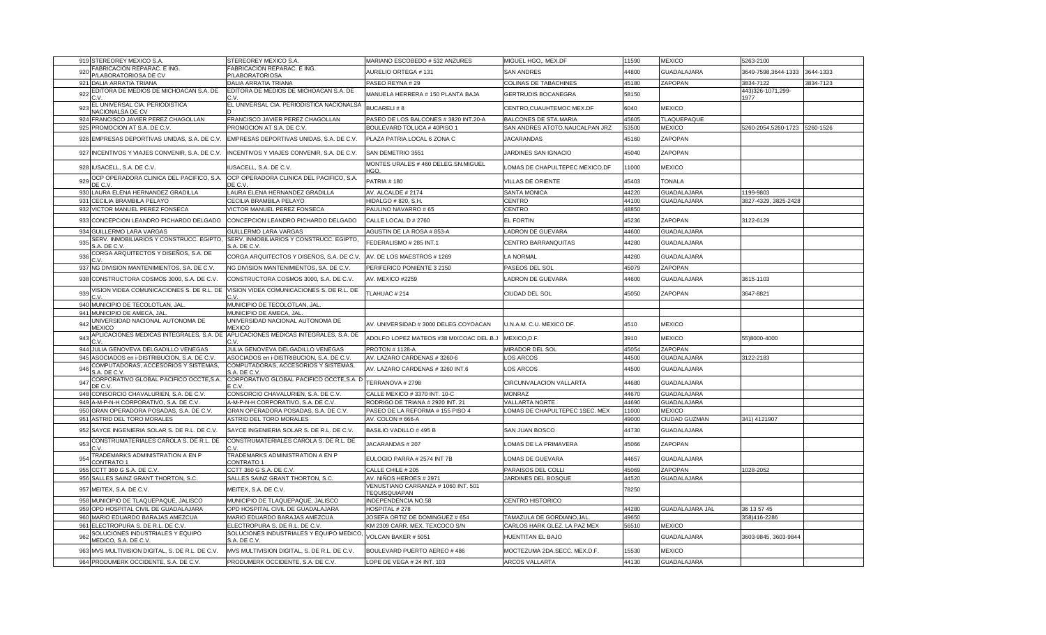| | | | | | | | | |
|---|---|---|---|---|---|---|---|---|
| 919 | STEREOREY MEXICO S.A. | STEREOREY MEXICO S.A. | MARIANO ESCOBEDO # 532 ANZURES | MIGUEL HGO,. MEX.DF | 11590 | MEXICO | 5263-2100 | |
| 920 | FABRICACION REPARAC. E ING. P/LABORATORIOSA DE CV | FABRICACION REPARAC. E ING. P/LABORATORIOSA | AURELIO ORTEGA # 131 | SAN ANDRES | 44800 | GUADALAJARA | 3649-7598,3644-1333 | 3644-1333 |
| 921 | DALIA ARRATIA TRIANA | DALIA ARRATIA TRIANA | PASEO REYNA # 29 | COLINAS DE TABACHINES | 45180 | ZAPOPAN | 3834-7122 | 3834-7123 |
| 922 | EDITORA DE MEDIOS DE MICHOACAN S.A. DE C.V. | EDITORA DE MEDIOS DE MICHOACAN S.A. DE C.V. | MANUELA HERRERA # 150 PLANTA BAJA | GERTRUDIS BOCANEGRA | 58150 | | 443)326-1071,299-1977 | |
| 923 | EL UNIVERSAL CIA. PERIODISTICA NACIONALSA DE CV | EL UNIVERSAL CIA. PERIODISTICA NACIONALSA D | BUCARELI # 8 | CENTRO,CUAUHTEMOC MEX.DF | 6040 | MEXICO | | |
| 924 | FRANCISCO JAVIER PEREZ CHAGOLLAN | FRANCISCO JAVIER PEREZ CHAGOLLAN | PASEO DE LOS BALCONES # 3820 INT.20-A | BALCONES DE STA.MARIA | 45605 | TLAQUEPAQUE | | |
| 925 | PROMOCION AT S.A. DE C.V. | PROMOCION AT S.A. DE C.V. | BOULEVARD TOLUCA # 40PISO 1 | SAN ANDRES ATOTO,NAUCALPAN JRZ | 53500 | MEXICO | 5260-2054,5260-1723 | 5260-1526 |
| 926 | EMPRESAS DEPORTIVAS UNIDAS, S.A. DE C.V. | EMPRESAS DEPORTIVAS UNIDAS, S.A. DE C.V. | PLAZA PATRIA LOCAL 6 ZONA C | JACARANDAS | 45160 | ZAPOPAN | | |
| 927 | INCENTIVOS Y VIAJES CONVENIR, S.A. DE C.V. | INCENTIVOS Y VIAJES CONVENIR, S.A. DE C.V. | SAN DEMETRIO 3551 | JARDINES SAN IGNACIO | 45040 | ZAPOPAN | | |
| 928 | IUSACELL, S.A. DE C.V. | IUSACELL, S.A. DE C.V. | MONTES URALES # 460 DELEG.SN.MIGUEL HGO. | LOMAS DE CHAPULTEPEC MEXICO,DF | 11000 | MEXICO | | |
| 929 | OCP OPERADORA CLINICA DEL PACIFICO, S.A. DE C.V. | OCP OPERADORA CLINICA DEL PACIFICO, S.A. DE C.V. | PATRIA # 180 | VILLAS DE ORIENTE | 45403 | TONALA | | |
| 930 | LAURA ELENA HERNANDEZ GRADILLA | LAURA ELENA HERNANDEZ GRADILLA | AV. ALCALDE # 2174 | SANTA MONICA | 44220 | GUADALAJARA | 1199-9803 | |
| 931 | CECILIA BRAMBILA PELAYO | CECILIA BRAMBILA PELAYO | HIDALGO # 820, S.H. | CENTRO | 44100 | GUADALAJARA | 3827-4329, 3825-2428 | |
| 932 | VICTOR MANUEL PEREZ FONSECA | VICTOR MANUEL PEREZ FONSECA | PAULINO NAVARRO # 65 | CENTRO | 48850 | | | |
| 933 | CONCEPCION LEANDRO PICHARDO DELGADO | CONCEPCION LEANDRO PICHARDO DELGADO | CALLE LOCAL D # 2760 | EL FORTIN | 45236 | ZAPOPAN | 3122-6129 | |
| 934 | GUILLERMO LARA VARGAS | GUILLERMO LARA VARGAS | AGUSTIN DE LA ROSA # 853-A | LADRON DE GUEVARA | 44600 | GUADALAJARA | | |
| 935 | SERV. INMOBILIARIOS Y CONSTRUCC. EGIPTO, S.A. DE C.V. | SERV. INMOBILIARIOS Y CONSTRUCC. EGIPTO, S.A. DE C.V. | FEDERALISMO # 285 INT.1 | CENTRO BARRANQUITAS | 44280 | GUADALAJARA | | |
| 936 | CORGA ARQUITECTOS Y DISEÑOS, S.A. DE C.V. | CORGA ARQUITECTOS Y DISEÑOS, S.A. DE C.V. | AV. DE LOS MAESTROS # 1269 | LA NORMAL | 44260 | GUADALAJARA | | |
| 937 | NG DIVISION MANTENIMIENTOS, SA. DE C.V. | NG DIVISION MANTENIMIENTOS, SA. DE C.V. | PERIFERICO PONIENTE 3 2150 | PASEOS DEL SOL | 45079 | ZAPOPAN | | |
| 938 | CONSTRUCTORA COSMOS 3000, S.A. DE C.V. | CONSTRUCTORA COSMOS 3000, S.A. DE C.V. | AV. MEXICO #2259 | LADRON DE GUEVARA | 44600 | GUADALAJARA | 3615-1103 | |
| 939 | VISION VIDEA COMUNICACIONES S. DE R.L. DE C.V. | VISION VIDEA COMUNICACIONES S. DE R.L. DE C.V. | TLAHUAC # 214 | CIUDAD DEL SOL | 45050 | ZAPOPAN | 3647-8821 | |
| 940 | MUNICIPIO DE TECOLOTLAN, JAL. | MUNICIPIO DE TECOLOTLAN, JAL. | | | | | | |
| 941 | MUNICIPIO DE AMECA, JAL. | MUNICIPIO DE AMECA, JAL. | | | | | | |
| 942 | UNIVERSIDAD NACIONAL AUTONOMA DE MEXICO | UNIVERSIDAD NACIONAL AUTONOMA DE MEXICO | AV. UNIVERSIDAD # 3000 DELEG.COYOACAN | U.N.A.M. C.U. MEXICO DF. | 4510 | MEXICO | | |
| 943 | APLICACIONES MEDICAS INTEGRALES, S.A. DE C.V. | APLICACIONES MEDICAS INTEGRALES, S.A. DE C.V. | ADOLFO LOPEZ MATEOS #38 MIXCOAC DEL.B.J | MEXICO,D.F. | 3910 | MEXICO | 55)8000-4000 | |
| 944 | JULIA GENOVEVA DELGADILLO VENEGAS | JULIA GENOVEVA DELGADILLO VENEGAS | PROTON # 1128-A | MIRADOR DEL SOL | 45054 | ZAPOPAN | | |
| 945 | ASOCIADOS en i-DISTRIBUCION, S.A. DE C.V. | ASOCIADOS en i-DISTRIBUCION, S.A. DE C.V. | AV. LAZARO CARDENAS # 3260-6 | LOS ARCOS | 44500 | GUADALAJARA | 3122-2183 | |
| 946 | COMPUTADORAS, ACCESORIOS Y SISTEMAS, S.A. DE C.V. | COMPUTADORAS, ACCESORIOS Y SISTEMAS, S.A. DE C.V. | AV. LAZARO CARDENAS # 3260 INT.6 | LOS ARCOS | 44500 | GUADALAJARA | | |
| 947 | CORPORATIVO GLOBAL PACIFICO OCCTE,S.A. DE C.V. | CORPORATIVO GLOBAL PACIFICO OCCTE,S.A. DE C.V. | TERRANOVA # 2798 | CIRCUNVALACION VALLARTA | 44680 | GUADALAJARA | | |
| 948 | CONSORCIO CHAVALURIEN, S.A. DE C.V. | CONSORCIO CHAVALURIEN, S.A. DE C.V. | CALLE MEXICO # 3370 INT. 10-C | MONRAZ | 44670 | GUADALAJARA | | |
| 949 | A-M-P-N-H CORPORATIVO, S.A. DE C.V. | A-M-P-N-H CORPORATIVO, S.A. DE C.V. | RODRIGO DE TRIANA # 2920 INT. 21 | VALLARTA NORTE | 44690 | GUADALAJARA | | |
| 950 | GRAN OPERADORA POSADAS, S.A. DE C.V. | GRAN OPERADORA POSADAS, S.A. DE C.V. | PASEO DE LA REFORMA # 155 PISO 4 | LOMAS DE CHAPULTEPEC 1SEC. MEX | 11000 | MEXICO | | |
| 951 | ASTRID DEL TORO MORALES | ASTRID DEL TORO MORALES | AV. COLON # 666-A | | 49000 | CIUDAD GUZMAN | 341) 4121907 | |
| 952 | SAYCE INGENIERIA SOLAR S. DE R.L. DE C.V. | SAYCE INGENIERIA SOLAR S. DE R.L. DE C.V. | BASILIO VADILLO # 495 B | SAN JUAN BOSCO | 44730 | GUADALAJARA | | |
| 953 | CONSTRUMATERIALES CAROLA S. DE R.L. DE C.V. | CONSTRUMATERIALES CAROLA S. DE R.L. DE C.V. | JACARANDAS # 207 | LOMAS DE LA PRIMAVERA | 45066 | ZAPOPAN | | |
| 954 | TRADEMARKS ADMINISTRATION A EN P CONTRATO 1 | TRADEMARKS ADMINISTRATION A EN P CONTRATO 1 | EULOGIO PARRA # 2574 INT 7B | LOMAS DE GUEVARA | 44657 | GUADALAJARA | | |
| 955 | CCTT 360 G S.A. DE C.V. | CCTT 360 G S.A. DE C.V. | CALLE CHILE # 205 | PARAISOS DEL COLLI | 45069 | ZAPOPAN | 1028-2052 | |
| 956 | SALLES SAINZ GRANT THORTON, S.C. | SALLES SAINZ GRANT THORTON, S.C. | AV. NIÑOS HEROES # 2971 | JARDINES DEL BOSQUE | 44520 | GUADALAJARA | | |
| 957 | MEITEX, S.A. DE C.V. | MEITEX, S.A. DE C.V. | VENUSTIANO CARRANZA # 1060 INT. 501 TEQUISQUIAPAN | | 78250 | | | |
| 958 | MUNICIPIO DE TLAQUEPAQUE, JALISCO | MUNICIPIO DE TLAQUEPAQUE, JALISCO | INDEPENDENCIA NO.58 | CENTRO HISTORICO | | | | |
| 959 | OPD HOSPITAL CIVIL DE GUADALAJARA | OPD HOSPITAL CIVIL DE GUADALAJARA | HOSPITAL # 278 | | 44280 | GUADALAJARA JAL | 36 13 57 45 | |
| 960 | MARIO EDUARDO BARAJAS AMEZCUA | MARIO EDUARDO BARAJAS AMEZCUA | JOSEFA ORTIZ DE DOMINGUEZ # 654 | TAMAZULA DE GORDIANO,JAL. | 49650 | | 358)416-2286 | |
| 961 | ELECTROPURA S. DE R.L. DE C.V. | ELECTROPURA S. DE R.L. DE C.V. | KM 2309 CARR. MEX. TEXCOCO S/N | CARLOS HARK GLEZ. LA PAZ MEX | 56510 | MEXICO | | |
| 962 | SOLUCIONES INDUSTRIALES Y EQUIPO MEDICO, S.A. DE C.V. | SOLUCIONES INDUSTRIALES Y EQUIPO MEDICO, S.A. DE C.V. | VOLCAN BAKER # 5051 | HUENTITAN EL BAJO | | GUADALAJARA | 3603-9845, 3603-9844 | |
| 963 | MVS MULTIVISION DIGITAL, S. DE R.L. DE C.V. | MVS MULTIVISION DIGITAL, S. DE R.L. DE C.V. | BOULEVARD PUERTO AEREO # 486 | MOCTEZUMA 2DA.SECC. MEX.D.F. | 15530 | MEXICO | | |
| 964 | PRODUMERK OCCIDENTE, S.A. DE C.V. | PRODUMERK OCCIDENTE, S.A. DE C.V. | LOPE DE VEGA # 24 INT. 103 | ARCOS VALLARTA | 44130 | GUADALAJARA | | |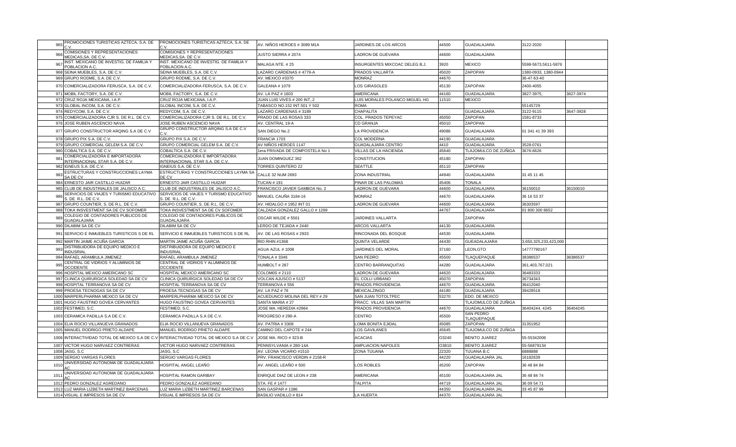| | | | | | | | | |
|---|---|---|---|---|---|---|---|---|
| 965 | PROMOCIONES TURISTICAS AZTECA, S.A. DE C.V. | PROMOCIONES TURISTICAS AZTECA, S.A. DE C.V. | AV. NIÑOS HEROES # 3089 M1A | JARDINES DE LOS ARCOS | 44500 | GUADALAJARA | 3122-2020 | |
| 966 | COMISIONES Y REPRESENTACIONES MEDICAS,SA. DE C.V. | COMISIONES Y REPRESENTACIONES MEDICAS,SA. DE C.V. | JUSTO SIERRA # 2074 | LADRON DE GUEVARA | 44600 | GUADALAJARA | | |
| 967 | INST. MEXICANO DE INVESTIG. DE FAMILIA Y POBLACION A.C. | INST. MEXICANO DE INVESTIG. DE FAMILIA Y POBLACION A.C. | MALAGA NTE. # 25 | INSURGENTES MIXCOAC DELEG B.J. | 3920 | MEXICO | 5598-5673,5611-5876 | |
| 968 | SEINA MUEBLES, S.A. DE C.V. | SEINA MUEBLES, S.A. DE C.V. | LAZARO CARDENAS # 4779-A | PRADOS VALLARTA | 45020 | ZAPOPAN | 1380-0933, 1380-0944 | |
| 969 | GRUPO RODME, S.A. DE C.V. | GRUPO RODME, S.A. DE C.V. | AV. MEXICO #3370 | MONRAZ | 44670 | | 36-47-63-40 | |
| 970 | COMERCIALIZADORA FERUSCA, S.A. DE C.V. | COMERCIALIZADORA FERUSCA, S.A. DE C.V. | GALEANA # 1079 | LOS GIRASOLES | 45130 | ZAPOPAN | 2400-4055 | |
| 971 | MOBIL FACTORY, S.A. DE C.V. | MOBIL FACTORY, S.A. DE C.V. | AV. LA PAZ # 1603 | AMERICANA | 44160 | GUADALAJARA | 3827-3975, | 3827-3974 |
| 972 | CRUZ ROJA MEXICANA, I.A.P. | CRUZ ROJA MEXICANA, I.A.P. | JUAN LUIS VIVES # 200 INT.,2 | LUIS MORALES POLANCO MIGUEL HG | 11510 | MEXICO | | |
| 973 | GLOBAL INCOM, S.A. DE C.V. | GLOBAL INCOM, S.A. DE C.V. | TABASCO NO.152 INT.501 Y 502 | ROMA | | | 55145729 | |
| 974 | REDYCOM, S.A. DE C.V. | REDYCOM, S.A. DE C.V. | LAZARO CARDENAS # 3189 | CHAPALITA | | GUADALAJARA | 3122-9115 | 3647-3928 |
| 975 | COMERCIALIZADORA CJR S. DE R.L. DE C.V. | COMERCIALIZADORA CJR S. DE R.L. DE C.V. | PRADO DE LAS ROSAS 333 | COL. PRADOS TEPEYAC | 45050 | ZAPOPAN | 1581-8733 | |
| 976 | JOSE RUBEN ASCENCIO NAVA | JOSE RUBEN ASCENCIO NAVA | AV. CENTRAL 19-A | CD GRANJA | 45010 | ZAPOPAN | | |
| 977 | GRUPO CONSTRUCTOR ARQING S.A DE C.V | GRUPO CONSTRUCTOR ARQING S.A DE C.V C.V. | SAN DIEGO No.2 | LA PROVIDENCIA | 49086 | GUADALAJARA | 01 341 41 39 393 | |
| 978 | GRUPO PIX S.A. DE C.V. | GRUPO PIX S.A. DE C.V. | FRANCIA 1703 | COL MODERNA | 44190 | GUADALAJARA | | |
| 979 | GRUPO COMERCIAL GELEM S.A. DE C.V. | GRUPO COMERCIAL GELEM S.A. DE C.V. | AV NIÑOS HEROES 1147 | GUADALAJARA CENTRO | 4410 | GUADALAJARA | 3528-0761 | |
| 980 | COBALTICA S.A. DE C.V. | COBALTICA S.A. DE C.V. | 1era PRIVADA DE COMPOSTELA No 1 | VILLAS DE LA HACIENDA | 45640 | TLAJOMULCO DE ZUÑIGA | 3676-6626 | |
| 981 | COMERCIALIZADORA E IMPORTADORA INTERNACIONAL STAR S.A. DE C.V. | COMERCIALIZADORA E IMPORTADORA INTERNACIONAL STAR S.A. DE C.V. | JUAN DOMINGUEZ 362 | CONSTITUCION | 45180 | ZAPOPAN | | |
| 982 | IGNEUS S.A. DE C.V. | IGNEIUS S.A. DE C.V. | TORRES QUINTERO 22 | SEATTLE | 45110 | ZAPOPAN | | |
| 983 | ESTRUCTURAS Y CONSTRUCCIONES LAYMA SA DE CV | ESTRUCTURAS Y CONSTRUCCIONES LAYMA SA DE CV | CALLE 32 NUM 2693 | ZONA INDUSTRIAL | 44940 | GUADALAJARA | 31 45 11 45 | |
| 984 | ERNESTO JAIR CASTILLO HUIZAR | ERNESTO JAIR CASTILLO HUIZAR | TUCAN # 191 | PINAR DE LAS PALOMAS | 45406 | TONALA | | |
| 985 | CLUB DE INDUSTRIALES DE JALISCO A.C. | CLUB DE INDUSTRIALES DE JALISCO A.C. | FRANCISCO JAVIER GAMBOA No. 2 | LADRON DE GUEVARA | 44600 | GUADALAJARA | 36150010 | 36150010 |
| 986 | SERVICIOS DE VIAJES Y TURISMO EDUCATIVO S. DE R.L. DE C.V. | SERVICIOS DE VIAJES Y TURISMO EDUCATIVO S. DE R.L. DE C.V. | MANUEL CAUÑA 3184-16 | MONRAZ | 44670 | GUADALAJARA | 36 16 53 37 | |
| 987 | GRUPO COUNTIER, S. DE R.L. DE C.V. | GRUPO COUNTIER, S. DE R.L. DE C.V. | AV. HIDALGO # 1952 INT 01 | LADRON DE GUEVARA | 44600 | GUADALAJARA | 36303597 | |
| 988 | TOKA INSVESTMENT SA DE CV SOFOMER | TOKA INSVESTMENT SA DE CV SOFOMER | CALZADA GONZALEZ GALLO # 1269 | | 44767 | GUADALAJARA | 01 800 300 8652 | |
| 989 | COLEGIO DE CONTADORES PUBLICOS DE GUADALAJARA | COLEGIO DE CONTADORES PUBLICOS DE GUADALAJARA | OSCAR WILDE # 5561 | JARDINES VALLARTA | | ZAPOPAN | | |
| 990 | DILABIM SA DE CV | DILABIM SA DE CV | LERDO DE TEJADA # 2440 | ARCOS VALLARTA | 44130 | GUADALAJARA | | |
| 991 | SERVICIO E INMUEBLES TURISTICOS S DE RL | SERVICIO E INMUEBLES TURISTICOS S DE RL | AV. DE LAS ROSAS # 2933 | RINCONADA DEL BOSQUE | 44530 | GUADALAJARA | | |
| 992 | MARTIN JAIME ACUÑA GARCIA | MARTIN JAIME ACUÑA GARCIA | RIO RHIN #1368 | QUINTA VELARDE | 44430 | GUEADALAJARA | 3,650,325,233,423,000 | |
| 993 | DISTRIBUIDORA DE EQUIPO MEDICO E INDUSRIAL | DISTRIBUIDORA DE EQUIPO MEDICO E INDUSRIAL | AGUA AZUL # 1008 | JARDINES DEL MORAL | 37160 | LEON,GTO | 14777790167 | |
| 994 | RAFAEL ARAMBULA JIMENEZ | RAFAEL ARAMBULA JIMENEZ | TONALA # 3346 | SAN PEDRO | 45500 | TLAQUEPAQUE | 38386537 | 38386537 |
| 995 | CENTRAL DE VIDRIOS Y ALUMINIOS DE OCCIDENTE | CENTRAL DE VIDRIOS Y ALUMINIOS DE OCCIDENTE | HUMBOLT # 287 | CENTRO BARRANQUITAS | 44280 | GUADALAJARA | 361,403,767,021 | |
| 996 | HOSPITAL MEXICO AMERICANO SC | HOSPITAL MEXICO AMERICANO SC | COLOM0S # 2110 | LADRON DE GUEVARA | 44620 | GUADALAJARA | 36483333 | |
| 997 | CLINICA QUIRURGICA SOLEDAD SA DE CV | CLINICA QUIRURGICA SOLEDAD SA DE CV | VOLCAN AJUSCO # 5137 | EL COLLI URBANO | 45070 | ZAPOPAN | 36734343 | |
| 998 | HOSPITAL TERRANOVA SA DE CV | HOSPITAL TERRANOVA SA DE CV | TERRANOVA # 556 | PRADOS PROVIDENCIA | 44670 | GUADALAJARA | 36412040 | |
| 999 | PROESA TECNOGAS SA DE CV | PROESA TECNOGAS SA DE CV | AV. LA PAZ # 76 | MEXICALZINGO | 44180 | GUADALAJARA | 39428518 | |
| 1000 | MARPERLPHARMA MEXICO SA DE CV | MARPERLPHARMA MEXICO SA DE CV | ACUEDUNCO MOLINA DEL REY # 29 | SAN JUAN TOTOLTPEC | 53270 | EDO. DE MEXICO | | |
| 1001 | HUGO FAUSTINO GOVEA CERVANTES | HUGO FAUSTINO GOVEA CERVANTES | SANTA MARIA # 27 | FRACC. VILLAS SAN MARTIN | | TLAJOMULCO DE ZUÑIGA | | |
| 1002 | FESTIMED, S.C. | FESTIMED, S.C. | JOSE MA. HEREDIA #2964 | PRADOS PROVIDENCIA | 44670 | GUADALAJARA | 36404244, 4245 | 36404245 |
| 1003 | CERAMICA PADILLA S.A DE C.V. | CERAMICA PADILLA S.A DE C.V. | PROGRESO # 290-A | CENTRO | 45500 | SAN PEDRO TLAQUEPAQUE | | |
| 1004 | ELIA ROCIO VILLANUEVA GRANADOS | ELIA ROCIO VILLANUEVA GRANADOS | AV. PATRIA # 3308 | LOMA BONITA EJIDAL | 45085 | ZAPOPAN | 31351952 | |
| 1005 | MANUEL RODRIGO PRIETO ALDAPE | MANUEL RODRIGO PRIETO ALDAPE | CAMINO DEL CAPOTE # 244 | LOS GAVILANES | 45645 | TLAJOMULCO DE ZUÑIGA | | |
| 1006 | INTERACTIVIDAD TOTAL DE MEXICO S.A DE C.V | INTERACTIVIDAD TOTAL DE MEXICO S.A DE C.V | JOSE MA. RICO # 323-B | ACACIAS | O3240 | BENITO JUAREZ | 55-55342006 | |
| 1007 | VICTOR HUGO NARVAEZ CONTRERAS | VICTOR HUGO NARVAEZ CONTRERAS | PENNSYLVANIA # 280-14A | AMPLIACION NAPOLES | O3810 | BENITO JUAREZ | 55-56879134 | |
| 1008 | JASG, S.C | JASG, S.C | AV. LEONA VICARIO #1510 | ZONA TIJUANA | 22320 | TIJUANA B.C | 6888888 | |
| 1009 | SERGIO VARGAS FLORES | SERGIO VARGAS FLORES | PRV. FRANCISCO VERDIN # 2158-R | | 44220 | GUADALAJARA JAL | 16182639 | |
| 1010 | UNIVERSIDAD AUTONOMA DE GUADALAJARA AC | HOSPITAL ANGEL LEAÑO | AV. ANGEL LEAÑO # 500 | LOS ROBLES | 45200 | ZAPOPAN | 36 48 84 84 | |
| 1011 | UNIVERSIDAD AUTONOMA DE GUADALAJARA AC | HOSPITAL RAMON GARIBAY | ENRIQUE DIAZ DE LEON # 238 | AMERICANA | 45100 | GUADALAJARA JAL | 36 48 84 74 | |
| 1012 | PEDRO GONZALEZ AGREDANO | PEDRO GONZALEZ AGREDANO | STA. FE # 1477 | TALPITA | 44719 | GUADALAJARA JAL | 36 09 54 71 | |
| 1013 | LUZ MARIA LIZBETH MARTINEZ BARCENAS | LUZ MARIA LIZBETH MARTINEZ BARCENAS | SAN GASPAR # 1386 | | 44350 | GUADALAJARA JAL | 33 45 87 99 | |
| 1014 | VISUAL E IMPRESOS SA DE CV | VISUAL E IMPRESOS SA DE CV | BASILIO VADILLO # 814 | LA HUERTA | 44370 | GUADALAJARA JAL | | |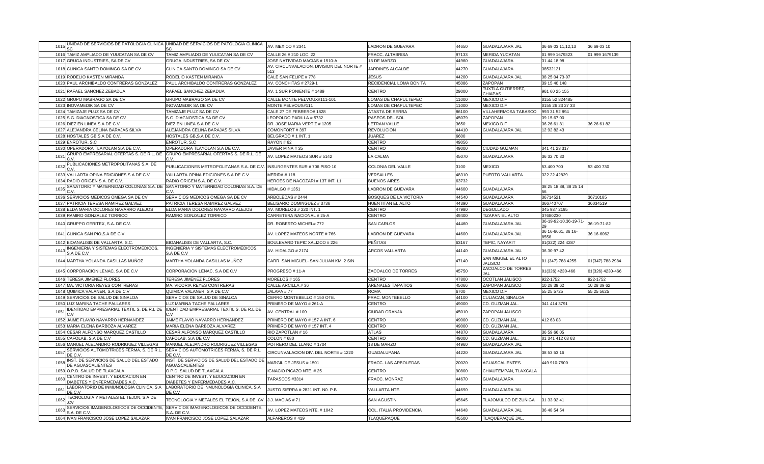| 1015 | UNIDAD DE SERVICIOS DE PATOLOGIA CLINICA SC | UNIDAD DE SERVICIOS DE PATOLOGIA CLINICA SC | AV. MEXICO # 2341 | LADRON DE GUEVARA | 44650 | GUADALAJARA JAL | 36 69 03 11,12,13 | 36 69 03 10 |
|---|---|---|---|---|---|---|---|---|
| 1016 | TAMIZ AMPLIADO DE YUUCATAN SA DE CV | TAMIZ AMPLIADO DE YUUCATAN SA DE CV | CALLE 26 # 210 LOC. 22 | FRACC. ALTABRISA | 97133 | MERIDA YUCATAN | 01 999 1679323 | 01 999 1679139 |
| 1017 | GRUGA INDUSTRIES, SA DE CV | GRUGA INDUSTRIES, SA DE CV | JOSE NATIVIDAD MACIAS # 1510-A | 18 DE MARZO | 44960 | GUADALAJARA | 31 44 18 98 | |
| 1018 | CLINICA SANTO DOMINGO SA DE CV | CLINICA SANTO DOMINGO SA DE CV | AV. CIRCUNVALACION, DIVISION DEL NORTE # 513 | JARDINES ALCALDE | 44270 | GUADALAJARA | 38532121 | |
| 1019 | RODELIO KASTEN MIRANDA | RODELIO KASTEN MIRANDA | CALE SAN FELIPE # 778 | JESUS | 44200 | GUADALAJARA JAL | 38 25 04 73-97 | |
| 1020 | PAUL ARCHIBALDO CONTRERAS GONZALEZ | PAUL ARCHIBALDO CONTRERAS GONZALEZ | AV. CONCHITAS # 2729-1 | RECIDENCIAL LOMA BONITA | 45086 | ZAPOPAN | 39 15 40 148 | |
| 1021 | RAFAEL SANCHEZ ZEBADUA | RAFAEL SANCHEZ ZEBADUA | AV. 1 SUR PONIENTE # 1489 | CENTRO | 29000 | TUXTLA GUTIERREZ, CHIAPAS | 961 60 25 155 | |
| 1022 | GRUPO MABRAGO SA DE CV | GRUPO MABRAGO SA DE CV | CALLE MONTE PELVOUX#111-101 | LOMAS DE CHAPULTEPEC | 11000 | MEXICO D.F | 0155 52 824485 | |
| 1023 | INOVAMEDIK SA DE CV | INOVAMEDIK SA DE CV | MONTE PELVOUX#111 | LOMAS DE CHAPULTEPEC | 11000 | MEXICO D.F | 0155 26 23 27 33 | |
| 1024 | TAMIZAJE PLUZ SA DE CV | TAMIZAJE PLUZ SA DE CV | CALE 27 DE FEBRERO# 1828 | ATASTA DE SERRA | 86100 | VILLAHERMOSA TABASCO | 993 31 52 894 | |
| 1025 | S.G. DIAGNOSTICA SA DE CV | S.G. DIAGNOSTICA SA DE CV | LEOPOLDO PADILLA # 5732 | PASEOS DEL SOL | 45079 | ZAPOPAN | 39 15 67 00 | |
| 1026 | DIEZ EN LINEA S.A DE C.V | DIEZ EN LINEA S.A DE C.V | DR. JOSE MARIA VERTIZ # 1205 | LETRAN VALLE | 3650 | MEXICO D.F | 36 26 61 81 | 36 26 61 82 |
| 1027 | ALEJANDRA CELINA BARAJAS SILVA | ALEJANDRA CELINA BARAJAS SILVA | COMONFORT # 397 | REVOLUCION | 44410 | GUADALAJARA JAL | 12 92 82 43 | |
| 1028 | HOSTALES GB,S.A DE C.V. | HOSTALES GB,S.A DE C.V. | BELGRADO # 1 INT. 1 | JUAREZ | 6600 | | | |
| 1029 | ENROTUR, S.C | ENROTUR, S.C | RAYON # 62 | CENTRO | 49056 | | | |
| 1030 | OPERADORA TLAYOLAN S.A DE C.V. | OPERADORA TLAYOLAN S.A DE C.V. | JAVIER MINA # 35 | CENTRO | 49000 | CIUDAD GUZMAN | 341 41 23 317 | |
| 1031 | GRUPO EMPRESARIAL OFERTAS S. DE R.L. DE C.V. | GRUPO EMPRESARIAL OFERTAS S. DE R.L. DE C.V. | AV. LOPEZ MATEOS SUR # 5142 | LA CALMA | 45070 | GUADALAJARA | 36 32 70 30 | |
| 1032 | PUBLICACIONES METROPOLITANAS S.A. DE C.V. | PUBLICACIONES METROPOLITANAS S.A. DE C.V. | INSURGENTES SUR # 706 PISO 10 | COLONIA DEL VALLE | 3100 | MEXICO | 53 400 700 | 53 400 730 |
| 1033 | VALLARTA OPINA EDICIONES S.A DE C.V | VALLARTA OPINA EDICIONES S.A DE C.V | MERIDA # 118 | VERSALLES | 48310 | PUERTO VALLARTA | 322 22 42829 | |
| 1034 | RADIO ORIGEN S.A. DE C.V. | RADIO ORIGEN S.A. DE C.V. | HEROES DE NACOZARI # 137 INT. L1 | BUENOS AIRES | 63732 | | | |
| 1035 | SANATORIO Y MATERNIDAD COLONIAS S.A. DE C.V. | SANATORIO Y MATERNIDAD COLONIAS S.A. DE C.V. | HIDALGO # 1351 | LADRON DE GUEVARA | 44600 | GUADALAJARA | 38 25 18 88, 38 25 14 56 | |
| 1036 | SERVICIOS MEDICOS OMEGA SA DE CV | SERVICIOS MEDICOS OMEGA SA DE CV | ARBOLEDAS # 2444 | BOSQUES DE LA VICTORIA | 44540 | GUADALAJARA | 36714521 | 36710185 |
| 1037 | PATRICIA TERESA RAMIREZ GALVEZ | PATRICIA TERESA RAMIREZ GALVEZ | BELISARIO DOMINGUEZ # 3736 | HUENTITAN EL ALTO | 44390 | GUADALAJARA | 366740707 | 36034519 |
| 1038 | ELDA MARIA DOLORES NAVARRO ALEJOS | ELDA MARIA DOLORES NAVARRO ALEJOS | AV. MORELOS # 220 INT. 1 | CENTRO | 47980 | DEGOLLADO | 345 937 2195 | |
| 1039 | RAMIRO GONZALEZ TORRICO | RAMIRO GONZALEZ TORRICO | CARRETERA NACIONAL # 25-A | CENTRO | 49400 | TIZAPAN EL ALTO | 37680230 | |
| 1040 | GRUPPO GERITEX, S.A. DE C.V. | | DR. ROBERTO MICHEL# 772 | SAN CARLOS | 44460 | GUADALAJARA JAL | 36-19-92-10,36-19-71-29 | 36-19-71-82 |
| 1041 | CLINICA SAN PIO,S.A DE C.V. | | AV. LOPEZ MATEOS NORTE # 766 | LADRON DE GUEVARA | 44600 | GUADALAJARA JAL | 36 16-6661, 36 16-8558 | 36 16-6062 |
| 1042 | BIOANALISIS DE VALLARTA, S.C. | BIOANALISIS DE VALLARTA, S.C. | BOULEVARD TEPIC XALIZCO # 226 | PEÑITAS | 63167 | TEPIC, NAYARIT | 01(322) 224 4287 | |
| 1043 | INGENIERIA Y SISTEMAS ELECTROMEDICOS, S.A DE C.V | INGENIERIA Y SISTEMAS ELECTROMEDICOS, S.A DE C.V | AV. HIDALGO # 2174 | ARCOS VALLARTA | 44140 | GUADALAJARA JAL | 36 30 97 42 | |
| 1044 | MARTHA YOLANDA CASILLAS MUÑOZ | MARTHA YOLANDA CASILLAS MUÑOZ | CARR. SAN MIGUEL- SAN JULIAN KM. 2 S/N | | 47140 | SAN MIGUEL EL ALTO JALISCO | 01 (347) 788 4255 | 01(347) 788 2984 |
| 1045 | CORPORACION LENAC, S.A DE C.V | CORPORACION LENAC, S.A DE C.V | PROGRESO # 11-A | ZACOALCO DE TORRES | 45750 | ZACOALCO DE TORRES, JAL | 01(326) 4230-466 | 01(326) 4230-466 |
| 1046 | TERESA JIMENEZ FLORES | TERESA JIMENEZ FLORES | MORELOS # 165 | CENTRO | 47800 | OCOTLAN JALISCO | 922-1752 | 922-1752 |
| 1047 | MA. VICTORIA REYES CONTRERAS | MA. VICTORIA REYES CONTRERAS | CALLE ARCILLA # 36 | ARENALES TAPATIOS | 45066 | ZAPOPAN JALISCO | 10 28 39 62 | 10 28 39 62 |
| 1048 | QUIMICA VALANER, S.A DE C.V | QUIMICA VALANER, S.A DE C.V | JALAPA # 77 | ROMA | 6700 | MEXICO D.F | 55 25 5725 | 55 25 5625 |
| 1049 | SERVICIOS DE SALUD DE SINALOA | SERVICIOS DE SALUD DE SINALOA | CERRO MONTEBELLO # 150 OTE. | FRAC. MONTEBELLO | 44100 | CULIACAN, SINALOA | | |
| 1050 | LUZ MARINA TACHE PALLARES | LUZ MARINA TACHE PALLARES | PRIMERO DE MAYO # 261-A | CENTRO | 49000 | CD. GUZMAN JAL. | 341 414 3791 | |
| 1051 | IDENTIDAD EMPRESARIAL TEXTIL S. DE R.L DE C.V | IDENTIDAD EMPRESARIAL TEXTIL S. DE R.L DE C.V | AV. CENTRAL # 100 | CIUDAD GRANJA | 45010 | ZAPOPAN JALISCO | | |
| 1052 | JAIME FLAVIO NAVARRO HERNANDEZ | JAIME FLAVIO NAVARRO HERNANDEZ | PRIMERO DE MAYO # 157 A INT. 6 | CENTRO | 49000 | CD. GUZMAN JAL. | 412 63 03 | |
| 1053 | MARIA ELENA BARBOZA ALVAREZ | MARIA ELENA BARBOZA ALVAREZ | PRIMERO DE MAYO # 157 INT. 4 | CENTRO | 49000 | CD. GUZMAN JAL. | | |
| 1054 | CESAR ALFONSO MARQUEZ CASTILLO | CESAR ALFONSO MARQUEZ CASTILLO | RIO ZAPOTLAN # 16 | ATLAS | 44870 | GUADALAJARA | 36 59 66 05 | |
| 1055 | CAFOLAB, S.A DE C.V | CAFOLAB, S.A DE C.V | COLON # 680 | CENTRO | 49000 | CD. GUZMAN JAL. | 01 341 412 63 63 | |
| 1056 | MANUEL ALEJANDRO RODRIGUEZ VILLEGAS | MANUEL ALEJANDRO RODRIGUEZ VILLEGAS | POTRERO DEL LLANO # 1704 | 18 DE MARZO | 44960 | GUADALAJARA JAL | | |
| 1057 | SERVICIOS AUTOMOTRICES FERMA, S. DE R.L. DE C.V. | SERVICIOS AUTOMOTRICES FERMA, S. DE R.L. DE C.V. | CIRCUNVALACION DIV. DEL NORTE # 1220 | GUADALUPANA | 44220 | GUADALAJARA JAL | 38 53 53 16 | |
| 1058 | INST. DE SERVICIOS DE SALUD DEL ESTADO DE AGUASCALIENTES | INST. DE SERVICIOS DE SALUD DEL ESTADO DE AGUASCALIENTES | MARGIL DE JESUS # 1501 | FRACC. LAS ARBOLEDAS | 20020 | AGUASCALIENTES | 449 910-7900 | |
| 1059 | O.P.D. SALUD DE TLAXCALA | O.P.D. SALUD DE TLAXCALA | IGNACIO PICAZO NTE. # 25 | CENTRO | 90800 | CHIAUTEMPAN, TLAXCALA | | |
| 1060 | CENTRO DE INVEST. Y EDUCACION EN DIABETES Y ENFERMEDADES A.C. | CENTRO DE INVEST. Y EDUCACION EN DIABETES Y ENFERMEDADES A.C. | TARASCOS #3314 | FRACC. MONRAZ | 44670 | GUADALAJARA | | |
| 1061 | LABORATORIO DE INMUNOLOGIA CLINICA, S.A DE C.V | LABORATORIO DE INMUNOLOGIA CLINICA, S.A DE C.V | JUSTO SIERRA # 2821 INT. N0. P.B | VALLARTA NTE. | 44690 | GUADALAJARA JAL | | |
| 1062 | TECNOLOGIA Y METALES EL TEJON, S.A DE .CV | TECNOLOGIA Y METALES EL TEJON, S.A DE .CV | J.J. MACIAS # 71 | SAN AGUSTIN | 45645 | TLAJOMULCO DE ZUÑIGA | 31 33 92 41 | |
| 1063 | SERVICIOS IMAGENOLOGICOS DE OCCIDENTE, S.A. DE C.V. | SERVICIOS IMAGENOLOGICOS DE OCCIDENTE, S.A. DE C.V. | AV. LOPEZ MATEOS NTE. # 1042 | COL. ITALIA PROVIDENCIA | 44648 | GUADALAJARA JAL | 36 48 54 54 | |
| 1064 | IVAN FRANCISCO JOSE LOPEZ SALAZAR | IVAN FRANCISCO JOSE LOPEZ SALAZAR | ALFAREROS # 419 | TLAQUEPAQUE | 45500 | TLAQUEPAQUE JAL. | | |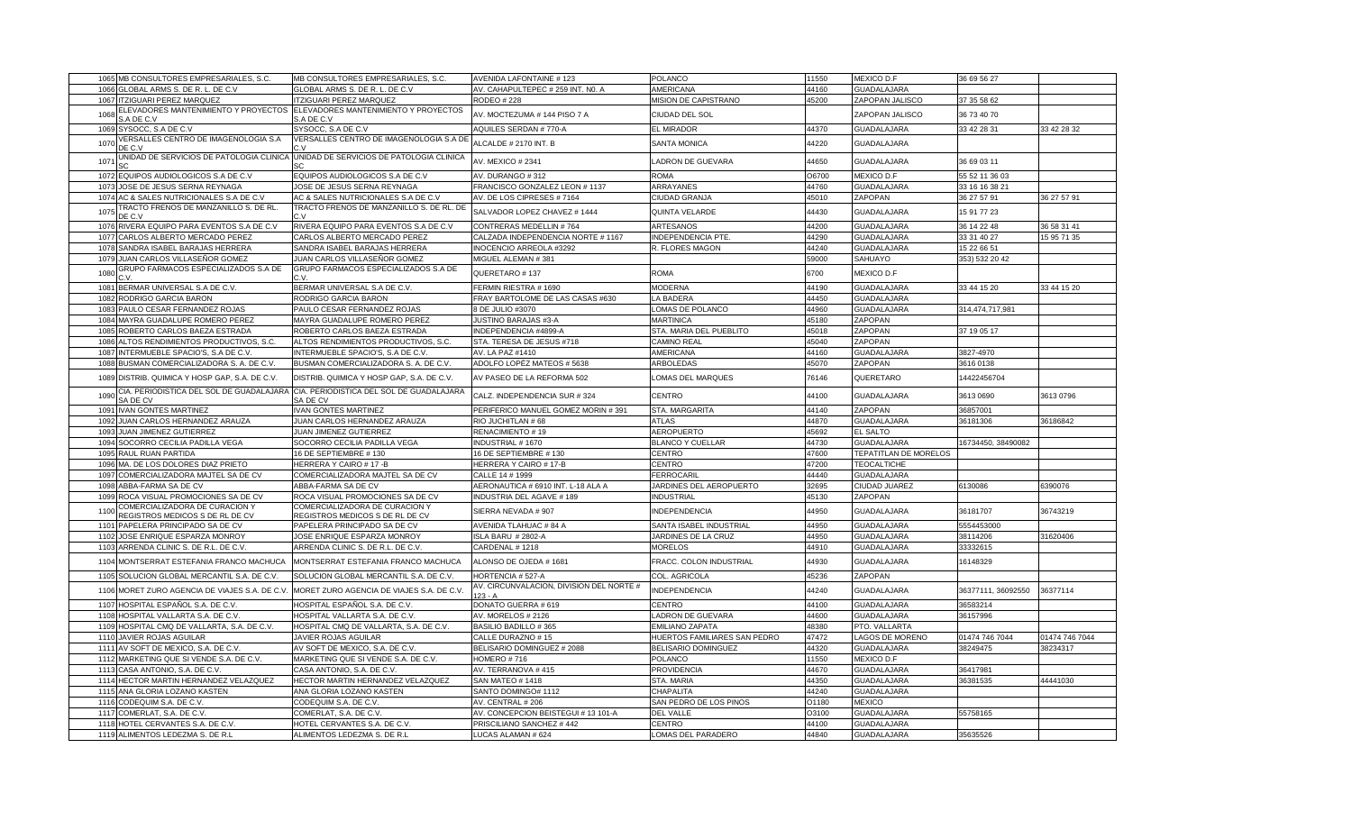| | | | | | | | | |
|---|---|---|---|---|---|---|---|---|
| 1065 | MB CONSULTORES EMPRESARIALES, S.C. | MB CONSULTORES EMPRESARIALES, S.C. | AVENIDA LAFONTAINE # 123 | POLANCO | 11550 | MEXICO D.F | 36 69 56 27 | |
| 1066 | GLOBAL ARMS S. DE R. L. DE C.V | GLOBAL ARMS S. DE R. L. DE C.V | AV. CAHAPULTEPEC # 259 INT. N0. A | AMERICANA | 44160 | GUADALAJARA | | |
| 1067 | ITZIGUARI PEREZ MARQUEZ | ITZIGUARI PEREZ MARQUEZ | RODEO # 228 | MISION DE CAPISTRANO | 45200 | ZAPOPAN JALISCO | 37 35 58 62 | |
| 1068 | ELEVADORES MANTENIMIENTO Y PROYECTOS S.A DE C.V | ELEVADORES MANTENIMIENTO Y PROYECTOS S.A DE C.V | AV. MOCTEZUMA # 144 PISO 7 A | CIUDAD DEL SOL | | ZAPOPAN JALISCO | 36 73 40 70 | |
| 1069 | SYSOCC, S.A DE C.V | SYSOCC, S.A DE C.V | AQUILES SERDAN # 770-A | EL MIRADOR | 44370 | GUADALAJARA | 33 42 28 31 | 33 42 28 32 |
| 1070 | VERSALLES CENTRO DE IMAGENOLOGIA S.A DE C.V | VERSALLES CENTRO DE IMAGENOLOGIA S.A DE C.V | ALCALDE # 2170 INT. B | SANTA MONICA | 44220 | GUADALAJARA | | |
| 1071 | UNIDAD DE SERVICIOS DE PATOLOGIA CLINICA SC | UNIDAD DE SERVICIOS DE PATOLOGIA CLINICA SC | AV. MEXICO # 2341 | LADRON DE GUEVARA | 44650 | GUADALAJARA | 36 69 03 11 | |
| 1072 | EQUIPOS AUDIOLOGICOS S.A DE C.V | EQUIPOS AUDIOLOGICOS S.A DE C.V | AV. DURANGO # 312 | ROMA | O6700 | MEXICO D.F | 55 52 11 36 03 | |
| 1073 | JOSE DE JESUS SERNA REYNAGA | JOSE DE JESUS SERNA REYNAGA | FRANCISCO GONZALEZ LEON # 1137 | ARRAYANES | 44760 | GUADALAJARA | 33 16 16 38 21 | |
| 1074 | AC & SALES NUTRICIONALES S.A DE C.V | AC & SALES NUTRICIONALES S.A DE C.V | AV. DE LOS CIPRESES # 7164 | CIUDAD GRANJA | 45010 | ZAPOPAN | 36 27 57 91 | 36 27 57 91 |
| 1075 | TRACTO FRENOS DE MANZANILLO S. DE RL. DE C.V | TRACTO FRENOS DE MANZANILLO S. DE RL. DE C.V | SALVADOR LOPEZ CHAVEZ # 1444 | QUINTA VELARDE | 44430 | GUADALAJARA | 15 91 77 23 | |
| 1076 | RIVERA EQUIPO PARA EVENTOS S.A DE C.V | RIVERA EQUIPO PARA EVENTOS S.A DE C.V | CONTRERAS MEDELLIN # 764 | ARTESANOS | 44200 | GUADALAJARA | 36 14 22 48 | 36 58 31 41 |
| 1077 | CARLOS ALBERTO MERCADO PEREZ | CARLOS ALBERTO MERCADO PEREZ | CALZADA INDEPENDENCIA NORTE # 1167 | INDEPENDENCIA PTE. | 44290 | GUADALAJARA | 33 31 40 27 | 15 95 71 35 |
| 1078 | SANDRA ISABEL BARAJAS HERRERA | SANDRA ISABEL BARAJAS HERRERA | INOCENCIO ARREOLA #3292 | R. FLORES MAGON | 44240 | GUADALAJARA | 15 22 66 51 | |
| 1079 | JUAN CARLOS VILLASEÑOR GOMEZ | JUAN CARLOS VILLASEÑOR GOMEZ | MIGUEL ALEMAN # 381 | | 59000 | SAHUAYO | 353) 532 20 42 | |
| 1080 | GRUPO FARMACOS ESPECIALIZADOS S.A DE C.V. | GRUPO FARMACOS ESPECIALIZADOS S.A DE C.V. | QUERETARO # 137 | ROMA | 6700 | MEXICO D.F | | |
| 1081 | BERMAR UNIVERSAL S.A DE C.V. | BERMAR UNIVERSAL S.A DE C.V. | FERMIN RIESTRA # 1690 | MODERNA | 44190 | GUADALAJARA | 33 44 15 20 | 33 44 15 20 |
| 1082 | RODRIGO GARCIA BARON | RODRIGO GARCIA BARON | FRAY BARTOLOME DE LAS CASAS #630 | LA BADERA | 44450 | GUADALAJARA | | |
| 1083 | PAULO CESAR FERNANDEZ ROJAS | PAULO CESAR FERNANDEZ ROJAS | 8 DE JULIO #3070 | LOMAS DE POLANCO | 44960 | GUADALAJARA | 314,474,717,981 | |
| 1084 | MAYRA GUADALUPE ROMERO PEREZ | MAYRA GUADALUPE ROMERO PEREZ | JUSTINO BARAJAS #3-A | MARTINICA | 45180 | ZAPOPAN | | |
| 1085 | ROBERTO CARLOS BAEZA ESTRADA | ROBERTO CARLOS BAEZA ESTRADA | INDEPENDENCIA #4899-A | STA. MARIA DEL PUEBLITO | 45018 | ZAPOPAN | 37 19 05 17 | |
| 1086 | ALTOS RENDIMIENTOS PRODUCTIVOS, S.C. | ALTOS RENDIMIENTOS PRODUCTIVOS, S.C. | STA. TERESA DE JESUS #718 | CAMINO REAL | 45040 | ZAPOPAN | | |
| 1087 | INTERMUEBLE SPACIO'S, S.A DE C.V. | INTERMUEBLE SPACIO'S, S.A DE C.V. | AV. LA PAZ #1410 | AMERICANA | 44160 | GUADALAJARA | 3827-4970 | |
| 1088 | BUSMAN COMERCIALIZADORA S. A. DE C.V. | BUSMAN COMERCIALIZADORA S. A. DE C.V. | ADOLFO LOPÉZ MATEOS # 5638 | ARBOLEDAS | 45070 | ZAPOPAN | 3616 0138 | |
| 1089 | DISTRIB. QUIMICA Y HOSP GAP, S.A. DE C.V. | DISTRIB. QUIMICA Y HOSP GAP, S.A. DE C.V. | AV PASEO DE LA REFORMA 502 | LOMAS DEL MARQUES | 76146 | QUERETARO | 14422456704 | |
| 1090 | CIA. PERIODISTICA DEL SOL DE GUADALAJARA SA DE CV | CIA. PERIODISTICA DEL SOL DE GUADALAJARA SA DE CV | CALZ. INDEPENDENCIA SUR # 324 | CENTRO | 44100 | GUADALAJARA | 3613 0690 | 3613 0796 |
| 1091 | IVAN GONTES MARTINEZ | IVAN GONTES MARTINEZ | PERIFERICO MANUEL GOMEZ MORIN # 391 | STA. MARGARITA | 44140 | ZAPOPAN | 36857001 | |
| 1092 | JUAN CARLOS HERNANDEZ ARAUZA | JUAN CARLOS HERNANDEZ ARAUZA | RIO JUCHITLAN # 68 | ATLAS | 44870 | GUADALAJARA | 36181306 | 36186842 |
| 1093 | JUAN JIMENEZ GUTIERREZ | JUAN JIMENEZ GUTIERREZ | RENACIMIENTO # 19 | AEROPUERTO | 45692 | EL SALTO | | |
| 1094 | SOCORRO CECILIA PADILLA VEGA | SOCORRO CECILIA PADILLA VEGA | INDUSTRIAL # 1670 | BLANCO Y CUELLAR | 44730 | GUADALAJARA | 16734450, 38490082 | |
| 1095 | RAUL RUAN PARTIDA | 16 DE SEPTIEMBRE # 130 | 16 DE SEPTIEMBRE # 130 | CENTRO | 47600 | TEPATITLAN DE MORELOS | | |
| 1096 | MA. DE LOS DOLORES DIAZ PRIETO | HERRERA Y CAIRO # 17 -B | HERRERA Y CAIRO # 17-B | CENTRO | 47200 | TEOCALTICHE | | |
| 1097 | COMERCIALIZADORA MAJTEL SA DE CV | COMERCIALIZADORA MAJTEL SA DE CV | CALLE 14 # 1999 | FERROCARIL | 44440 | GUADALAJARA | | |
| 1098 | ABBA-FARMA SA DE CV | ABBA-FARMA SA DE CV | AERONAUTICA # 6910 INT. L-18 ALA A | JARDINES DEL AEROPUERTO | 32695 | CIUDAD JUAREZ | 6130086 | 6390076 |
| 1099 | ROCA VISUAL PROMOCIONES SA DE CV | ROCA VISUAL PROMOCIONES SA DE CV | INDUSTRIA DEL AGAVE # 189 | INDUSTRIAL | 45130 | ZAPOPAN | | |
| 1100 | COMERCIALIZADORA DE CURACION Y REGISTROS MEDICOS S DE RL DE CV | COMERCIALIZADORA DE CURACION Y REGISTROS MEDICOS S DE RL DE CV | SIERRA NEVADA # 907 | INDEPENDENCIA | 44950 | GUADALAJARA | 36181707 | 36743219 |
| 1101 | PAPELERA PRINCIPADO SA DE CV | PAPELERA PRINCIPADO SA DE CV | AVENIDA TLAHUAC # 84 A | SANTA ISABEL INDUSTRIAL | 44950 | GUADALAJARA | 5554453000 | |
| 1102 | JOSE ENRIQUE ESPARZA MONROY | JOSE ENRIQUE ESPARZA MONROY | ISLA BARU # 2802-A | JARDINES DE LA CRUZ | 44950 | GUADALAJARA | 38114206 | 31620406 |
| 1103 | ARRENDA CLINIC S. DE R.L. DE C.V. | ARRENDA CLINIC S. DE R.L. DE C.V. | CARDENAL # 1218 | MORELOS | 44910 | GUADALAJARA | 33332615 | |
| 1104 | MONTSERRAT ESTEFANIA FRANCO MACHUCA | MONTSERRAT ESTEFANIA FRANCO MACHUCA | ALONSO DE OJEDA # 1681 | FRACC. COLON INDUSTRIAL | 44930 | GUADALAJARA | 16148329 | |
| 1105 | SOLUCION GLOBAL MERCANTIL S.A. DE C.V. | SOLUCION GLOBAL MERCANTIL S.A. DE C.V. | HORTENCIA # 527-A | COL. AGRICOLA | 45236 | ZAPOPAN | | |
| 1106 | MORET ZURO AGENCIA DE VIAJES S.A. DE C.V. | MORET ZURO AGENCIA DE VIAJES S.A. DE C.V. | AV. CIRCUNVALACION, DIVISION DEL NORTE # 123 - A | INDEPENDENCIA | 44240 | GUADALAJARA | 36377111, 36092550 | 36377114 |
| 1107 | HOSPITAL ESPAÑOL S.A. DE C.V. | HOSPITAL ESPAÑOL S.A. DE C.V. | DONATO GUERRA # 619 | CENTRO | 44100 | GUADALAJARA | 36583214 | |
| 1108 | HOSPITAL VALLARTA S.A. DE C.V. | HOSPITAL VALLARTA S.A. DE C.V. | AV. MORELOS # 2126 | LADRON DE GUEVARA | 44600 | GUADALAJARA | 36157996 | |
| 1109 | HOSPITAL CMQ DE VALLARTA, S.A. DE C.V. | HOSPITAL CMQ DE VALLARTA, S.A. DE C.V. | BASILIO BADILLO # 365 | EMILIANO ZAPATA | 48380 | PTO. VALLARTA | | |
| 1110 | JAVIER ROJAS AGUILAR | JAVIER ROJAS AGUILAR | CALLE DURAZNO # 15 | HUERTOS FAMILIARES SAN PEDRO | 47472 | LAGOS DE MORENO | 01474 746 7044 | 01474 746 7044 |
| 1111 | AV SOFT DE MEXICO, S.A. DE C.V. | AV SOFT DE MEXICO, S.A. DE C.V. | BELISARIO DOMINGUEZ # 2088 | BELISARIO DOMINGUEZ | 44320 | GUADALAJARA | 38249475 | 38234317 |
| 1112 | MARKETING QUE SI VENDE S.A. DE C.V. | MARKETING QUE SI VENDE S.A. DE C.V. | HOMERO # 716 | POLANCO | 11550 | MEXICO D.F | | |
| 1113 | CASA ANTONIO, S.A. DE C.V. | CASA ANTONIO, S.A. DE C.V. | AV. TERRANOVA # 415 | PROVIDENCIA | 44670 | GUADALAJARA | 36417981 | |
| 1114 | HECTOR MARTIN HERNANDEZ VELAZQUEZ | HECTOR MARTIN HERNANDEZ VELAZQUEZ | SAN MATEO # 1418 | STA. MARIA | 44350 | GUADALAJARA | 36381535 | 44441030 |
| 1115 | ANA GLORIA LOZANO KASTEN | ANA GLORIA LOZANO KASTEN | SANTO DOMINGO# 1112 | CHAPALITA | 44240 | GUADALAJARA | | |
| 1116 | CODEQUIM S.A. DE C.V. | CODEQUIM S.A. DE C.V. | AV. CENTRAL # 206 | SAN PEDRO DE LOS PINOS | O1180 | MEXICO | | |
| 1117 | COMERLAT, S.A. DE C.V. | COMERLAT, S.A. DE C.V. | AV. CONCEPCION BEISTEGUI # 13 101-A | DEL VALLE | O3100 | GUADALAJARA | 55758165 | |
| 1118 | HOTEL CERVANTES S.A. DE C.V. | HOTEL CERVANTES S.A. DE C.V. | PRISCILIANO SANCHEZ # 442 | CENTRO | 44100 | GUADALAJARA | | |
| 1119 | ALIMENTOS LEDEZMA S. DE R.L | ALIMENTOS LEDEZMA S. DE R.L | LUCAS ALAMAN # 624 | LOMAS DEL PARADERO | 44840 | GUADALAJARA | 35635526 | |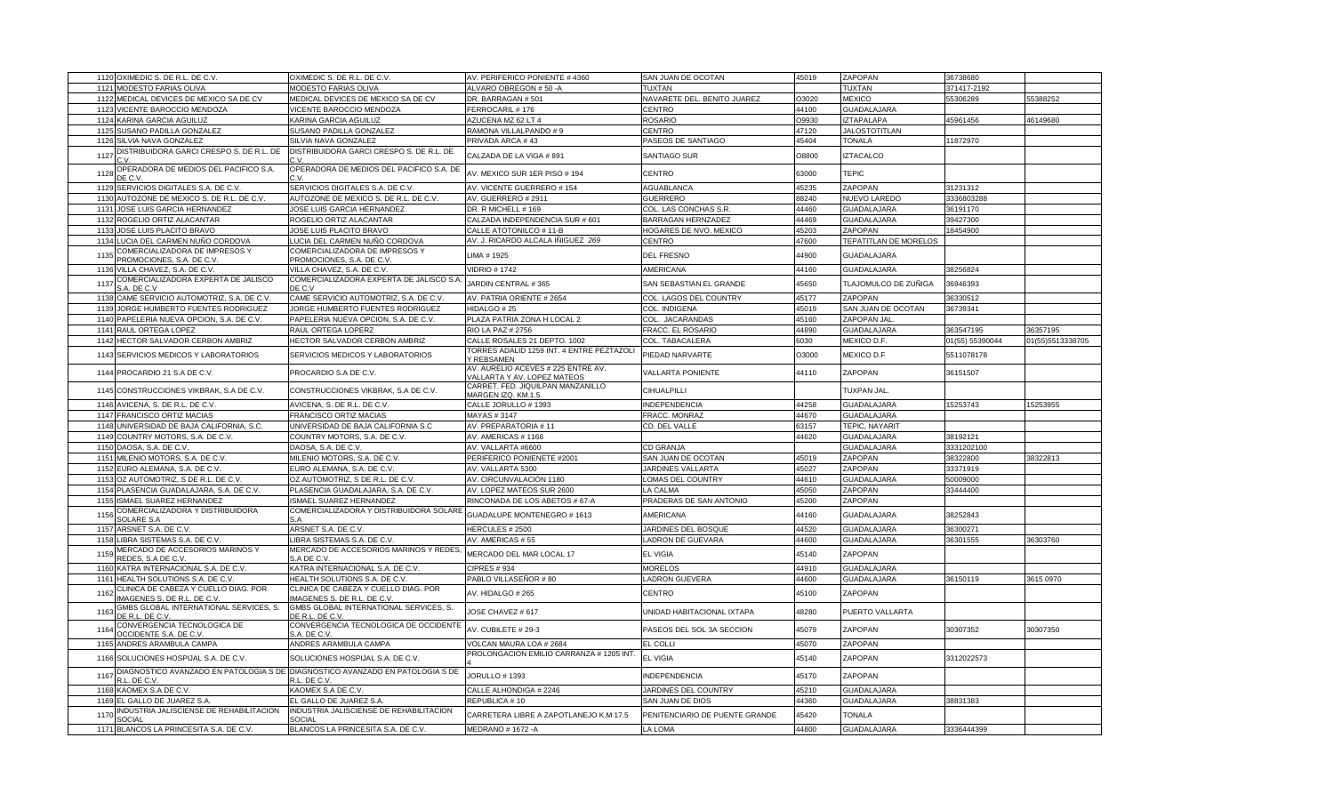| | | | | | | | | |
|---|---|---|---|---|---|---|---|---|
| 1120 | OXIMEDIC S. DE R.L. DE C.V. | OXIMEDIC S. DE R.L. DE C.V. | AV. PERIFERICO PONIENTE # 4360 | SAN JUAN DE OCOTAN | 45019 | ZAPOPAN | 36738680 | |
| 1121 | MODESTO FARIAS OLIVA | MODESTO FARIAS OLIVA | ALVARO OBREGON # 50 -A | TUXTAN | | TUXTAN | 371417-2192 | |
| 1122 | MEDICAL DEVICES DE MEXICO SA DE CV | MEDICAL DEVICES DE MEXICO SA DE CV | DR. BARRAGAN # 501 | NAVARETE DEL. BENITO JUAREZ | O3020 | MEXICO | 55306289 | 55388252 |
| 1123 | VICENTE BAROCCIO MENDOZA | VICENTE BAROCCIO MENDOZA | FERROCARIL # 176 | CENTRO | 44100 | GUADALAJARA | | |
| 1124 | KARINA GARCIA AGUILUZ | KARINA GARCIA AGUILUZ | AZUCENA MZ 62 LT 4 | ROSARIO | O9930 | IZTAPALAPA | 45961456 | 46149680 |
| 1125 | SUSANO PADILLA GONZALEZ | SUSANO PADILLA GONZALEZ | RAMONA VILLALPANDO # 9 | CENTRO | 47120 | JALOSTOTITLAN | | |
| 1126 | SILVIA NAVA GONZALEZ | SILVIA NAVA GONZALEZ | PRIVADA ARCA # 43 | PASEOS DE SANTIAGO | 45404 | TONALA | 11872970 | |
| 1127 | DISTRIBUIDORA GARCI CRESPO S. DE R.L. DE C.V. | DISTRIBUIDORA GARCI CRESPO S. DE R.L. DE C.V. | CALZADA DE LA VIGA # 891 | SANTIAGO SUR | O8800 | IZTACALCO | | |
| 1128 | OPERADORA DE MEDIOS DEL PACIFICO S.A. DE C.V. | OPERADORA DE MEDIOS DEL PACIFICO S.A. DE C.V. | AV. MEXICO SUR 1ER PISO # 194 | CENTRO | 63000 | TEPIC | | |
| 1129 | SERVICIOS DIGITALES S.A. DE C.V. | SERVICIOS DIGITALES S.A. DE C.V. | AV. VICENTE GUERRERO # 154 | AGUABLANCA | 45235 | ZAPOPAN | 31231312 | |
| 1130 | AUTOZONE DE MEXICO S. DE R.L. DE C.V. | AUTOZONE DE MEXICO S. DE R.L. DE C.V. | AV. GUERRERO # 2911 | GUERRERO | 88240 | NUEVO LAREDO | 3336803288 | |
| 1131 | JOSE LUIS GARCIA HERNANDEZ | JOSE LUIS GARCIA HERNANDEZ | DR. R MICHELL # 169 | COL. LAS CONCHAS S.R. | 44460 | GUADALAJARA | 36191170 | |
| 1132 | ROGELIO ORTIZ ALACANTAR | ROGELIO ORTIZ ALACANTAR | CALZADA INDEPENDENCIA SUR # 601 | BARRAGAN HERNZADEZ | 44469 | GUADALAJARA | 39427300 | |
| 1133 | JOSE LUIS PLACITO BRAVO | JOSE LUIS PLACITO BRAVO | CALLE ATOTONILCO # 11-B | HOGARES DE NVO. MEXICO | 45203 | ZAPOPAN | 18454900 | |
| 1134 | LUCIA DEL CARMEN NUÑO CORDOVA | LUCIA DEL CARMEN NUÑO CORDOVA | AV. J. RICARDO ALCALA IÑIGUEZ 269 | CENTRO | 47600 | TEPATITLAN DE MORELOS | | |
| 1135 | COMERCIALIZADORA DE IMPRESOS Y PROMOCIONES, S.A. DE C.V. | COMERCIALIZADORA DE IMPRESOS Y PROMOCIONES, S.A. DE C.V. | LIMA # 1925 | DEL FRESNO | 44900 | GUADALAJARA | | |
| 1136 | VILLA CHAVEZ, S.A. DE C.V. | VILLA CHAVEZ, S.A. DE C.V. | VIDRIO # 1742 | AMERICANA | 44160 | GUADALAJARA | 38256824 | |
| 1137 | COMERCIALIZADORA EXPERTA DE JALISCO S.A. DE C.V | COMERCIALIZADORA EXPERTA DE JALISCO S.A. DE C.V | JARDIN CENTRAL # 365 | SAN SEBASTIAN EL GRANDE | 45650 | TLAJOMULCO DE ZUÑIGA | 36946393 | |
| 1138 | CAME SERVICIO AUTOMOTRIZ, S.A. DE C.V. | CAME SERVICIO AUTOMOTRIZ, S.A. DE C.V. | AV. PATRIA ORIENTE # 2654 | COL. LAGOS DEL COUNTRY | 45177 | ZAPOPAN | 36330512 | |
| 1139 | JORGE HUMBERTO FUENTES RODRIGUEZ | JORGE HUMBERTO FUENTES RODRIGUEZ | HIDALGO # 25 | COL. INDIGENA | 45019 | SAN JUAN DE OCOTAN | 36739341 | |
| 1140 | PAPELERIA NUEVA OPCION, S.A. DE C.V. | PAPELERIA NUEVA OPCION, S.A. DE C.V. | PLAZA PATRIA ZONA H LOCAL 2 | COL. JACARANDAS | 45160 | ZAPOPAN JAL. | | |
| 1141 | RAUL ORTEGA LOPEZ | RAUL ORTEGA LOPERZ | RIO LA PAZ # 2756 | FRACC. EL ROSARIO | 44890 | GUADALAJARA | 363547195 | 36357195 |
| 1142 | HECTOR SALVADOR CERBON AMBRIZ | HECTOR SALVADOR CERBON AMBRIZ | CALLE ROSALES 21 DEPTO. 1002 | COL. TABACALERA | 6030 | MEXICO D.F. | 01(55) 55390044 | 01(55)5513338705 |
| 1143 | SERVICIOS MEDICOS Y LABORATORIOS | SERVICIOS MEDICOS Y LABORATORIOS | TORRES ADALID 1259 INT. 4 ENTRE PEZTAZOLI Y REBSAMEN | PIEDAD NARVARTE | O3000 | MEXICO D.F | 5511078178 | |
| 1144 | PROCARDIO 21 S.A DE C.V. | PROCARDIO S.A DE C.V. | AV. AURELIO ACEVES # 225 ENTRE AV. VALLARTA Y AV. LOPEZ MATEOS | VALLARTA PONIENTE | 44110 | ZAPOPAN | 36151507 | |
| 1145 | CONSTRUCCIONES VIKBRAK, S.A DE C.V. | CONSTRUCCIONES VIKBRAK, S.A DE C.V. | CARRET. FED. JIQUILPAN MANZANILLO MARGEN IZQ. KM.1.5 | CIHUALPILLI | | TUXPAN JAL. | | |
| 1146 | AVICENA, S. DE R.L. DE C.V. | AVICENA, S. DE R.L. DE C.V. | CALLE JORULLO # 1393 | INDEPENDENCIA | 44258 | GUADALAJARA | 15253743 | 15253955 |
| 1147 | FRANCISCO ORTIZ MACIAS | FRANCISCO ORTIZ MACIAS | MAYAS # 3147 | FRACC. MONRAZ | 44670 | GUADALAJARA | | |
| 1148 | UNIVERSIDAD DE BAJA CALIFORNIA, S.C. | UNIVERSIDAD DE BAJA CALIFORNIA S.C | AV. PREPARATORIA # 11 | CD. DEL VALLE | 63157 | TEPIC, NAYARIT | | |
| 1149 | COUNTRY MOTORS, S.A. DE C.V. | COUNTRY MOTORS, S.A. DE C.V. | AV. AMERICAS # 1166 | | 44620 | GUADALAJARA | 38192121 | |
| 1150 | DAOSA, S.A. DE C.V. | DAOSA, S.A. DE C.V | AV. VALLARTA #6600 | CD GRANJA | | GUADALAJARA | 3331202100 | |
| 1151 | MILENIO MOTORS, S.A. DE C.V. | MILENIO MOTORS, S.A. DE C.V. | PERIFERICO PONIENETE #2001 | SAN JUAN DE OCOTAN | 45019 | ZAPOPAN | 38322800 | 38322813 |
| 1152 | EURO ALEMANA, S.A. DE C.V. | EURO ALEMANA, S.A. DE C.V. | AV. VALLARTA 5300 | JARDINES VALLARTA | 45027 | ZAPOPAN | 33371919 | |
| 1153 | OZ AUTOMOTRIZ, S DE R.L. DE C.V. | OZ AUTOMOTRIZ, S DE R.L. DE C.V. | AV. CIRCUNVALACIÓN 1180 | LOMAS DEL COUNTRY | 44610 | GUADALAJARA | 50009000 | |
| 1154 | PLASENCIA GUADALAJARA, S.A. DE C.V. | PLASENCIA GUADALAJARA, S.A. DE C.V. | AV. LOPEZ MATEOS SUR 2600 | LA CALMA | 45050 | ZAPOPAN | 33444400 | |
| 1155 | ISMAEL SUAREZ HERNANDEZ | ISMAEL SUAREZ HERNANDEZ | RINCONADA DE LOS ABETOS # 67-A | PRADERAS DE SAN ANTONIO | 45200 | ZAPOPAN | | |
| 1156 | COMERCIALIZADORA Y DISTRIBUIDORA SOLARE S.A | COMERCIALIZADORA Y DISTRIBUIDORA SOLARE S.A | GUADALUPE MONTENEGRO # 1613 | AMERICANA | 44160 | GUADALAJARA | 38252843 | |
| 1157 | ARSNET S.A. DE C.V. | ARSNET S.A. DE C.V. | HERCULES # 2500 | JARDINES DEL BOSQUE | 44520 | GUADALAJARA | 36300271 | |
| 1158 | LIBRA SISTEMAS S.A. DE C.V. | LIBRA SISTEMAS S.A. DE C.V. | AV. AMERICAS # 55 | LADRON DE GUEVARA | 44600 | GUADALAJARA | 36301555 | 36303760 |
| 1159 | MERCADO DE ACCESORIOS MARINOS Y REDES, S.A DE C.V. | MERCADO DE ACCESORIOS MARINOS Y REDES, S.A DE C.V. | MERCADO DEL MAR LOCAL 17 | EL VIGIA | 45140 | ZAPOPAN | | |
| 1160 | KATRA INTERNACIONAL S.A. DE C.V. | KATRA INTERNACIONAL S.A. DE C.V. | CIPRES # 934 | MORELOS | 44910 | GUADALAJARA | | |
| 1161 | HEALTH SOLUTIONS S.A. DE C.V. | HEALTH SOLUTIONS S.A. DE C.V. | PABLO VILLASEÑOR # 80 | LADRON GUEVERA | 44600 | GUADALAJARA | 36150119 | 3615 0970 |
| 1162 | CLINICA DE CABEZA Y CUELLO DIAG. POR IMAGENES S. DE R.L. DE C.V. | CLINICA DE CABEZA Y CUELLO DIAG. POR IMAGENES S. DE R.L. DE C.V. | AV. HIDALGO # 265 | CENTRO | 45100 | ZAPOPAN | | |
| 1163 | GMBS GLOBAL INTERNATIONAL SERVICES, S. DE R.L. DE C.V. | GMBS GLOBAL INTERNATIONAL SERVICES, S. DE R.L. DE C.V. | JOSE CHAVEZ # 617 | UNIDAD HABITACIONAL IXTAPA | 48280 | PUERTO VALLARTA | | |
| 1164 | CONVERGENCIA TECNOLOGICA DE OCCIDENTE S.A. DE C.V. | CONVERGENCIA TECNOLOGICA DE OCCIDENTE S.A. DE C.V. | AV. CUBILETE # 29-3 | PASEOS DEL SOL 3A SECCION | 45079 | ZAPOPAN | 30307352 | 30307350 |
| 1165 | ANDRES ARAMBULA CAMPA | ANDRES ARAMBULA CAMPA | VOLCAN MAURA LOA # 2684 | EL COLLI | 45070 | ZAPOPAN | | |
| 1166 | SOLUCIONES HOSPIJAL S.A. DE C.V. | SOLUCIONES HOSPIJAL S.A. DE C.V. | PROLONGACION EMILIO CARRANZA # 1205 INT. 4 | EL VIGIA | 45140 | ZAPOPAN | 3312022573 | |
| 1167 | DIAGNOSTICO AVANZADO EN PATOLOGIA S DE R.L. DE C.V. | DIAGNOSTICO AVANZADO EN PATOLOGIA S DE R.L. DE C.V. | JORULLO # 1393 | INDEPENDENCIA | 45170 | ZAPOPAN | | |
| 1168 | KAOMEX S.A DE C.V. | KAOMEX S.A DE C.V. | CALLE ALHONDIGA # 2246 | JARDINES DEL COUNTRY | 45210 | GUADALAJARA | | |
| 1169 | EL GALLO DE JUAREZ S.A. | EL GALLO DE JUAREZ S.A. | REPUBLICA # 10 | SAN JUAN DE DIOS | 44360 | GUADALAJARA | 38831383 | |
| 1170 | INDUSTRIA JALISCIENSE DE REHABILITACION SOCIAL | INDUSTRIA JALISCIENSE DE REHABILITACION SOCIAL | CARRETERA LIBRE A ZAPOTLANEJO K.M 17.5 | PENITENCIARIO DE PUENTE GRANDE | 45420 | TONALA | | |
| 1171 | BLANCOS LA PRINCESITA S.A. DE C.V. | BLANCOS LA PRINCESITA S.A. DE C.V. | MEDRANO # 1672 -A | LA LOMA | 44800 | GUADALAJARA | 3336444399 | |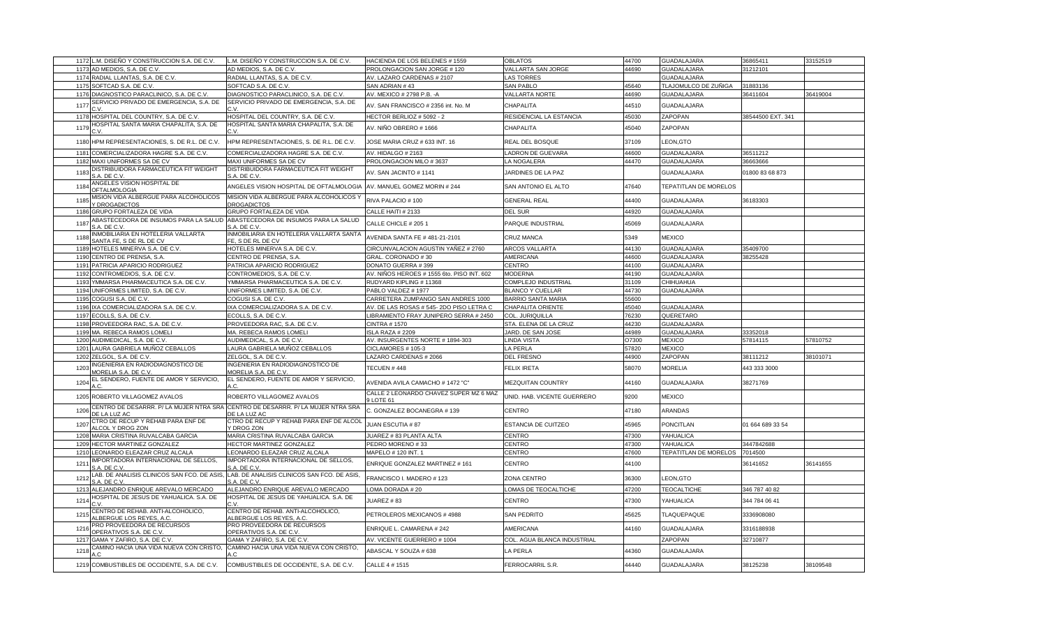| | | | | | | | | |
|---|---|---|---|---|---|---|---|---|
| 1172 | L.M. DISEÑO Y CONSTRUCCION S.A. DE C.V. | L.M. DISEÑO Y CONSTRUCCION S.A. DE C.V. | HACIENDA DE LOS BELENES # 1559 | OBLATOS | 44700 | GUADALAJARA | 36865411 | 33152519 |
| 1173 | AD MEDIOS, S.A. DE C.V. | AD MEDIOS, S.A. DE C.V. | PROLONGACION SAN JORGE # 120 | VALLARTA SAN JORGE | 44690 | GUADALAJARA | 31212101 | |
| 1174 | RADIAL LLANTAS, S.A. DE C.V. | RADIAL LLANTAS, S.A. DE C.V. | AV. LAZARO CARDENAS # 2107 | LAS TORRES | | GUADALAJARA | | |
| 1175 | SOFTCAD S.A. DE C.V. | SOFTCAD S.A. DE C.V. | SAN ADRIAN # 43 | SAN PABLO | 45640 | TLAJOMULCO DE ZUÑIGA | 31883136 | |
| 1176 | DIAGNOSTICO PARACLINICO, S.A. DE C.V. | DIAGNOSTICO PARACLINICO, S.A. DE C.V. | AV. MEXICO # 2798 P.B. -A | VALLARTA NORTE | 44690 | GUADALAJARA | 36411604 | 36419004 |
| 1177 | SERVICIO PRIVADO DE EMERGENCIA, S.A. DE C.V. | SERVICIO PRIVADO DE EMERGENCIA, S.A. DE C.V. | AV. SAN FRANCISCO # 2356 int. No. M | CHAPALITA | 44510 | GUADALAJARA | | |
| 1178 | HOSPITAL DEL COUNTRY, S.A. DE C.V. | HOSPITAL DEL COUNTRY, S.A. DE C.V. | HECTOR BERLIOZ # 5092 - 2 | RESIDENCIAL LA ESTANCIA | 45030 | ZAPOPAN | 38544500 EXT. 341 | |
| 1179 | HOSPITAL SANTA MARIA CHAPALITA, S.A. DE C.V. | HOSPITAL SANTA MARIA CHAPALITA, S.A. DE C.V. | AV. NIÑO OBRERO # 1666 | CHAPALITA | 45040 | ZAPOPAN | | |
| 1180 | HPM REPRESENTACIONES, S. DE R.L. DE C.V. | HPM REPRESENTACIONES, S. DE R.L. DE C.V. | JOSE MARIA CRUZ # 633 INT. 16 | REAL DEL BOSQUE | 37109 | LEON,GTO | | |
| 1181 | COMERCIALIZADORA HAGRE S.A. DE C.V. | COMERCIALIZADORA HAGRE S.A. DE C.V. | AV. HIDALGO # 2163 | LADRON DE GUEVARA | 44600 | GUADALAJARA | 36511212 | |
| 1182 | MAXI UNIFORMES SA DE CV | MAXI UNIFORMES SA DE CV | PROLONGACION MILO # 3637 | LA NOGALERA | 44470 | GUADALAJARA | 36663666 | |
| 1183 | DISTRIBUIDORA FARMACEUTICA FIT WEIGHT S.A. DE C.V. | DISTRIBUIDORA FARMACEUTICA FIT WEIGHT S.A. DE C.V. | AV. SAN JACINTO # 1141 | JARDINES DE LA PAZ | | GUADALAJARA | 01800 83 68 873 | |
| 1184 | ANGELES VISION HOSPITAL DE OFTALMOLOGIA | ANGELES VISION HOSPITAL DE OFTALMOLOGIA | AV. MANUEL GOMEZ MORIN # 244 | SAN ANTONIO EL ALTO | 47640 | TEPATITLAN DE MORELOS | | |
| 1185 | MISION VIDA ALBERGUE PARA ALCOHOLICOS Y DROGADICTOS | MISION VIDA ALBERGUE PARA ALCOHOLICOS Y DROGADICTOS | RIVA PALACIO # 100 | GENERAL REAL | 44400 | GUADALAJARA | 36183303 | |
| 1186 | GRUPO FORTALEZA DE VIDA | GRUPO FORTALEZA DE VIDA | CALLE HAITI # 2133 | DEL SUR | 44920 | GUADALAJARA | | |
| 1187 | ABASTECEDORA DE INSUMOS PARA LA SALUD S.A. DE C.V. | ABASTECEDORA DE INSUMOS PARA LA SALUD S.A. DE C.V. | CALLE CHICLE # 205 1 | PARQUE INDUSTRIAL | 45069 | GUADALAJARA | | |
| 1188 | INMOBILIARIA EN HOTELERIA VALLARTA SANTA FE, S DE RL DE CV | INMOBILIARIA EN HOTELERIA VALLARTA SANTA FE, S DE RL DE CV | AVENIDA SANTA FE # 481-21-2101 | CRUZ MANCA | 5349 | MEXICO | | |
| 1189 | HOTELES MINERVA S.A. DE C.V. | HOTELES MINERVA S.A. DE C.V. | CIRCUNVALACION AGUSTIN YAÑEZ # 2760 | ARCOS VALLARTA | 44130 | GUADALAJARA | 35409700 | |
| 1190 | CENTRO DE PRENSA, S.A. | CENTRO DE PRENSA, S.A. | GRAL. CORONADO # 30 | AMERICANA | 44600 | GUADALAJARA | 38255428 | |
| 1191 | PATRICIA APARICIO RODRIGUEZ | PATRICIA APARICIO RODRIGUEZ | DONATO GUERRA # 399 | CENTRO | 44100 | GUADALAJARA | | |
| 1192 | CONTROMEDIOS, S.A. DE C.V. | CONTROMEDIOS, S.A. DE C.V. | AV. NIÑOS HEROES # 1555 6to. PISO INT. 602 | MODERNA | 44190 | GUADALAJARA | | |
| 1193 | YMMARSA PHARMACEUTICA S.A. DE C.V. | YMMARSA PHARMACEUTICA S.A. DE C.V. | RUDYARD KIPLING # 11368 | COMPLEJO INDUSTRIAL | 31109 | CHIHUAHUA | | |
| 1194 | UNIFORMES LIMITED, S.A. DE C.V. | UNIFORMES LIMITED, S.A. DE C.V. | PABLO VALDEZ # 1977 | BLANCO Y CUELLAR | 44730 | GUADALAJARA | | |
| 1195 | COGUSI S.A. DE C.V. | COGUSI S.A. DE C.V. | CARRETERA ZUMPANGO SAN ANDRES 1000 | BARRIO SANTA MARIA | 55600 | | | |
| 1196 | IXA COMERCIALIZADORA S.A. DE C.V. | IXA COMERCIALIZADORA S.A. DE C.V. | AV. DE LAS ROSAS # 545- 2DO PISO LETRA C | CHAPALITA ORIENTE | 45040 | GUADALAJARA | | |
| 1197 | ECOLLS, S.A. DE C.V. | ECOLLS, S.A. DE C.V. | LIBRAMIENTO FRAY JUNIPERO SERRA # 2450 | COL. JURIQUILLA | 76230 | QUERETARO | | |
| 1198 | PROVEEDORA RAC, S.A. DE C.V. | PROVEEDORA RAC, S.A. DE C.V. | CINTRA # 1570 | STA. ELENA DE LA CRUZ | 44230 | GUADALAJARA | | |
| 1199 | MA. REBECA RAMOS LOMELI | MA. REBECA RAMOS LOMELI | ISLA RAZA # 2209 | JARD. DE SAN JOSE | 44989 | GUADALAJARA | 33352018 | |
| 1200 | AUDIMEDICAL, S.A. DE C.V. | AUDIMEDICAL, S.A. DE C.V. | AV. INSURGENTES NORTE # 1894-303 | LINDA VISTA | O7300 | MEXICO | 57814115 | 57810752 |
| 1201 | LAURA GABRIELA MUÑOZ CEBALLOS | LAURA GABRIELA MUÑOZ CEBALLOS | CICLAMORES # 105-3 | LA PERLA | 57820 | MEXICO | | |
| 1202 | ZELGOL, S.A. DE C.V. | ZELGOL, S.A. DE C.V. | LAZARO CARDENAS # 2066 | DEL FRESNO | 44900 | ZAPOPAN | 38111212 | 38101071 |
| 1203 | INGENIERIA EN RADIODIAGNOSTICO DE MORELIA S.A. DE C.V. | INGENIERIA EN RADIODIAGNOSTICO DE MORELIA S.A. DE C.V. | TECUEN # 448 | FELIX IRETA | 58070 | MORELIA | 443 333 3000 | |
| 1204 | EL SENDERO, FUENTE DE AMOR Y SERVICIO, A.C. | EL SENDERO, FUENTE DE AMOR Y SERVICIO, A.C. | AVENIDA AVILA CAMACHO # 1472 "C" | MEZQUITAN COUNTRY | 44160 | GUADALAJARA | 38271769 | |
| 1205 | ROBERTO VILLAGOMEZ AVALOS | ROBERTO VILLAGOMEZ AVALOS | CALLE 2 LEONARDO CHAVEZ SUPER MZ 6 MAZ 9 LOTE 61 | UNID. HAB. VICENTE GUERRERO | 9200 | MEXICO | | |
| 1206 | CENTRO DE DESARRR. P/ LA MUJER NTRA SRA DE LA LUZ AC | CENTRO DE DESARRR. P/ LA MUJER NTRA SRA DE LA LUZ AC | C. GONZALEZ BOCANEGRA # 139 | CENTRO | 47180 | ARANDAS | | |
| 1207 | CTRO DE RECUP Y REHAB PARA ENF DE ALCOL Y DROG ZON | CTRO DE RECUP Y REHAB PARA ENF DE ALCOL Y DROG ZON | JUAN ESCUTIA # 87 | ESTANCIA DE CUITZEO | 45965 | PONCITLAN | 01 664 689 33 54 | |
| 1208 | MARIA CRISTINA RUVALCABA GARCIA | MARIA CRISTINA RUVALCABA GARCIA | JUAREZ # 83 PLANTA ALTA | CENTRO | 47300 | YAHUALICA | | |
| 1209 | HECTOR MARTINEZ GONZALEZ | HECTOR MARTINEZ GONZALEZ | PEDRO MORENO # 33 | CENTRO | 47300 | YAHUALICA | 3447842688 | |
| 1210 | LEONARDO ELEAZAR CRUZ ALCALA | LEONARDO ELEAZAR CRUZ ALCALA | MAPELO # 120 INT. 1 | CENTRO | 47600 | TEPATITLAN DE MORELOS | 7014500 | |
| 1211 | IMPORTADORA INTERNACIONAL DE SELLOS, S.A. DE C.V. | IMPORTADORA INTERNACIONAL DE SELLOS, S.A. DE C.V. | ENRIQUE GONZALEZ MARTINEZ # 161 | CENTRO | 44100 | | 36141652 | 36141655 |
| 1212 | LAB. DE ANALISIS CLINICOS SAN FCO. DE ASIS, S.A. DE C.V. | LAB. DE ANALISIS CLINICOS SAN FCO. DE ASIS, S.A. DE C.V. | FRANCISCO I. MADERO # 123 | ZONA CENTRO | 36300 | LEON,GTO | | |
| 1213 | ALEJANDRO ENRIQUE AREVALO MERCADO | ALEJANDRO ENRIQUE AREVALO MERCADO | LOMA DORADA # 20 | LOMAS DE TEOCALTICHE | 47200 | TEOCALTICHE | 346 787 40 82 | |
| 1214 | HOSPITAL DE JESUS DE YAHUALICA. S.A. DE C.V. | HOSPITAL DE JESUS DE YAHUALICA. S.A. DE C.V. | JUAREZ # 83 | CENTRO | 47300 | YAHUALICA | 344 784 06 41 | |
| 1215 | CENTRO DE REHAB. ANTI-ALCOHOLICO, ALBERGUE LOS REYES, A.C. | CENTRO DE REHAB. ANTI-ALCOHOLICO, ALBERGUE LOS REYES, A.C. | PETROLEROS MEXICANOS # 4988 | SAN PEDRITO | 45625 | TLAQUEPAQUE | 3336908080 | |
| 1216 | PRO PROVEEDORA DE RECURSOS OPERATIVOS S.A. DE C.V. | PRO PROVEEDORA DE RECURSOS OPERATIVOS S.A. DE C.V. | ENRIQUE L. CAMARENA # 242 | AMERICANA | 44160 | GUADALAJARA | 3316188938 | |
| 1217 | GAMA Y ZAFIRO, S.A. DE C.V. | GAMA Y ZAFIRO, S.A. DE C.V. | AV. VICENTE GUERRERO # 1004 | COL. AGUA BLANCA INDUSTRIAL | | ZAPOPAN | 32710877 | |
| 1218 | CAMINO HACIA UNA VIDA NUEVA CON CRISTO, A.C | CAMINO HACIA UNA VIDA NUEVA CON CRISTO, A.C | ABASCAL Y SOUZA # 638 | LA PERLA | 44360 | GUADALAJARA | | |
| 1219 | COMBUSTIBLES DE OCCIDENTE, S.A. DE C.V. | COMBUSTIBLES DE OCCIDENTE, S.A. DE C.V. | CALLE 4 # 1515 | FERROCARRIL S.R. | 44440 | GUADALAJARA | 38125238 | 38109548 |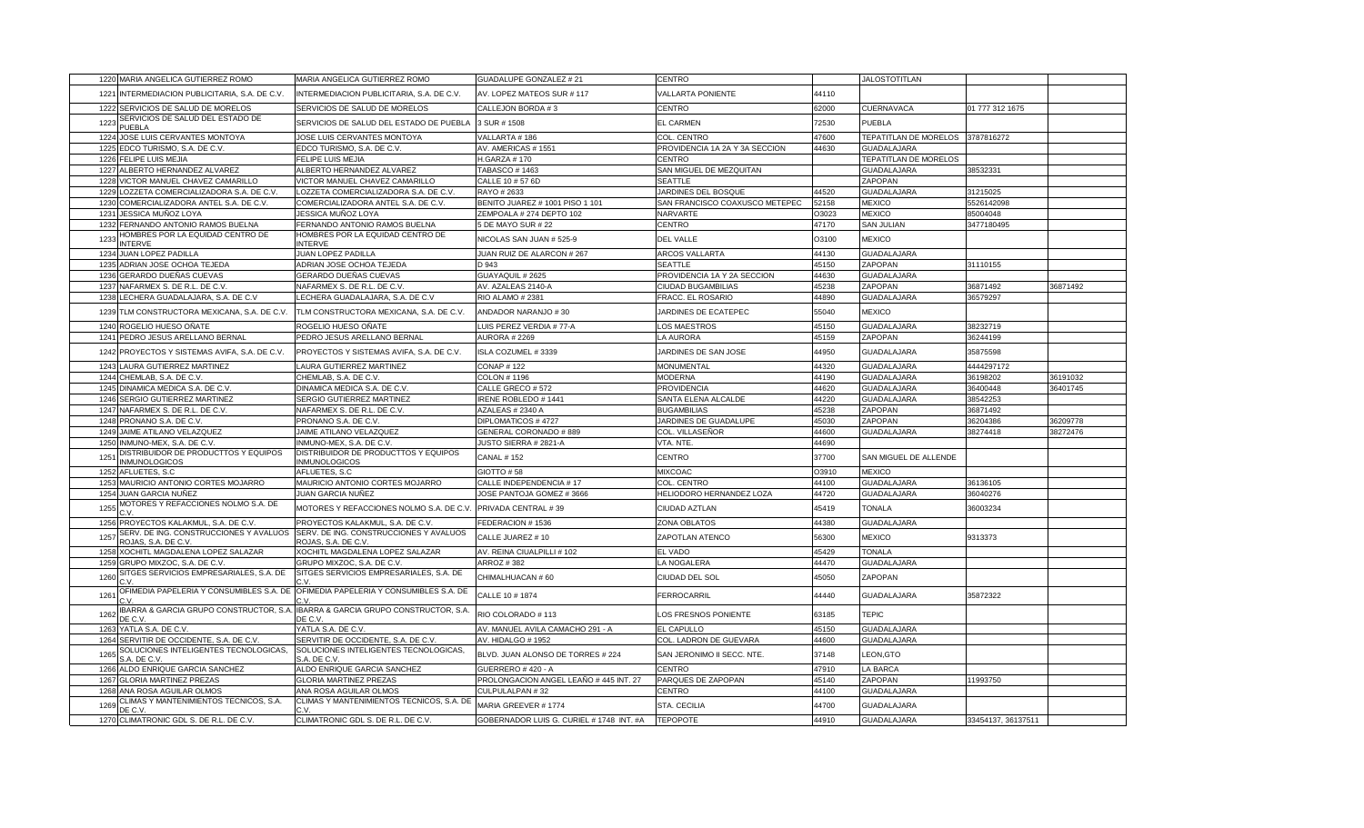| | | | | | | | | |
|---|---|---|---|---|---|---|---|---|
| 1220 | MARIA ANGELICA GUTIERREZ ROMO | MARIA ANGELICA GUTIERREZ ROMO | GUADALUPE GONZALEZ # 21 | CENTRO | | JALOSTOTITLAN | | |
| 1221 | INTERMEDIACION PUBLICITARIA, S.A. DE C.V. | INTERMEDIACION PUBLICITARIA, S.A. DE C.V. | AV. LOPEZ MATEOS SUR # 117 | VALLARTA PONIENTE | 44110 | | | |
| 1222 | SERVICIOS DE SALUD DE MORELOS | SERVICIOS DE SALUD DE MORELOS | CALLEJON BORDA # 3 | CENTRO | 62000 | CUERNAVACA | 01 777 312 1675 | |
| 1223 | SERVICIOS DE SALUD DEL ESTADO DE PUEBLA | SERVICIOS DE SALUD DEL ESTADO DE PUEBLA | 3 SUR # 1508 | EL CARMEN | 72530 | PUEBLA | | |
| 1224 | JOSE LUIS CERVANTES MONTOYA | JOSE LUIS CERVANTES MONTOYA | VALLARTA # 186 | COL. CENTRO | 47600 | TEPATITLAN DE MORELOS | 3787816272 | |
| 1225 | EDCO TURISMO, S.A. DE C.V. | EDCO TURISMO, S.A. DE C.V. | AV. AMERICAS # 1551 | PROVIDENCIA 1A 2A Y 3A SECCION | 44630 | GUADALAJARA | | |
| 1226 | FELIPE LUIS MEJIA | FELIPE LUIS MEJIA | H.GARZA # 170 | CENTRO | | TEPATITLAN DE MORELOS | | |
| 1227 | ALBERTO HERNANDEZ ALVAREZ | ALBERTO HERNANDEZ ALVAREZ | TABASCO # 1463 | SAN MIGUEL DE MEZQUITAN | | GUADALAJARA | 38532331 | |
| 1228 | VICTOR MANUEL CHAVEZ CAMARILLO | VICTOR MANUEL CHAVEZ CAMARILLO | CALLE 10 # 57 6D | SEATTLE | | ZAPOPAN | | |
| 1229 | LOZZETA COMERCIALIZADORA S.A. DE C.V. | LOZZETA COMERCIALIZADORA S.A. DE C.V. | RAYO # 2633 | JARDINES DEL BOSQUE | 44520 | GUADALAJARA | 31215025 | |
| 1230 | COMERCIALIZADORA ANTEL S.A. DE C.V. | COMERCIALIZADORA ANTEL S.A. DE C.V. | BENITO JUAREZ # 1001 PISO 1 101 | SAN FRANCISCO COAXUSCO METEPEC | 52158 | MEXICO | 5526142098 | |
| 1231 | JESSICA MUÑOZ LOYA | JESSICA MUÑOZ LOYA | ZEMPOALA # 274 DEPTO 102 | NARVARTE | O3023 | MEXICO | 85004048 | |
| 1232 | FERNANDO ANTONIO RAMOS BUELNA | FERNANDO ANTONIO RAMOS BUELNA | 5 DE MAYO SUR # 22 | CENTRO | 47170 | SAN JULIAN | 3477180495 | |
| 1233 | HOMBRES POR LA EQUIDAD CENTRO DE INTERVE | HOMBRES POR LA EQUIDAD CENTRO DE INTERVE | NICOLAS SAN JUAN # 525-9 | DEL VALLE | O3100 | MEXICO | | |
| 1234 | JUAN LOPEZ PADILLA | JUAN LOPEZ PADILLA | JUAN RUIZ DE ALARCON # 267 | ARCOS VALLARTA | 44130 | GUADALAJARA | | |
| 1235 | ADRIAN JOSE OCHOA TEJEDA | ADRIAN JOSE OCHOA TEJEDA | D 943 | SEATTLE | 45150 | ZAPOPAN | 31110155 | |
| 1236 | GERARDO DUEÑAS CUEVAS | GERARDO DUEÑAS CUEVAS | GUAYAQUIL # 2625 | PROVIDENCIA 1A Y 2A SECCION | 44630 | GUADALAJARA | | |
| 1237 | NAFARMEX S. DE R.L. DE C.V. | NAFARMEX S. DE R.L. DE C.V. | AV. AZALEAS 2140-A | CIUDAD BUGAMBILIAS | 45238 | ZAPOPAN | 36871492 | 36871492 |
| 1238 | LECHERA GUADALAJARA, S.A. DE C.V | LECHERA GUADALAJARA, S.A. DE C.V | RIO ALAMO # 2381 | FRACC. EL ROSARIO | 44890 | GUADALAJARA | 36579297 | |
| 1239 | TLM CONSTRUCTORA MEXICANA, S.A. DE C.V. | TLM CONSTRUCTORA MEXICANA, S.A. DE C.V. | ANDADOR NARANJO # 30 | JARDINES DE ECATEPEC | 55040 | MEXICO | | |
| 1240 | ROGELIO HUESO OÑATE | ROGELIO HUESO OÑATE | LUIS PEREZ VERDIA # 77-A | LOS MAESTROS | 45150 | GUADALAJARA | 38232719 | |
| 1241 | PEDRO JESUS ARELLANO BERNAL | PEDRO JESUS ARELLANO BERNAL | AURORA # 2269 | LA AURORA | 45159 | ZAPOPAN | 36244199 | |
| 1242 | PROYECTOS Y SISTEMAS AVIFA, S.A. DE C.V. | PROYECTOS Y SISTEMAS AVIFA, S.A. DE C.V. | ISLA COZUMEL # 3339 | JARDINES DE SAN JOSE | 44950 | GUADALAJARA | 35875598 | |
| 1243 | LAURA GUTIERREZ MARTINEZ | LAURA GUTIERREZ MARTINEZ | CONAP # 122 | MONUMENTAL | 44320 | GUADALAJARA | 4444297172 | |
| 1244 | CHEMLAB, S.A. DE C.V. | CHEMLAB, S.A. DE C.V. | COLON # 1196 | MODERNA | 44190 | GUADALAJARA | 36198202 | 36191032 |
| 1245 | DINAMICA MEDICA S.A. DE C.V. | DINAMICA MEDICA S.A. DE C.V. | CALLE GRECO # 572 | PROVIDENCIA | 44620 | GUADALAJARA | 36400448 | 36401745 |
| 1246 | SERGIO GUTIERREZ MARTINEZ | SERGIO GUTIERREZ MARTINEZ | IRENE ROBLEDO # 1441 | SANTA ELENA ALCALDE | 44220 | GUADALAJARA | 38542253 | |
| 1247 | NAFARMEX S. DE R.L. DE C.V. | NAFARMEX S. DE R.L. DE C.V. | AZALEAS # 2340 A | BUGAMBILIAS | 45238 | ZAPOPAN | 36871492 | |
| 1248 | PRONANO S.A. DE C.V. | PRONANO S.A. DE C.V. | DIPLOMATICOS # 4727 | JARDINES DE GUADALUPE | 45030 | ZAPOPAN | 36204386 | 36209778 |
| 1249 | JAIME ATILANO VELAZQUEZ | JAIME ATILANO VELAZQUEZ | GENERAL CORONADO # 889 | COL. VILLASEÑOR | 44600 | GUADALAJARA | 38274418 | 38272476 |
| 1250 | INMUNO-MEX, S.A. DE C.V. | INMUNO-MEX, S.A. DE C.V. | JUSTO SIERRA # 2821-A | VTA. NTE. | 44690 | | | |
| 1251 | DISTRIBUIDOR DE PRODUCTTOS Y EQUIPOS INMUNOLOGICOS | DISTRIBUIDOR DE PRODUCTTOS Y EQUIPOS INMUNOLOGICOS | CANAL # 152 | CENTRO | 37700 | SAN MIGUEL DE ALLENDE | | |
| 1252 | AFLUETES, S.C | AFLUETES, S.C | GIOTTO # 58 | MIXCOAC | O3910 | MEXICO | | |
| 1253 | MAURICIO ANTONIO CORTES MOJARRO | MAURICIO ANTONIO CORTES MOJARRO | CALLE INDEPENDENCIA # 17 | COL. CENTRO | 44100 | GUADALAJARA | 36136105 | |
| 1254 | JUAN GARCIA NUÑEZ | JUAN GARCIA NUÑEZ | JOSE PANTOJA GOMEZ # 3666 | HELIODORO HERNANDEZ LOZA | 44720 | GUADALAJARA | 36040276 | |
| 1255 | MOTORES Y REFACCIONES NOLMO S.A. DE C.V. | MOTORES Y REFACCIONES NOLMO S.A. DE C.V. | PRIVADA CENTRAL # 39 | CIUDAD AZTLAN | 45419 | TONALA | 36003234 | |
| 1256 | PROYECTOS KALAKMUL, S.A. DE C.V. | PROYECTOS KALAKMUL, S.A. DE C.V. | FEDERACION # 1536 | ZONA OBLATOS | 44380 | GUADALAJARA | | |
| 1257 | SERV. DE ING. CONSTRUCCIONES Y AVALUOS ROJAS, S.A. DE C.V. | SERV. DE ING. CONSTRUCCIONES Y AVALUOS ROJAS, S.A. DE C.V. | CALLE JUAREZ # 10 | ZAPOTLAN ATENCO | 56300 | MEXICO | 9313373 | |
| 1258 | XOCHITL MAGDALENA LOPEZ SALAZAR | XOCHITL MAGDALENA LOPEZ SALAZAR | AV. REINA CIUALPILLI # 102 | EL VADO | 45429 | TONALA | | |
| 1259 | GRUPO MIXZOC, S.A. DE C.V. | GRUPO MIXZOC, S.A. DE C.V. | ARROZ # 382 | LA NOGALERA | 44470 | GUADALAJARA | | |
| 1260 | SITGES SERVICIOS EMPRESARIALES, S.A. DE C.V. | SITGES SERVICIOS EMPRESARIALES, S.A. DE C.V. | CHIMALHUACAN # 60 | CIUDAD DEL SOL | 45050 | ZAPOPAN | | |
| 1261 | OFIMEDIA PAPELERIA Y CONSUMIBLES S.A. DE C.V. | OFIMEDIA PAPELERIA Y CONSUMIBLES S.A. DE C.V. | CALLE 10 # 1874 | FERROCARRIL | 44440 | GUADALAJARA | 35872322 | |
| 1262 | IBARRA & GARCIA GRUPO CONSTRUCTOR, S.A. DE C.V. | IBARRA & GARCIA GRUPO CONSTRUCTOR, S.A. DE C.V. | RIO COLORADO # 113 | LOS FRESNOS PONIENTE | 63185 | TEPIC | | |
| 1263 | YATLA S.A. DE C.V. | YATLA S.A. DE C.V. | AV. MANUEL AVILA CAMACHO 291 - A | EL CAPULLO | 45150 | GUADALAJARA | | |
| 1264 | SERVITIR DE OCCIDENTE, S.A. DE C.V. | SERVITIR DE OCCIDENTE, S.A. DE C.V. | AV. HIDALGO # 1952 | COL. LADRON DE GUEVARA | 44600 | GUADALAJARA | | |
| 1265 | SOLUCIONES INTELIGENTES TECNOLOGICAS, S.A. DE C.V. | SOLUCIONES INTELIGENTES TECNOLOGICAS, S.A. DE C.V. | BLVD. JUAN ALONSO DE TORRES # 224 | SAN JERONIMO II SECC. NTE. | 37148 | LEON,GTO | | |
| 1266 | ALDO ENRIQUE GARCIA SANCHEZ | ALDO ENRIQUE GARCIA SANCHEZ | GUERRERO # 420 - A | CENTRO | 47910 | LA BARCA | | |
| 1267 | GLORIA MARTINEZ PREZAS | GLORIA MARTINEZ PREZAS | PROLONGACION ANGEL LEAÑO # 445 INT. 27 | PARQUES DE ZAPOPAN | 45140 | ZAPOPAN | 11993750 | |
| 1268 | ANA ROSA AGUILAR OLMOS | ANA ROSA AGUILAR OLMOS | CULPULALPAN # 32 | CENTRO | 44100 | GUADALAJARA | | |
| 1269 | CLIMAS Y MANTENIMIENTOS TECNICOS, S.A. DE C.V. | CLIMAS Y MANTENIMIENTOS TECNICOS, S.A. DE C.V. | MARIA GREEVER # 1774 | STA. CECILIA | 44700 | GUADALAJARA | | |
| 1270 | CLIMATRONIC GDL S. DE R.L. DE C.V. | CLIMATRONIC GDL S. DE R.L. DE C.V. | GOBERNADOR LUIS G. CURIEL # 1748 INT. #A | TEPOPOTE | 44910 | GUADALAJARA | 33454137, 36137511 | |